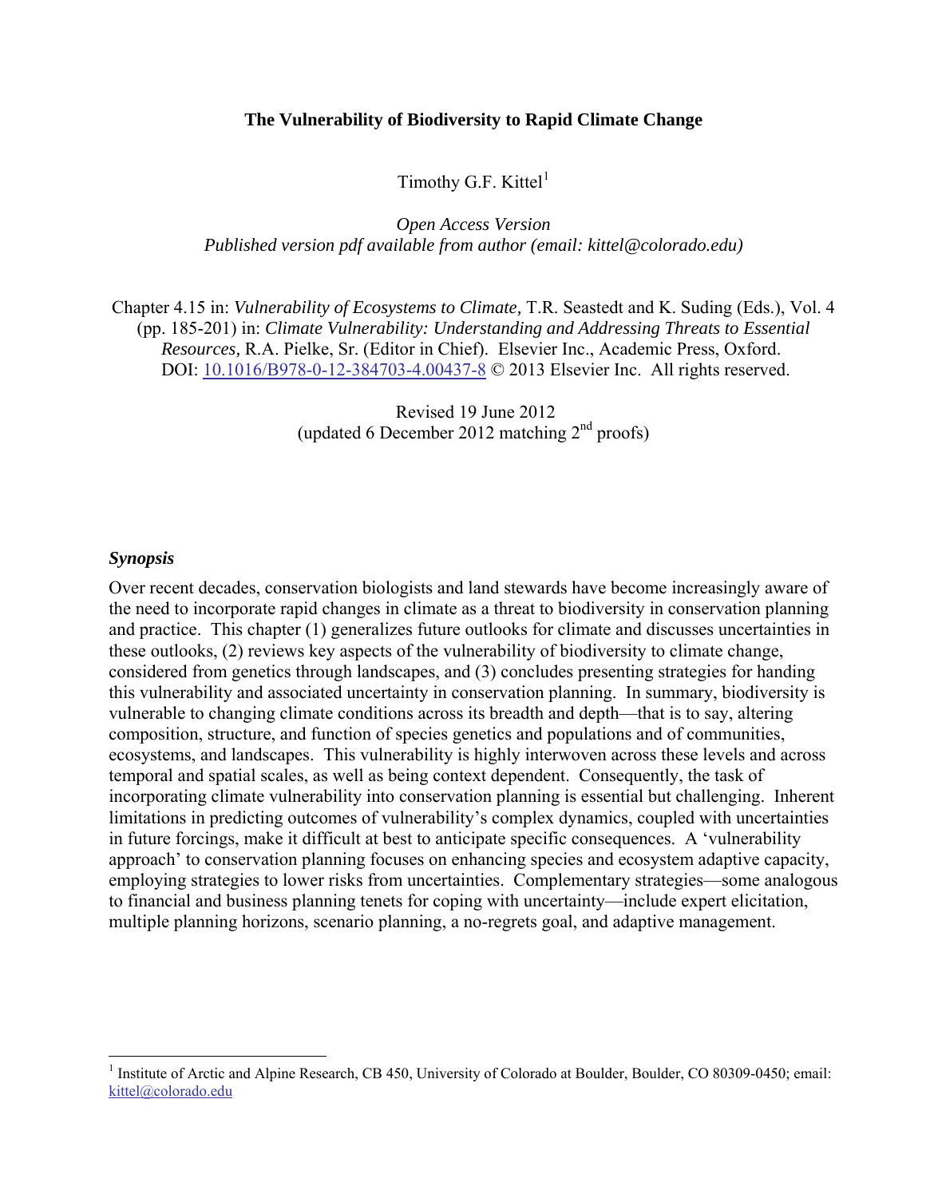# The Vulnerability of Biodiversity to Rapid Climate Change

Timothy G.F. Kittel[1]

*Open Access Version*
*Published version pdf available from author (email: kittel@colorado.edu)*

Chapter 4.15 in: *Vulnerability of Ecosystems to Climate,* T.R. Seastedt and K. Suding (Eds.), Vol. 4 (pp. 185-201) in: *Climate Vulnerability: Understanding and Addressing Threats to Essential Resources,* R.A. Pielke, Sr. (Editor in Chief). Elsevier Inc., Academic Press, Oxford. DOI: 10.1016/B978-0-12-384703-4.00437-8 © 2013 Elsevier Inc. All rights reserved.

Revised 19 June 2012
(updated 6 December 2012 matching 2nd proofs)

### *Synopsis*

Over recent decades, conservation biologists and land stewards have become increasingly aware of the need to incorporate rapid changes in climate as a threat to biodiversity in conservation planning and practice. This chapter (1) generalizes future outlooks for climate and discusses uncertainties in these outlooks, (2) reviews key aspects of the vulnerability of biodiversity to climate change, considered from genetics through landscapes, and (3) concludes presenting strategies for handing this vulnerability and associated uncertainty in conservation planning. In summary, biodiversity is vulnerable to changing climate conditions across its breadth and depth—that is to say, altering composition, structure, and function of species genetics and populations and of communities, ecosystems, and landscapes. This vulnerability is highly interwoven across these levels and across temporal and spatial scales, as well as being context dependent. Consequently, the task of incorporating climate vulnerability into conservation planning is essential but challenging. Inherent limitations in predicting outcomes of vulnerability's complex dynamics, coupled with uncertainties in future forcings, make it difficult at best to anticipate specific consequences. A 'vulnerability approach' to conservation planning focuses on enhancing species and ecosystem adaptive capacity, employing strategies to lower risks from uncertainties. Complementary strategies—some analogous to financial and business planning tenets for coping with uncertainty—include expert elicitation, multiple planning horizons, scenario planning, a no-regrets goal, and adaptive management.

---

[1] Institute of Arctic and Alpine Research, CB 450, University of Colorado at Boulder, Boulder, CO 80309-0450; email: kittel@colorado.edu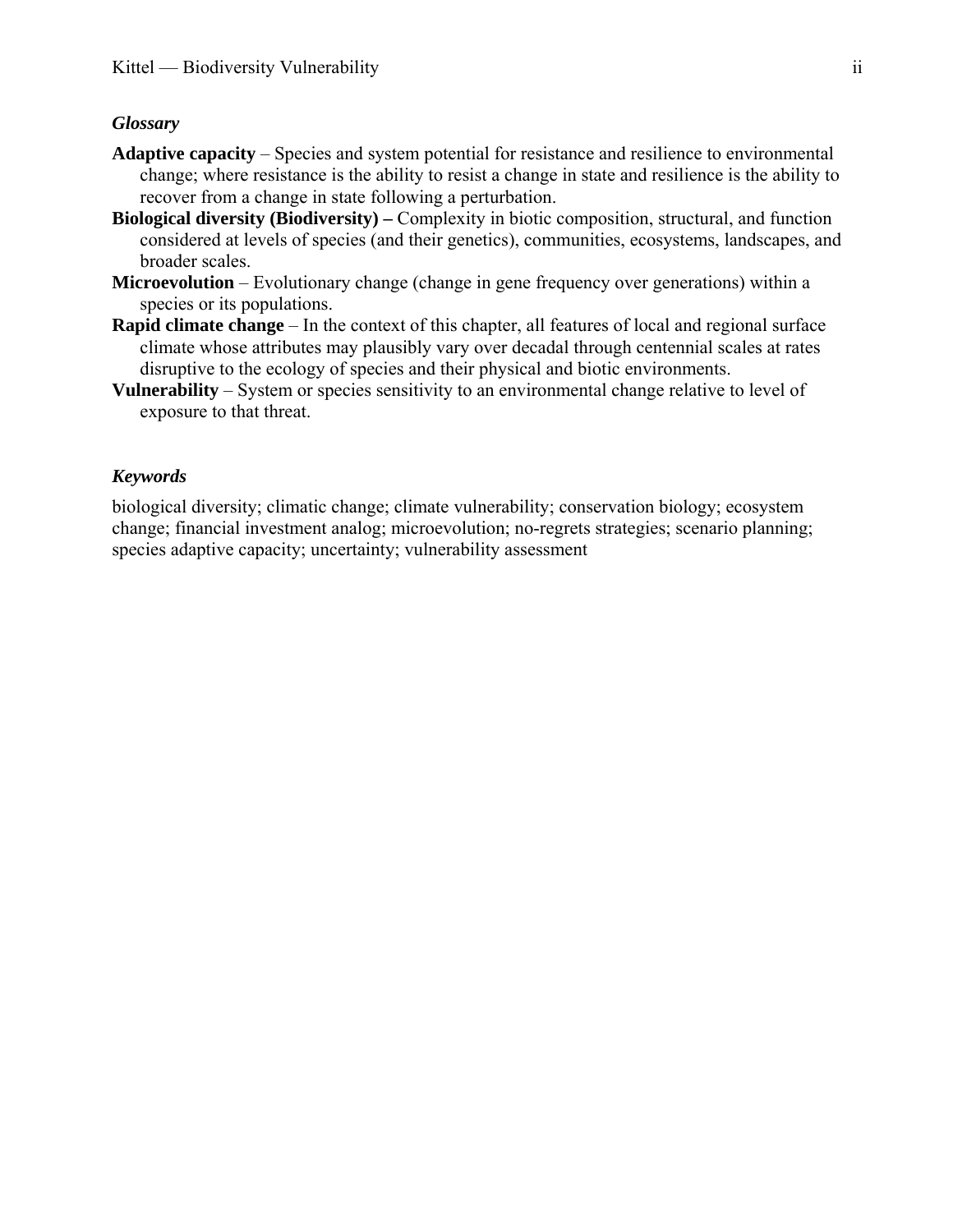### *Glossary*

**Adaptive capacity** – Species and system potential for resistance and resilience to environmental change; where resistance is the ability to resist a change in state and resilience is the ability to recover from a change in state following a perturbation.

**Biological diversity (Biodiversity) –** Complexity in biotic composition, structural, and function considered at levels of species (and their genetics), communities, ecosystems, landscapes, and broader scales.

**Microevolution** – Evolutionary change (change in gene frequency over generations) within a species or its populations.

**Rapid climate change** – In the context of this chapter, all features of local and regional surface climate whose attributes may plausibly vary over decadal through centennial scales at rates disruptive to the ecology of species and their physical and biotic environments.

**Vulnerability** – System or species sensitivity to an environmental change relative to level of exposure to that threat.

### *Keywords*

biological diversity; climatic change; climate vulnerability; conservation biology; ecosystem change; financial investment analog; microevolution; no-regrets strategies; scenario planning; species adaptive capacity; uncertainty; vulnerability assessment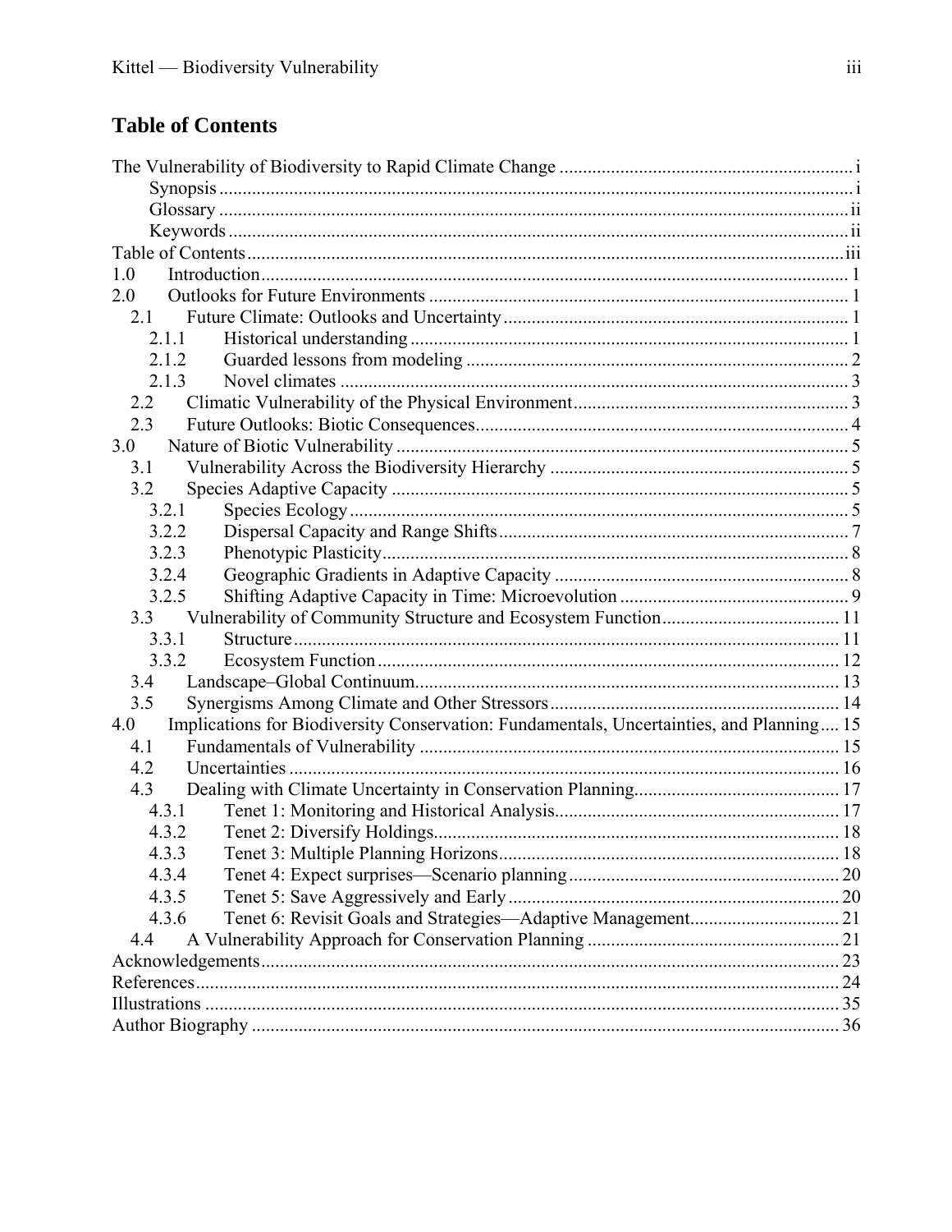## Table of Contents

The Vulnerability of Biodiversity to Rapid Climate Change ........ i
- Synopsis ........ i
- Glossary ........ ii
- Keywords ........ ii

Table of Contents ........ iii

1.0 Introduction ........ 1

2.0 Outlooks for Future Environments ........ 1
- 2.1 Future Climate: Outlooks and Uncertainty ........ 1
  - 2.1.1 Historical understanding ........ 1
  - 2.1.2 Guarded lessons from modeling ........ 2
  - 2.1.3 Novel climates ........ 3
- 2.2 Climatic Vulnerability of the Physical Environment ........ 3
- 2.3 Future Outlooks: Biotic Consequences ........ 4

3.0 Nature of Biotic Vulnerability ........ 5
- 3.1 Vulnerability Across the Biodiversity Hierarchy ........ 5
- 3.2 Species Adaptive Capacity ........ 5
  - 3.2.1 Species Ecology ........ 5
  - 3.2.2 Dispersal Capacity and Range Shifts ........ 7
  - 3.2.3 Phenotypic Plasticity ........ 8
  - 3.2.4 Geographic Gradients in Adaptive Capacity ........ 8
  - 3.2.5 Shifting Adaptive Capacity in Time: Microevolution ........ 9
- 3.3 Vulnerability of Community Structure and Ecosystem Function ........ 11
  - 3.3.1 Structure ........ 11
  - 3.3.2 Ecosystem Function ........ 12
- 3.4 Landscape–Global Continuum ........ 13
- 3.5 Synergisms Among Climate and Other Stressors ........ 14

4.0 Implications for Biodiversity Conservation: Fundamentals, Uncertainties, and Planning ........ 15
- 4.1 Fundamentals of Vulnerability ........ 15
- 4.2 Uncertainties ........ 16
- 4.3 Dealing with Climate Uncertainty in Conservation Planning ........ 17
  - 4.3.1 Tenet 1: Monitoring and Historical Analysis ........ 17
  - 4.3.2 Tenet 2: Diversify Holdings ........ 18
  - 4.3.3 Tenet 3: Multiple Planning Horizons ........ 18
  - 4.3.4 Tenet 4: Expect surprises—Scenario planning ........ 20
  - 4.3.5 Tenet 5: Save Aggressively and Early ........ 20
  - 4.3.6 Tenet 6: Revisit Goals and Strategies—Adaptive Management ........ 21
- 4.4 A Vulnerability Approach for Conservation Planning ........ 21

Acknowledgements ........ 23

References ........ 24

Illustrations ........ 35

Author Biography ........ 36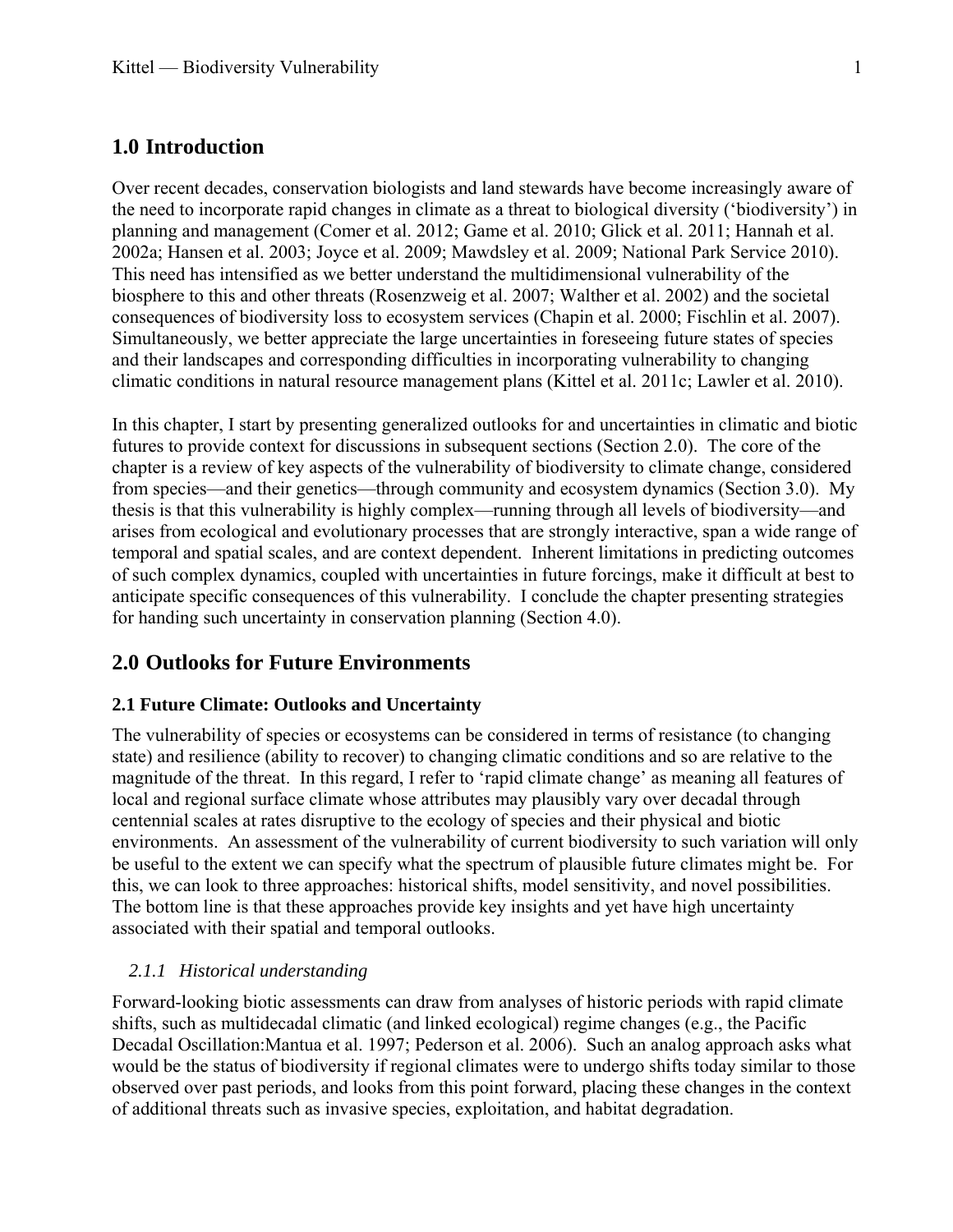## 1.0 Introduction

Over recent decades, conservation biologists and land stewards have become increasingly aware of the need to incorporate rapid changes in climate as a threat to biological diversity ('biodiversity') in planning and management (Comer et al. 2012; Game et al. 2010; Glick et al. 2011; Hannah et al. 2002a; Hansen et al. 2003; Joyce et al. 2009; Mawdsley et al. 2009; National Park Service 2010). This need has intensified as we better understand the multidimensional vulnerability of the biosphere to this and other threats (Rosenzweig et al. 2007; Walther et al. 2002) and the societal consequences of biodiversity loss to ecosystem services (Chapin et al. 2000; Fischlin et al. 2007). Simultaneously, we better appreciate the large uncertainties in foreseeing future states of species and their landscapes and corresponding difficulties in incorporating vulnerability to changing climatic conditions in natural resource management plans (Kittel et al. 2011c; Lawler et al. 2010).

In this chapter, I start by presenting generalized outlooks for and uncertainties in climatic and biotic futures to provide context for discussions in subsequent sections (Section 2.0). The core of the chapter is a review of key aspects of the vulnerability of biodiversity to climate change, considered from species—and their genetics—through community and ecosystem dynamics (Section 3.0). My thesis is that this vulnerability is highly complex—running through all levels of biodiversity—and arises from ecological and evolutionary processes that are strongly interactive, span a wide range of temporal and spatial scales, and are context dependent. Inherent limitations in predicting outcomes of such complex dynamics, coupled with uncertainties in future forcings, make it difficult at best to anticipate specific consequences of this vulnerability. I conclude the chapter presenting strategies for handing such uncertainty in conservation planning (Section 4.0).

## 2.0 Outlooks for Future Environments

### 2.1 Future Climate: Outlooks and Uncertainty

The vulnerability of species or ecosystems can be considered in terms of resistance (to changing state) and resilience (ability to recover) to changing climatic conditions and so are relative to the magnitude of the threat. In this regard, I refer to 'rapid climate change' as meaning all features of local and regional surface climate whose attributes may plausibly vary over decadal through centennial scales at rates disruptive to the ecology of species and their physical and biotic environments. An assessment of the vulnerability of current biodiversity to such variation will only be useful to the extent we can specify what the spectrum of plausible future climates might be. For this, we can look to three approaches: historical shifts, model sensitivity, and novel possibilities. The bottom line is that these approaches provide key insights and yet have high uncertainty associated with their spatial and temporal outlooks.

#### *2.1.1 Historical understanding*

Forward-looking biotic assessments can draw from analyses of historic periods with rapid climate shifts, such as multidecadal climatic (and linked ecological) regime changes (e.g., the Pacific Decadal Oscillation:Mantua et al. 1997; Pederson et al. 2006). Such an analog approach asks what would be the status of biodiversity if regional climates were to undergo shifts today similar to those observed over past periods, and looks from this point forward, placing these changes in the context of additional threats such as invasive species, exploitation, and habitat degradation.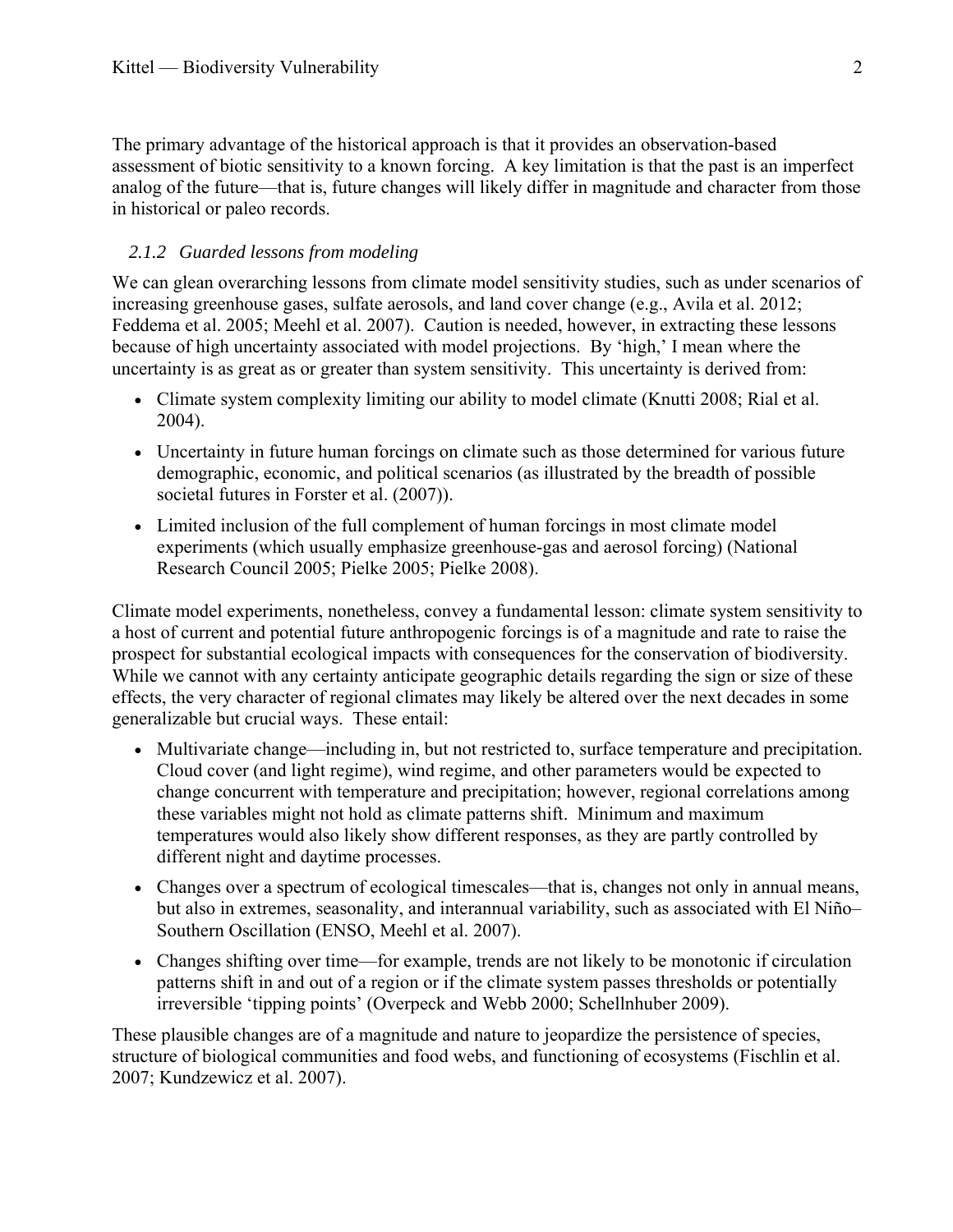The primary advantage of the historical approach is that it provides an observation-based assessment of biotic sensitivity to a known forcing. A key limitation is that the past is an imperfect analog of the future—that is, future changes will likely differ in magnitude and character from those in historical or paleo records.

### *2.1.2 Guarded lessons from modeling*

We can glean overarching lessons from climate model sensitivity studies, such as under scenarios of increasing greenhouse gases, sulfate aerosols, and land cover change (e.g., Avila et al. 2012; Feddema et al. 2005; Meehl et al. 2007). Caution is needed, however, in extracting these lessons because of high uncertainty associated with model projections. By 'high,' I mean where the uncertainty is as great as or greater than system sensitivity. This uncertainty is derived from:

- Climate system complexity limiting our ability to model climate (Knutti 2008; Rial et al. 2004).
- Uncertainty in future human forcings on climate such as those determined for various future demographic, economic, and political scenarios (as illustrated by the breadth of possible societal futures in Forster et al. (2007)).
- Limited inclusion of the full complement of human forcings in most climate model experiments (which usually emphasize greenhouse-gas and aerosol forcing) (National Research Council 2005; Pielke 2005; Pielke 2008).

Climate model experiments, nonetheless, convey a fundamental lesson: climate system sensitivity to a host of current and potential future anthropogenic forcings is of a magnitude and rate to raise the prospect for substantial ecological impacts with consequences for the conservation of biodiversity. While we cannot with any certainty anticipate geographic details regarding the sign or size of these effects, the very character of regional climates may likely be altered over the next decades in some generalizable but crucial ways. These entail:

- Multivariate change—including in, but not restricted to, surface temperature and precipitation. Cloud cover (and light regime), wind regime, and other parameters would be expected to change concurrent with temperature and precipitation; however, regional correlations among these variables might not hold as climate patterns shift. Minimum and maximum temperatures would also likely show different responses, as they are partly controlled by different night and daytime processes.
- Changes over a spectrum of ecological timescales—that is, changes not only in annual means, but also in extremes, seasonality, and interannual variability, such as associated with El Niño–Southern Oscillation (ENSO, Meehl et al. 2007).
- Changes shifting over time—for example, trends are not likely to be monotonic if circulation patterns shift in and out of a region or if the climate system passes thresholds or potentially irreversible 'tipping points' (Overpeck and Webb 2000; Schellnhuber 2009).

These plausible changes are of a magnitude and nature to jeopardize the persistence of species, structure of biological communities and food webs, and functioning of ecosystems (Fischlin et al. 2007; Kundzewicz et al. 2007).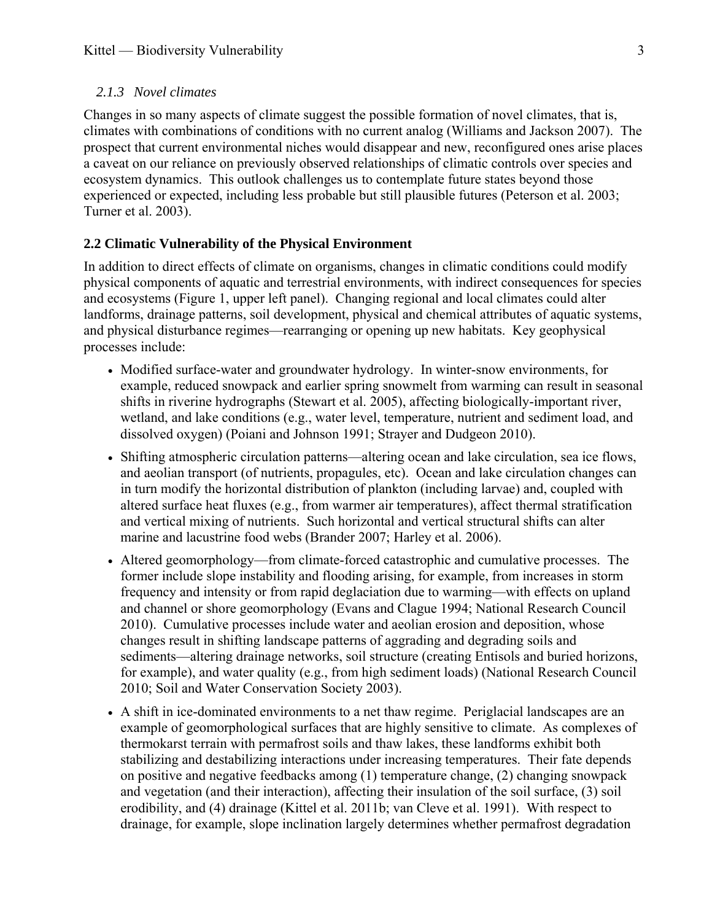#### *2.1.3 Novel climates*

Changes in so many aspects of climate suggest the possible formation of novel climates, that is, climates with combinations of conditions with no current analog (Williams and Jackson 2007). The prospect that current environmental niches would disappear and new, reconfigured ones arise places a caveat on our reliance on previously observed relationships of climatic controls over species and ecosystem dynamics. This outlook challenges us to contemplate future states beyond those experienced or expected, including less probable but still plausible futures (Peterson et al. 2003; Turner et al. 2003).

### 2.2 Climatic Vulnerability of the Physical Environment

In addition to direct effects of climate on organisms, changes in climatic conditions could modify physical components of aquatic and terrestrial environments, with indirect consequences for species and ecosystems (Figure 1, upper left panel). Changing regional and local climates could alter landforms, drainage patterns, soil development, physical and chemical attributes of aquatic systems, and physical disturbance regimes—rearranging or opening up new habitats. Key geophysical processes include:

- Modified surface-water and groundwater hydrology. In winter-snow environments, for example, reduced snowpack and earlier spring snowmelt from warming can result in seasonal shifts in riverine hydrographs (Stewart et al. 2005), affecting biologically-important river, wetland, and lake conditions (e.g., water level, temperature, nutrient and sediment load, and dissolved oxygen) (Poiani and Johnson 1991; Strayer and Dudgeon 2010).
- Shifting atmospheric circulation patterns—altering ocean and lake circulation, sea ice flows, and aeolian transport (of nutrients, propagules, etc). Ocean and lake circulation changes can in turn modify the horizontal distribution of plankton (including larvae) and, coupled with altered surface heat fluxes (e.g., from warmer air temperatures), affect thermal stratification and vertical mixing of nutrients. Such horizontal and vertical structural shifts can alter marine and lacustrine food webs (Brander 2007; Harley et al. 2006).
- Altered geomorphology—from climate-forced catastrophic and cumulative processes. The former include slope instability and flooding arising, for example, from increases in storm frequency and intensity or from rapid deglaciation due to warming—with effects on upland and channel or shore geomorphology (Evans and Clague 1994; National Research Council 2010). Cumulative processes include water and aeolian erosion and deposition, whose changes result in shifting landscape patterns of aggrading and degrading soils and sediments—altering drainage networks, soil structure (creating Entisols and buried horizons, for example), and water quality (e.g., from high sediment loads) (National Research Council 2010; Soil and Water Conservation Society 2003).
- A shift in ice-dominated environments to a net thaw regime. Periglacial landscapes are an example of geomorphological surfaces that are highly sensitive to climate. As complexes of thermokarst terrain with permafrost soils and thaw lakes, these landforms exhibit both stabilizing and destabilizing interactions under increasing temperatures. Their fate depends on positive and negative feedbacks among (1) temperature change, (2) changing snowpack and vegetation (and their interaction), affecting their insulation of the soil surface, (3) soil erodibility, and (4) drainage (Kittel et al. 2011b; van Cleve et al. 1991). With respect to drainage, for example, slope inclination largely determines whether permafrost degradation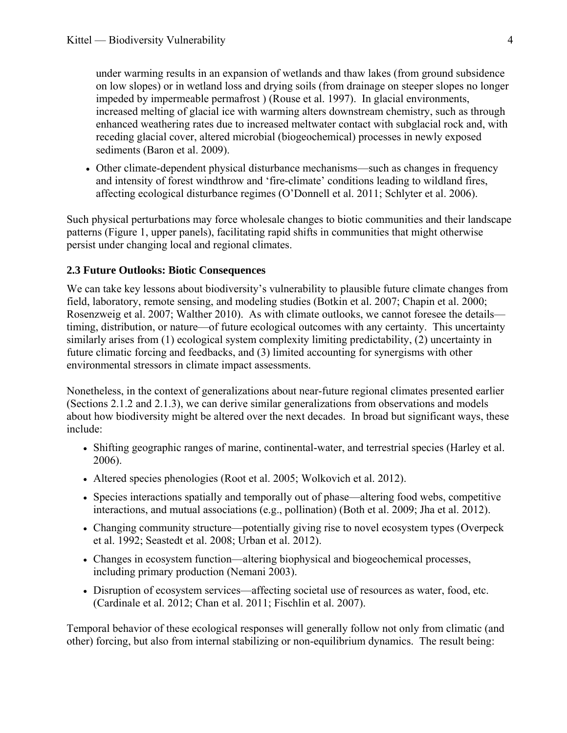under warming results in an expansion of wetlands and thaw lakes (from ground subsidence on low slopes) or in wetland loss and drying soils (from drainage on steeper slopes no longer impeded by impermeable permafrost ) (Rouse et al. 1997). In glacial environments, increased melting of glacial ice with warming alters downstream chemistry, such as through enhanced weathering rates due to increased meltwater contact with subglacial rock and, with receding glacial cover, altered microbial (biogeochemical) processes in newly exposed sediments (Baron et al. 2009).

- Other climate-dependent physical disturbance mechanisms—such as changes in frequency and intensity of forest windthrow and 'fire-climate' conditions leading to wildland fires, affecting ecological disturbance regimes (O'Donnell et al. 2011; Schlyter et al. 2006).

Such physical perturbations may force wholesale changes to biotic communities and their landscape patterns (Figure 1, upper panels), facilitating rapid shifts in communities that might otherwise persist under changing local and regional climates.

### 2.3 Future Outlooks: Biotic Consequences

We can take key lessons about biodiversity's vulnerability to plausible future climate changes from field, laboratory, remote sensing, and modeling studies (Botkin et al. 2007; Chapin et al. 2000; Rosenzweig et al. 2007; Walther 2010). As with climate outlooks, we cannot foresee the details—timing, distribution, or nature—of future ecological outcomes with any certainty. This uncertainty similarly arises from (1) ecological system complexity limiting predictability, (2) uncertainty in future climatic forcing and feedbacks, and (3) limited accounting for synergisms with other environmental stressors in climate impact assessments.

Nonetheless, in the context of generalizations about near-future regional climates presented earlier (Sections 2.1.2 and 2.1.3), we can derive similar generalizations from observations and models about how biodiversity might be altered over the next decades. In broad but significant ways, these include:

- Shifting geographic ranges of marine, continental-water, and terrestrial species (Harley et al. 2006).
- Altered species phenologies (Root et al. 2005; Wolkovich et al. 2012).
- Species interactions spatially and temporally out of phase—altering food webs, competitive interactions, and mutual associations (e.g., pollination) (Both et al. 2009; Jha et al. 2012).
- Changing community structure—potentially giving rise to novel ecosystem types (Overpeck et al. 1992; Seastedt et al. 2008; Urban et al. 2012).
- Changes in ecosystem function—altering biophysical and biogeochemical processes, including primary production (Nemani 2003).
- Disruption of ecosystem services—affecting societal use of resources as water, food, etc. (Cardinale et al. 2012; Chan et al. 2011; Fischlin et al. 2007).

Temporal behavior of these ecological responses will generally follow not only from climatic (and other) forcing, but also from internal stabilizing or non-equilibrium dynamics. The result being: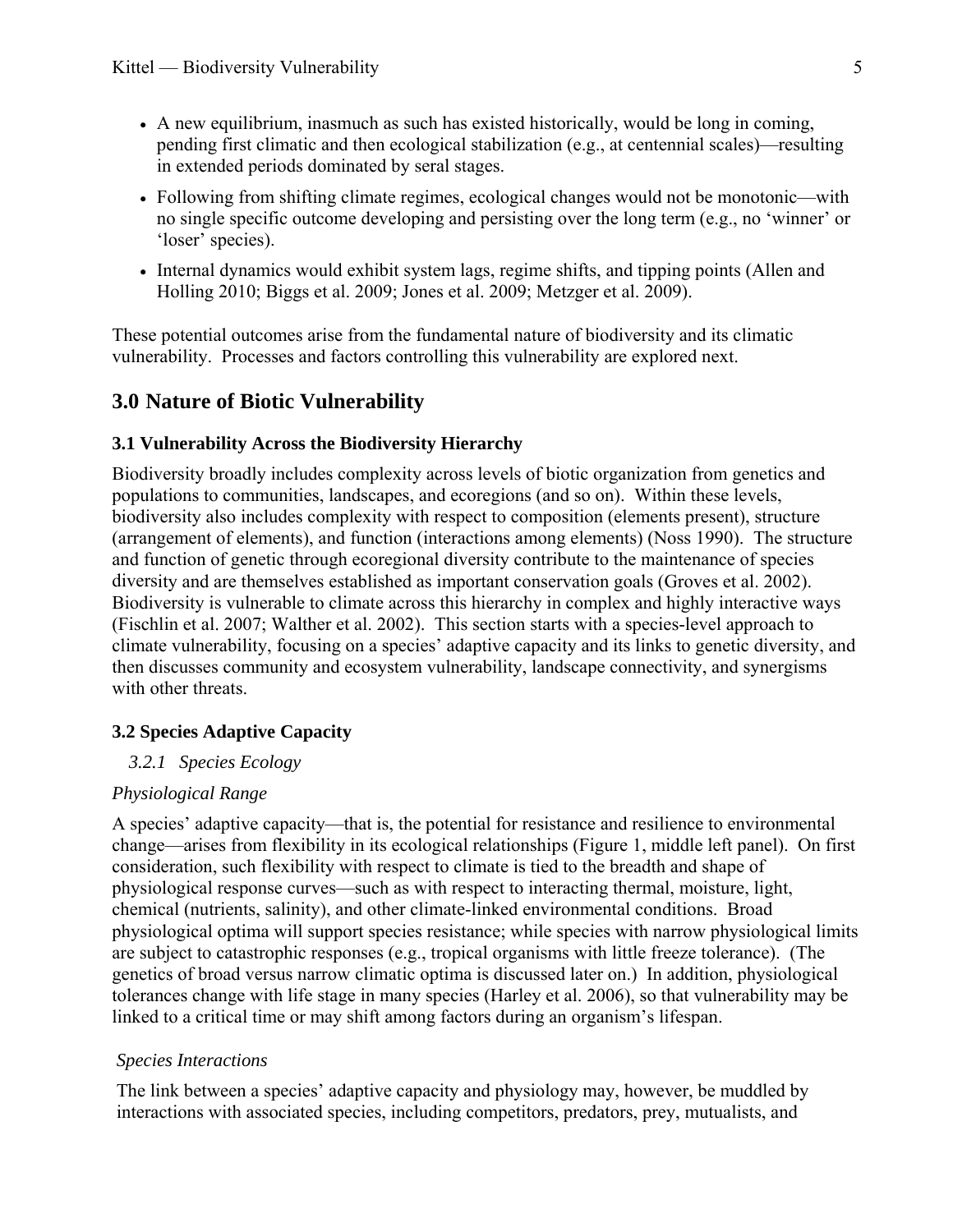- A new equilibrium, inasmuch as such has existed historically, would be long in coming, pending first climatic and then ecological stabilization (e.g., at centennial scales)—resulting in extended periods dominated by seral stages.
- Following from shifting climate regimes, ecological changes would not be monotonic—with no single specific outcome developing and persisting over the long term (e.g., no 'winner' or 'loser' species).
- Internal dynamics would exhibit system lags, regime shifts, and tipping points (Allen and Holling 2010; Biggs et al. 2009; Jones et al. 2009; Metzger et al. 2009).

These potential outcomes arise from the fundamental nature of biodiversity and its climatic vulnerability. Processes and factors controlling this vulnerability are explored next.

## 3.0 Nature of Biotic Vulnerability

### 3.1 Vulnerability Across the Biodiversity Hierarchy

Biodiversity broadly includes complexity across levels of biotic organization from genetics and populations to communities, landscapes, and ecoregions (and so on). Within these levels, biodiversity also includes complexity with respect to composition (elements present), structure (arrangement of elements), and function (interactions among elements) (Noss 1990). The structure and function of genetic through ecoregional diversity contribute to the maintenance of species diversity and are themselves established as important conservation goals (Groves et al. 2002). Biodiversity is vulnerable to climate across this hierarchy in complex and highly interactive ways (Fischlin et al. 2007; Walther et al. 2002). This section starts with a species-level approach to climate vulnerability, focusing on a species' adaptive capacity and its links to genetic diversity, and then discusses community and ecosystem vulnerability, landscape connectivity, and synergisms with other threats.

### 3.2 Species Adaptive Capacity

#### *3.2.1 Species Ecology*

*Physiological Range*

A species' adaptive capacity—that is, the potential for resistance and resilience to environmental change—arises from flexibility in its ecological relationships (Figure 1, middle left panel). On first consideration, such flexibility with respect to climate is tied to the breadth and shape of physiological response curves—such as with respect to interacting thermal, moisture, light, chemical (nutrients, salinity), and other climate-linked environmental conditions. Broad physiological optima will support species resistance; while species with narrow physiological limits are subject to catastrophic responses (e.g., tropical organisms with little freeze tolerance). (The genetics of broad versus narrow climatic optima is discussed later on.) In addition, physiological tolerances change with life stage in many species (Harley et al. 2006), so that vulnerability may be linked to a critical time or may shift among factors during an organism's lifespan.

*Species Interactions*

The link between a species' adaptive capacity and physiology may, however, be muddled by interactions with associated species, including competitors, predators, prey, mutualists, and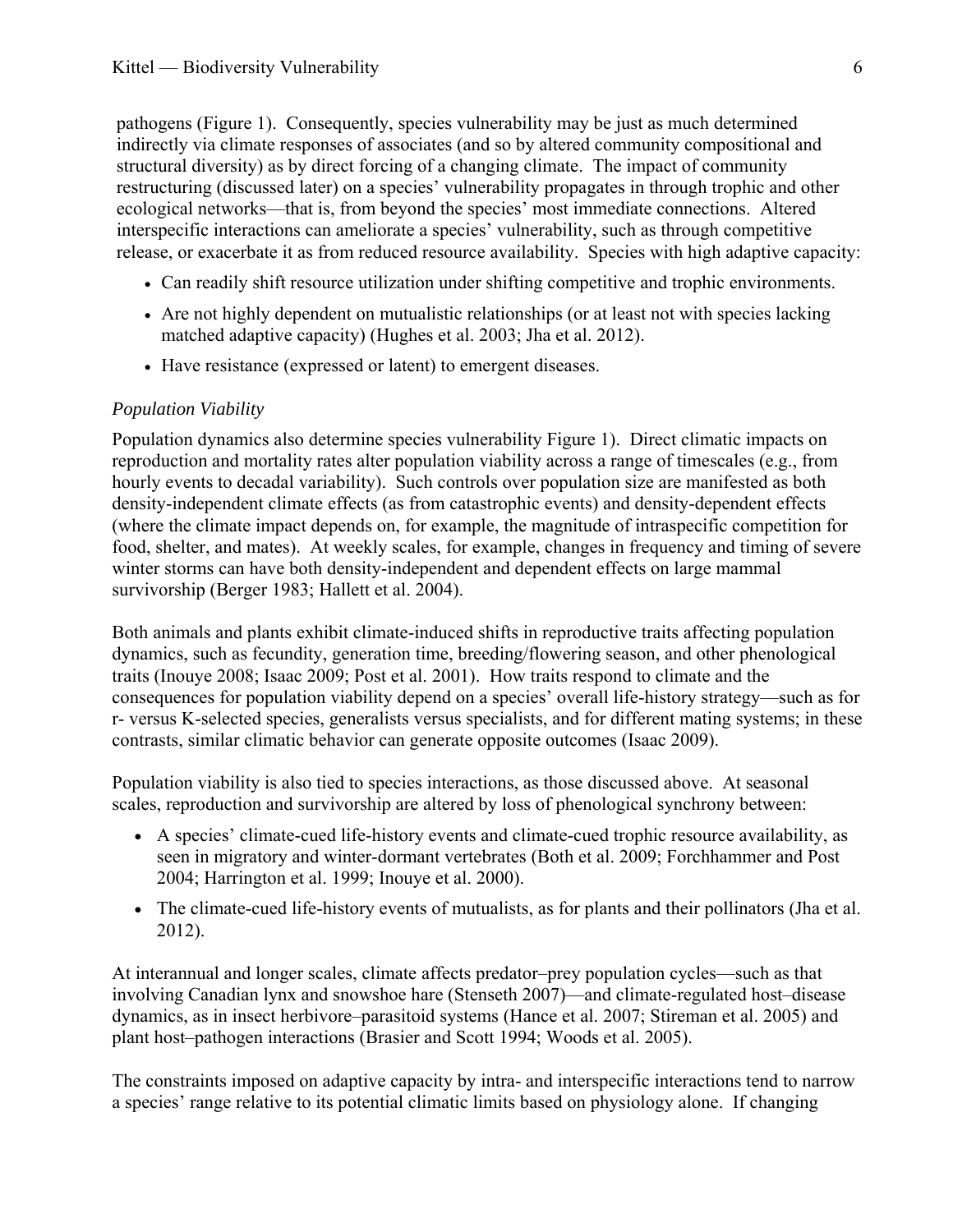pathogens (Figure 1). Consequently, species vulnerability may be just as much determined indirectly via climate responses of associates (and so by altered community compositional and structural diversity) as by direct forcing of a changing climate. The impact of community restructuring (discussed later) on a species' vulnerability propagates in through trophic and other ecological networks—that is, from beyond the species' most immediate connections. Altered interspecific interactions can ameliorate a species' vulnerability, such as through competitive release, or exacerbate it as from reduced resource availability. Species with high adaptive capacity:

- Can readily shift resource utilization under shifting competitive and trophic environments.
- Are not highly dependent on mutualistic relationships (or at least not with species lacking matched adaptive capacity) (Hughes et al. 2003; Jha et al. 2012).
- Have resistance (expressed or latent) to emergent diseases.

### *Population Viability*

Population dynamics also determine species vulnerability Figure 1). Direct climatic impacts on reproduction and mortality rates alter population viability across a range of timescales (e.g., from hourly events to decadal variability). Such controls over population size are manifested as both density-independent climate effects (as from catastrophic events) and density-dependent effects (where the climate impact depends on, for example, the magnitude of intraspecific competition for food, shelter, and mates). At weekly scales, for example, changes in frequency and timing of severe winter storms can have both density-independent and dependent effects on large mammal survivorship (Berger 1983; Hallett et al. 2004).

Both animals and plants exhibit climate-induced shifts in reproductive traits affecting population dynamics, such as fecundity, generation time, breeding/flowering season, and other phenological traits (Inouye 2008; Isaac 2009; Post et al. 2001). How traits respond to climate and the consequences for population viability depend on a species' overall life-history strategy—such as for r- versus K-selected species, generalists versus specialists, and for different mating systems; in these contrasts, similar climatic behavior can generate opposite outcomes (Isaac 2009).

Population viability is also tied to species interactions, as those discussed above. At seasonal scales, reproduction and survivorship are altered by loss of phenological synchrony between:

- A species' climate-cued life-history events and climate-cued trophic resource availability, as seen in migratory and winter-dormant vertebrates (Both et al. 2009; Forchhammer and Post 2004; Harrington et al. 1999; Inouye et al. 2000).
- The climate-cued life-history events of mutualists, as for plants and their pollinators (Jha et al. 2012).

At interannual and longer scales, climate affects predator–prey population cycles—such as that involving Canadian lynx and snowshoe hare (Stenseth 2007)—and climate-regulated host–disease dynamics, as in insect herbivore–parasitoid systems (Hance et al. 2007; Stireman et al. 2005) and plant host–pathogen interactions (Brasier and Scott 1994; Woods et al. 2005).

The constraints imposed on adaptive capacity by intra- and interspecific interactions tend to narrow a species' range relative to its potential climatic limits based on physiology alone. If changing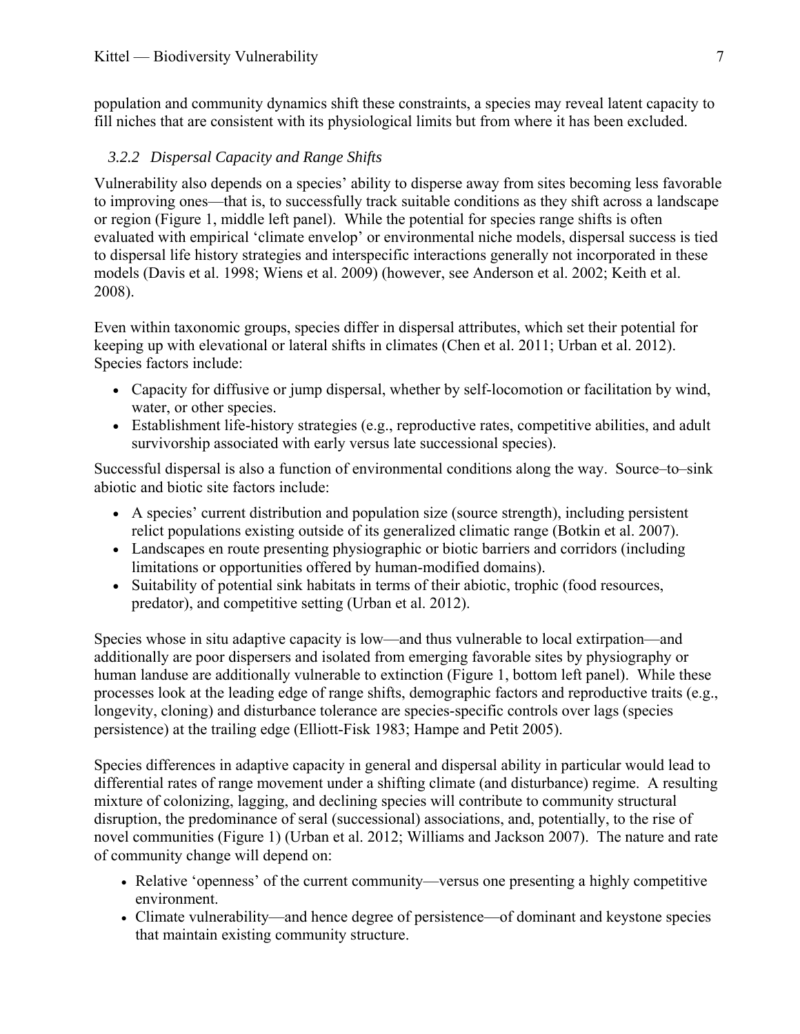population and community dynamics shift these constraints, a species may reveal latent capacity to fill niches that are consistent with its physiological limits but from where it has been excluded.

### *3.2.2 Dispersal Capacity and Range Shifts*

Vulnerability also depends on a species' ability to disperse away from sites becoming less favorable to improving ones—that is, to successfully track suitable conditions as they shift across a landscape or region (Figure 1, middle left panel). While the potential for species range shifts is often evaluated with empirical 'climate envelop' or environmental niche models, dispersal success is tied to dispersal life history strategies and interspecific interactions generally not incorporated in these models (Davis et al. 1998; Wiens et al. 2009) (however, see Anderson et al. 2002; Keith et al. 2008).

Even within taxonomic groups, species differ in dispersal attributes, which set their potential for keeping up with elevational or lateral shifts in climates (Chen et al. 2011; Urban et al. 2012). Species factors include:

- Capacity for diffusive or jump dispersal, whether by self-locomotion or facilitation by wind, water, or other species.
- Establishment life-history strategies (e.g., reproductive rates, competitive abilities, and adult survivorship associated with early versus late successional species).

Successful dispersal is also a function of environmental conditions along the way. Source–to–sink abiotic and biotic site factors include:

- A species' current distribution and population size (source strength), including persistent relict populations existing outside of its generalized climatic range (Botkin et al. 2007).
- Landscapes en route presenting physiographic or biotic barriers and corridors (including limitations or opportunities offered by human-modified domains).
- Suitability of potential sink habitats in terms of their abiotic, trophic (food resources, predator), and competitive setting (Urban et al. 2012).

Species whose in situ adaptive capacity is low—and thus vulnerable to local extirpation—and additionally are poor dispersers and isolated from emerging favorable sites by physiography or human landuse are additionally vulnerable to extinction (Figure 1, bottom left panel). While these processes look at the leading edge of range shifts, demographic factors and reproductive traits (e.g., longevity, cloning) and disturbance tolerance are species-specific controls over lags (species persistence) at the trailing edge (Elliott-Fisk 1983; Hampe and Petit 2005).

Species differences in adaptive capacity in general and dispersal ability in particular would lead to differential rates of range movement under a shifting climate (and disturbance) regime. A resulting mixture of colonizing, lagging, and declining species will contribute to community structural disruption, the predominance of seral (successional) associations, and, potentially, to the rise of novel communities (Figure 1) (Urban et al. 2012; Williams and Jackson 2007). The nature and rate of community change will depend on:

- Relative 'openness' of the current community—versus one presenting a highly competitive environment.
- Climate vulnerability—and hence degree of persistence—of dominant and keystone species that maintain existing community structure.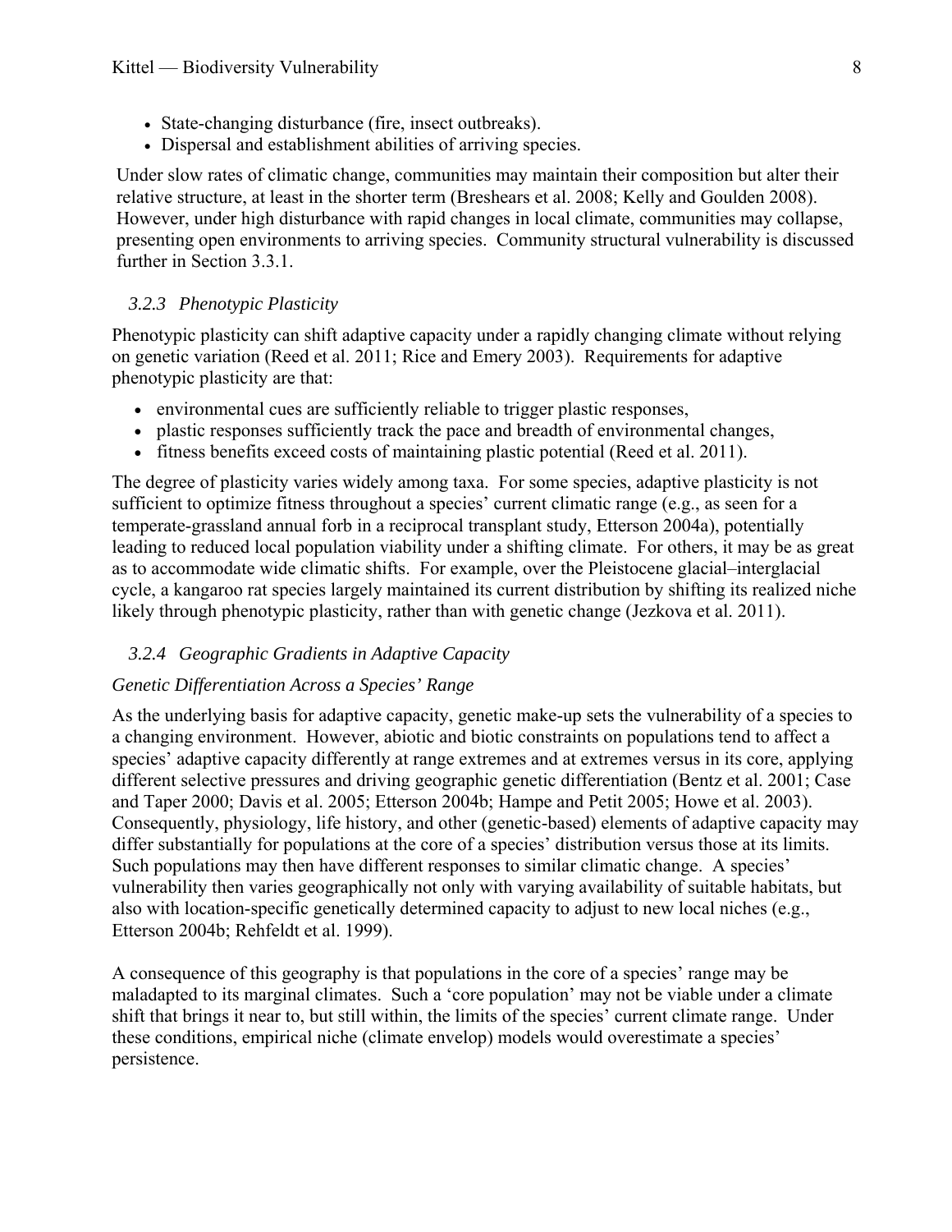- State-changing disturbance (fire, insect outbreaks).
- Dispersal and establishment abilities of arriving species.

Under slow rates of climatic change, communities may maintain their composition but alter their relative structure, at least in the shorter term (Breshears et al. 2008; Kelly and Goulden 2008). However, under high disturbance with rapid changes in local climate, communities may collapse, presenting open environments to arriving species. Community structural vulnerability is discussed further in Section 3.3.1.

### *3.2.3 Phenotypic Plasticity*

Phenotypic plasticity can shift adaptive capacity under a rapidly changing climate without relying on genetic variation (Reed et al. 2011; Rice and Emery 2003). Requirements for adaptive phenotypic plasticity are that:

- environmental cues are sufficiently reliable to trigger plastic responses,
- plastic responses sufficiently track the pace and breadth of environmental changes,
- fitness benefits exceed costs of maintaining plastic potential (Reed et al. 2011).

The degree of plasticity varies widely among taxa. For some species, adaptive plasticity is not sufficient to optimize fitness throughout a species' current climatic range (e.g., as seen for a temperate-grassland annual forb in a reciprocal transplant study, Etterson 2004a), potentially leading to reduced local population viability under a shifting climate. For others, it may be as great as to accommodate wide climatic shifts. For example, over the Pleistocene glacial–interglacial cycle, a kangaroo rat species largely maintained its current distribution by shifting its realized niche likely through phenotypic plasticity, rather than with genetic change (Jezkova et al. 2011).

### *3.2.4 Geographic Gradients in Adaptive Capacity*

*Genetic Differentiation Across a Species' Range*

As the underlying basis for adaptive capacity, genetic make-up sets the vulnerability of a species to a changing environment. However, abiotic and biotic constraints on populations tend to affect a species' adaptive capacity differently at range extremes and at extremes versus in its core, applying different selective pressures and driving geographic genetic differentiation (Bentz et al. 2001; Case and Taper 2000; Davis et al. 2005; Etterson 2004b; Hampe and Petit 2005; Howe et al. 2003). Consequently, physiology, life history, and other (genetic-based) elements of adaptive capacity may differ substantially for populations at the core of a species' distribution versus those at its limits. Such populations may then have different responses to similar climatic change. A species' vulnerability then varies geographically not only with varying availability of suitable habitats, but also with location-specific genetically determined capacity to adjust to new local niches (e.g., Etterson 2004b; Rehfeldt et al. 1999).

A consequence of this geography is that populations in the core of a species' range may be maladapted to its marginal climates. Such a 'core population' may not be viable under a climate shift that brings it near to, but still within, the limits of the species' current climate range. Under these conditions, empirical niche (climate envelop) models would overestimate a species' persistence.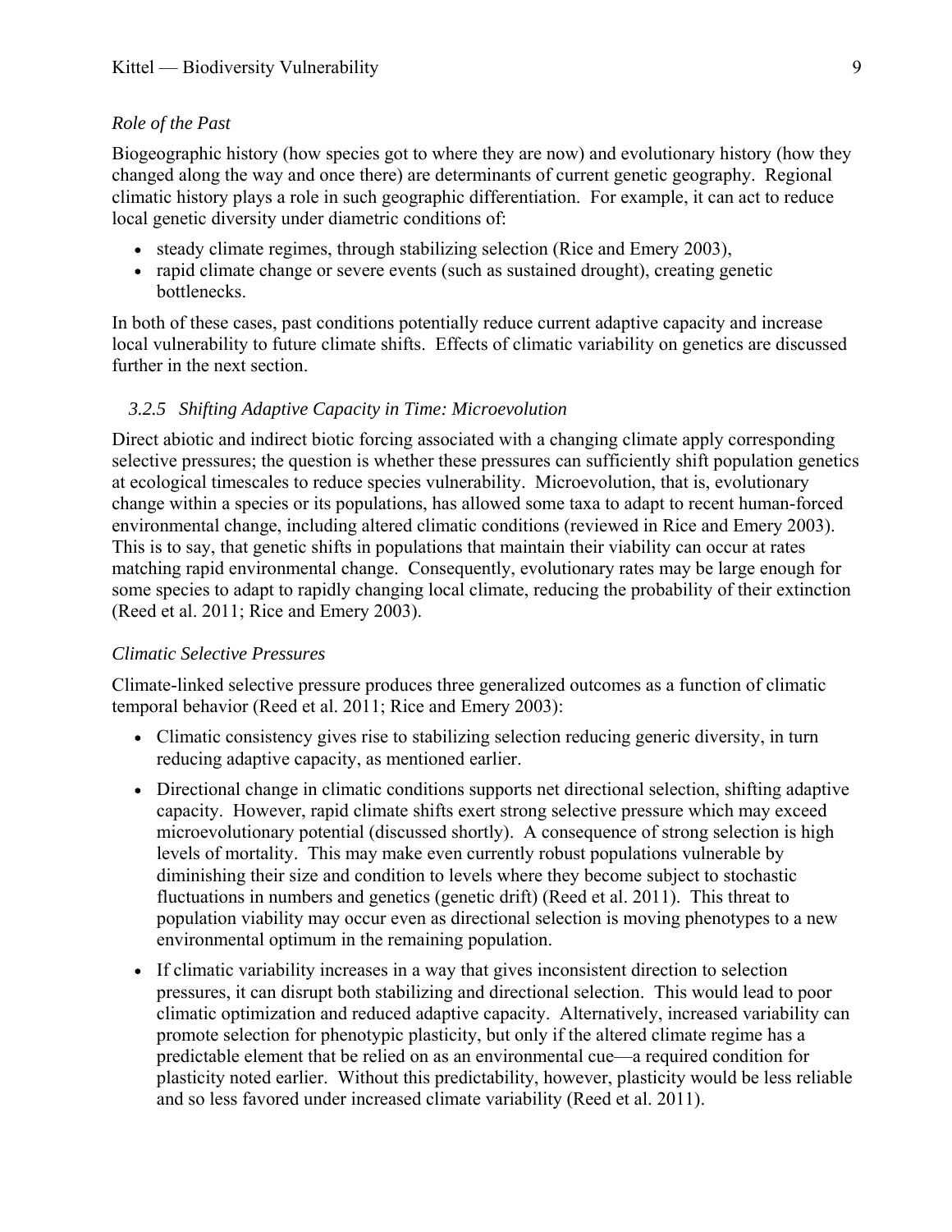*Role of the Past*

Biogeographic history (how species got to where they are now) and evolutionary history (how they changed along the way and once there) are determinants of current genetic geography. Regional climatic history plays a role in such geographic differentiation. For example, it can act to reduce local genetic diversity under diametric conditions of:

- steady climate regimes, through stabilizing selection (Rice and Emery 2003),
- rapid climate change or severe events (such as sustained drought), creating genetic bottlenecks.

In both of these cases, past conditions potentially reduce current adaptive capacity and increase local vulnerability to future climate shifts. Effects of climatic variability on genetics are discussed further in the next section.

### *3.2.5 Shifting Adaptive Capacity in Time: Microevolution*

Direct abiotic and indirect biotic forcing associated with a changing climate apply corresponding selective pressures; the question is whether these pressures can sufficiently shift population genetics at ecological timescales to reduce species vulnerability. Microevolution, that is, evolutionary change within a species or its populations, has allowed some taxa to adapt to recent human-forced environmental change, including altered climatic conditions (reviewed in Rice and Emery 2003). This is to say, that genetic shifts in populations that maintain their viability can occur at rates matching rapid environmental change. Consequently, evolutionary rates may be large enough for some species to adapt to rapidly changing local climate, reducing the probability of their extinction (Reed et al. 2011; Rice and Emery 2003).

*Climatic Selective Pressures*

Climate-linked selective pressure produces three generalized outcomes as a function of climatic temporal behavior (Reed et al. 2011; Rice and Emery 2003):

- Climatic consistency gives rise to stabilizing selection reducing generic diversity, in turn reducing adaptive capacity, as mentioned earlier.
- Directional change in climatic conditions supports net directional selection, shifting adaptive capacity. However, rapid climate shifts exert strong selective pressure which may exceed microevolutionary potential (discussed shortly). A consequence of strong selection is high levels of mortality. This may make even currently robust populations vulnerable by diminishing their size and condition to levels where they become subject to stochastic fluctuations in numbers and genetics (genetic drift) (Reed et al. 2011). This threat to population viability may occur even as directional selection is moving phenotypes to a new environmental optimum in the remaining population.
- If climatic variability increases in a way that gives inconsistent direction to selection pressures, it can disrupt both stabilizing and directional selection. This would lead to poor climatic optimization and reduced adaptive capacity. Alternatively, increased variability can promote selection for phenotypic plasticity, but only if the altered climate regime has a predictable element that be relied on as an environmental cue—a required condition for plasticity noted earlier. Without this predictability, however, plasticity would be less reliable and so less favored under increased climate variability (Reed et al. 2011).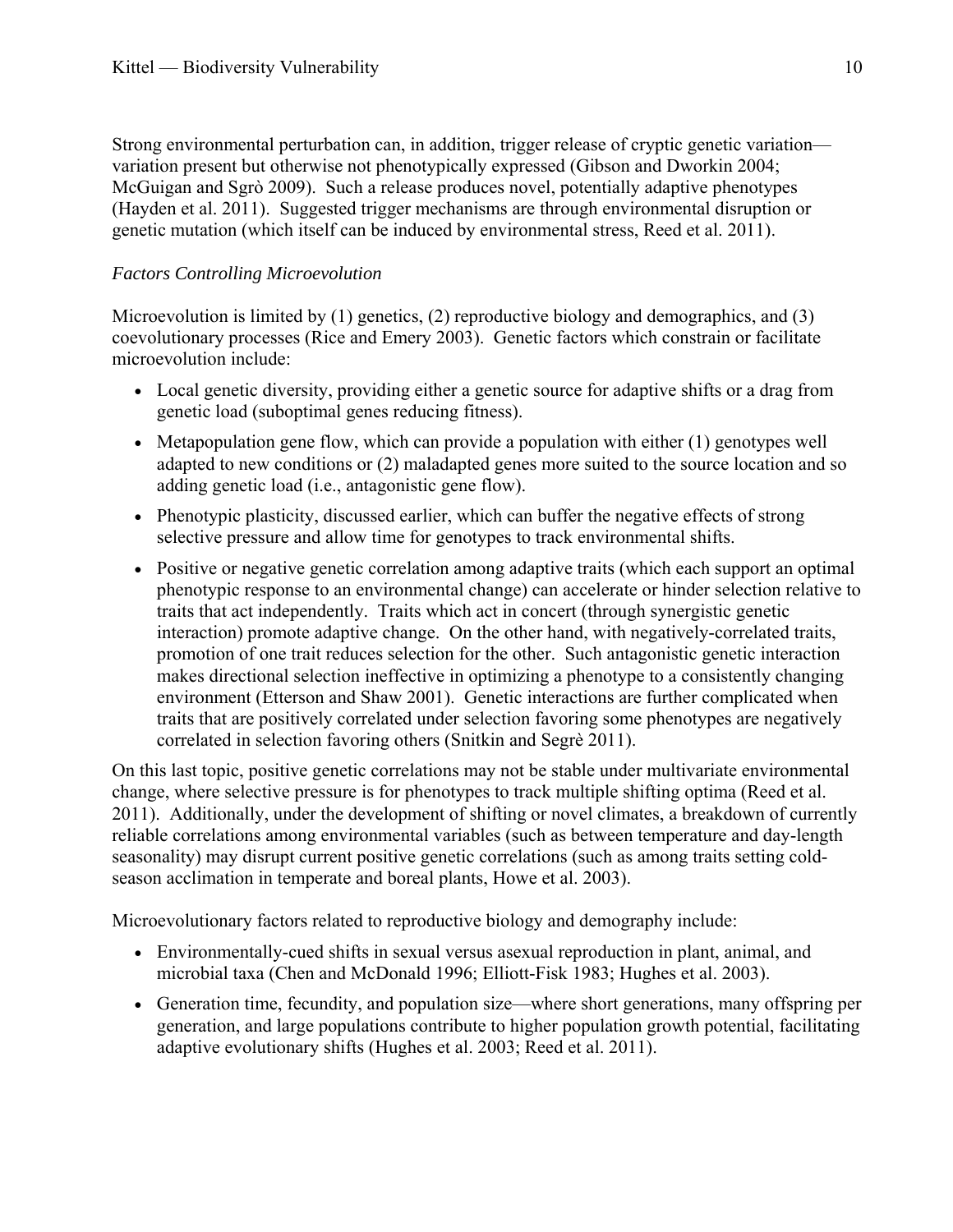Strong environmental perturbation can, in addition, trigger release of cryptic genetic variation—variation present but otherwise not phenotypically expressed (Gibson and Dworkin 2004; McGuigan and Sgrò 2009). Such a release produces novel, potentially adaptive phenotypes (Hayden et al. 2011). Suggested trigger mechanisms are through environmental disruption or genetic mutation (which itself can be induced by environmental stress, Reed et al. 2011).

### *Factors Controlling Microevolution*

Microevolution is limited by (1) genetics, (2) reproductive biology and demographics, and (3) coevolutionary processes (Rice and Emery 2003). Genetic factors which constrain or facilitate microevolution include:

- Local genetic diversity, providing either a genetic source for adaptive shifts or a drag from genetic load (suboptimal genes reducing fitness).
- Metapopulation gene flow, which can provide a population with either (1) genotypes well adapted to new conditions or (2) maladapted genes more suited to the source location and so adding genetic load (i.e., antagonistic gene flow).
- Phenotypic plasticity, discussed earlier, which can buffer the negative effects of strong selective pressure and allow time for genotypes to track environmental shifts.
- Positive or negative genetic correlation among adaptive traits (which each support an optimal phenotypic response to an environmental change) can accelerate or hinder selection relative to traits that act independently. Traits which act in concert (through synergistic genetic interaction) promote adaptive change. On the other hand, with negatively-correlated traits, promotion of one trait reduces selection for the other. Such antagonistic genetic interaction makes directional selection ineffective in optimizing a phenotype to a consistently changing environment (Etterson and Shaw 2001). Genetic interactions are further complicated when traits that are positively correlated under selection favoring some phenotypes are negatively correlated in selection favoring others (Snitkin and Segrè 2011).

On this last topic, positive genetic correlations may not be stable under multivariate environmental change, where selective pressure is for phenotypes to track multiple shifting optima (Reed et al. 2011). Additionally, under the development of shifting or novel climates, a breakdown of currently reliable correlations among environmental variables (such as between temperature and day-length seasonality) may disrupt current positive genetic correlations (such as among traits setting cold-season acclimation in temperate and boreal plants, Howe et al. 2003).

Microevolutionary factors related to reproductive biology and demography include:

- Environmentally-cued shifts in sexual versus asexual reproduction in plant, animal, and microbial taxa (Chen and McDonald 1996; Elliott-Fisk 1983; Hughes et al. 2003).
- Generation time, fecundity, and population size—where short generations, many offspring per generation, and large populations contribute to higher population growth potential, facilitating adaptive evolutionary shifts (Hughes et al. 2003; Reed et al. 2011).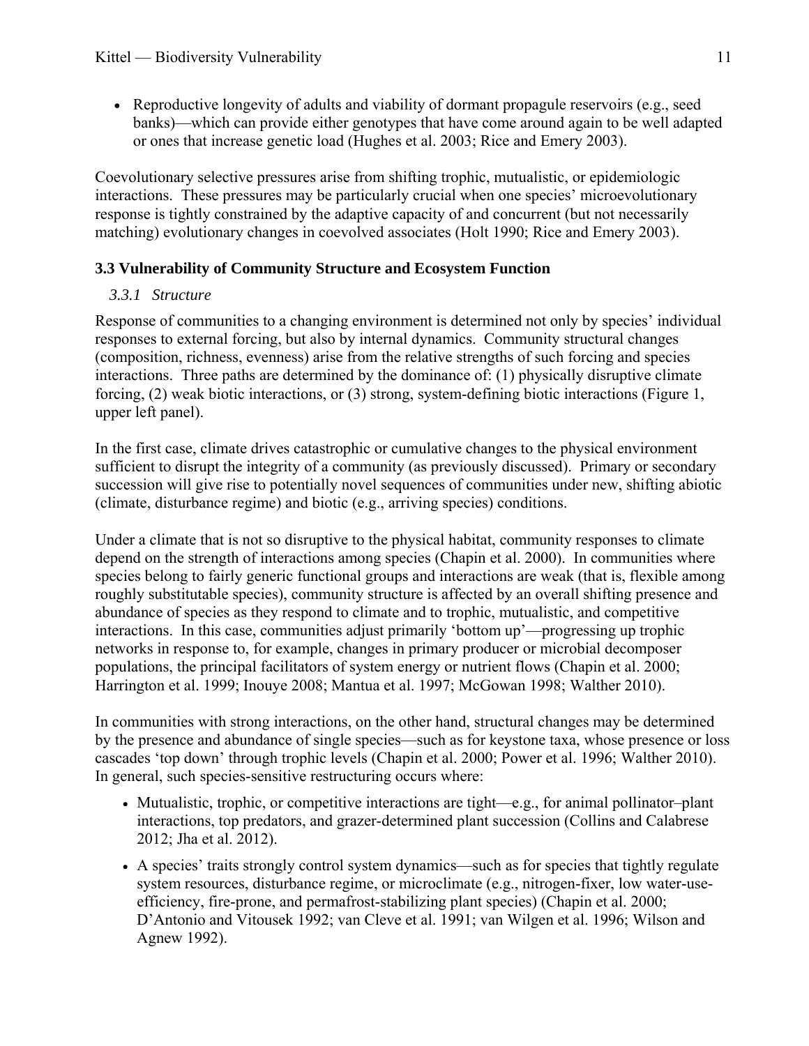- Reproductive longevity of adults and viability of dormant propagule reservoirs (e.g., seed banks)—which can provide either genotypes that have come around again to be well adapted or ones that increase genetic load (Hughes et al. 2003; Rice and Emery 2003).

Coevolutionary selective pressures arise from shifting trophic, mutualistic, or epidemiologic interactions. These pressures may be particularly crucial when one species' microevolutionary response is tightly constrained by the adaptive capacity of and concurrent (but not necessarily matching) evolutionary changes in coevolved associates (Holt 1990; Rice and Emery 2003).

## 3.3 Vulnerability of Community Structure and Ecosystem Function

### *3.3.1 Structure*

Response of communities to a changing environment is determined not only by species' individual responses to external forcing, but also by internal dynamics. Community structural changes (composition, richness, evenness) arise from the relative strengths of such forcing and species interactions. Three paths are determined by the dominance of: (1) physically disruptive climate forcing, (2) weak biotic interactions, or (3) strong, system-defining biotic interactions (Figure 1, upper left panel).

In the first case, climate drives catastrophic or cumulative changes to the physical environment sufficient to disrupt the integrity of a community (as previously discussed). Primary or secondary succession will give rise to potentially novel sequences of communities under new, shifting abiotic (climate, disturbance regime) and biotic (e.g., arriving species) conditions.

Under a climate that is not so disruptive to the physical habitat, community responses to climate depend on the strength of interactions among species (Chapin et al. 2000). In communities where species belong to fairly generic functional groups and interactions are weak (that is, flexible among roughly substitutable species), community structure is affected by an overall shifting presence and abundance of species as they respond to climate and to trophic, mutualistic, and competitive interactions. In this case, communities adjust primarily 'bottom up'—progressing up trophic networks in response to, for example, changes in primary producer or microbial decomposer populations, the principal facilitators of system energy or nutrient flows (Chapin et al. 2000; Harrington et al. 1999; Inouye 2008; Mantua et al. 1997; McGowan 1998; Walther 2010).

In communities with strong interactions, on the other hand, structural changes may be determined by the presence and abundance of single species—such as for keystone taxa, whose presence or loss cascades 'top down' through trophic levels (Chapin et al. 2000; Power et al. 1996; Walther 2010). In general, such species-sensitive restructuring occurs where:

- Mutualistic, trophic, or competitive interactions are tight—e.g., for animal pollinator–plant interactions, top predators, and grazer-determined plant succession (Collins and Calabrese 2012; Jha et al. 2012).
- A species' traits strongly control system dynamics—such as for species that tightly regulate system resources, disturbance regime, or microclimate (e.g., nitrogen-fixer, low water-use-efficiency, fire-prone, and permafrost-stabilizing plant species) (Chapin et al. 2000; D'Antonio and Vitousek 1992; van Cleve et al. 1991; van Wilgen et al. 1996; Wilson and Agnew 1992).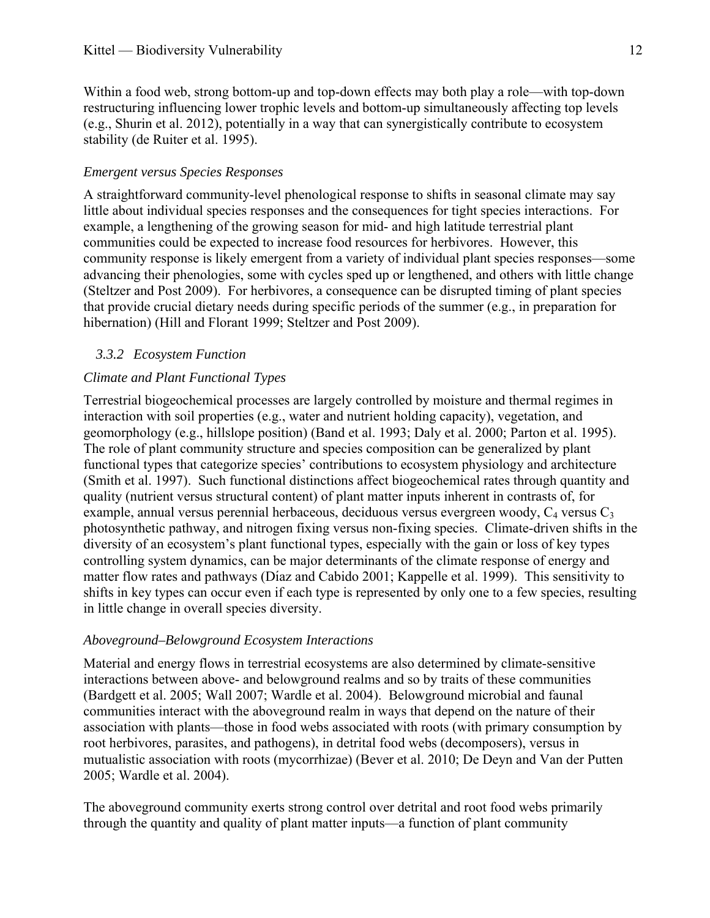Within a food web, strong bottom-up and top-down effects may both play a role—with top-down restructuring influencing lower trophic levels and bottom-up simultaneously affecting top levels (e.g., Shurin et al. 2012), potentially in a way that can synergistically contribute to ecosystem stability (de Ruiter et al. 1995).

*Emergent versus Species Responses*

A straightforward community-level phenological response to shifts in seasonal climate may say little about individual species responses and the consequences for tight species interactions. For example, a lengthening of the growing season for mid- and high latitude terrestrial plant communities could be expected to increase food resources for herbivores. However, this community response is likely emergent from a variety of individual plant species responses—some advancing their phenologies, some with cycles sped up or lengthened, and others with little change (Steltzer and Post 2009). For herbivores, a consequence can be disrupted timing of plant species that provide crucial dietary needs during specific periods of the summer (e.g., in preparation for hibernation) (Hill and Florant 1999; Steltzer and Post 2009).

### *3.3.2 Ecosystem Function*

*Climate and Plant Functional Types*

Terrestrial biogeochemical processes are largely controlled by moisture and thermal regimes in interaction with soil properties (e.g., water and nutrient holding capacity), vegetation, and geomorphology (e.g., hillslope position) (Band et al. 1993; Daly et al. 2000; Parton et al. 1995). The role of plant community structure and species composition can be generalized by plant functional types that categorize species' contributions to ecosystem physiology and architecture (Smith et al. 1997). Such functional distinctions affect biogeochemical rates through quantity and quality (nutrient versus structural content) of plant matter inputs inherent in contrasts of, for example, annual versus perennial herbaceous, deciduous versus evergreen woody, $C_4$ versus $C_3$ photosynthetic pathway, and nitrogen fixing versus non-fixing species. Climate-driven shifts in the diversity of an ecosystem's plant functional types, especially with the gain or loss of key types controlling system dynamics, can be major determinants of the climate response of energy and matter flow rates and pathways (Díaz and Cabido 2001; Kappelle et al. 1999). This sensitivity to shifts in key types can occur even if each type is represented by only one to a few species, resulting in little change in overall species diversity.

*Aboveground–Belowground Ecosystem Interactions*

Material and energy flows in terrestrial ecosystems are also determined by climate-sensitive interactions between above- and belowground realms and so by traits of these communities (Bardgett et al. 2005; Wall 2007; Wardle et al. 2004). Belowground microbial and faunal communities interact with the aboveground realm in ways that depend on the nature of their association with plants—those in food webs associated with roots (with primary consumption by root herbivores, parasites, and pathogens), in detrital food webs (decomposers), versus in mutualistic association with roots (mycorrhizae) (Bever et al. 2010; De Deyn and Van der Putten 2005; Wardle et al. 2004).

The aboveground community exerts strong control over detrital and root food webs primarily through the quantity and quality of plant matter inputs—a function of plant community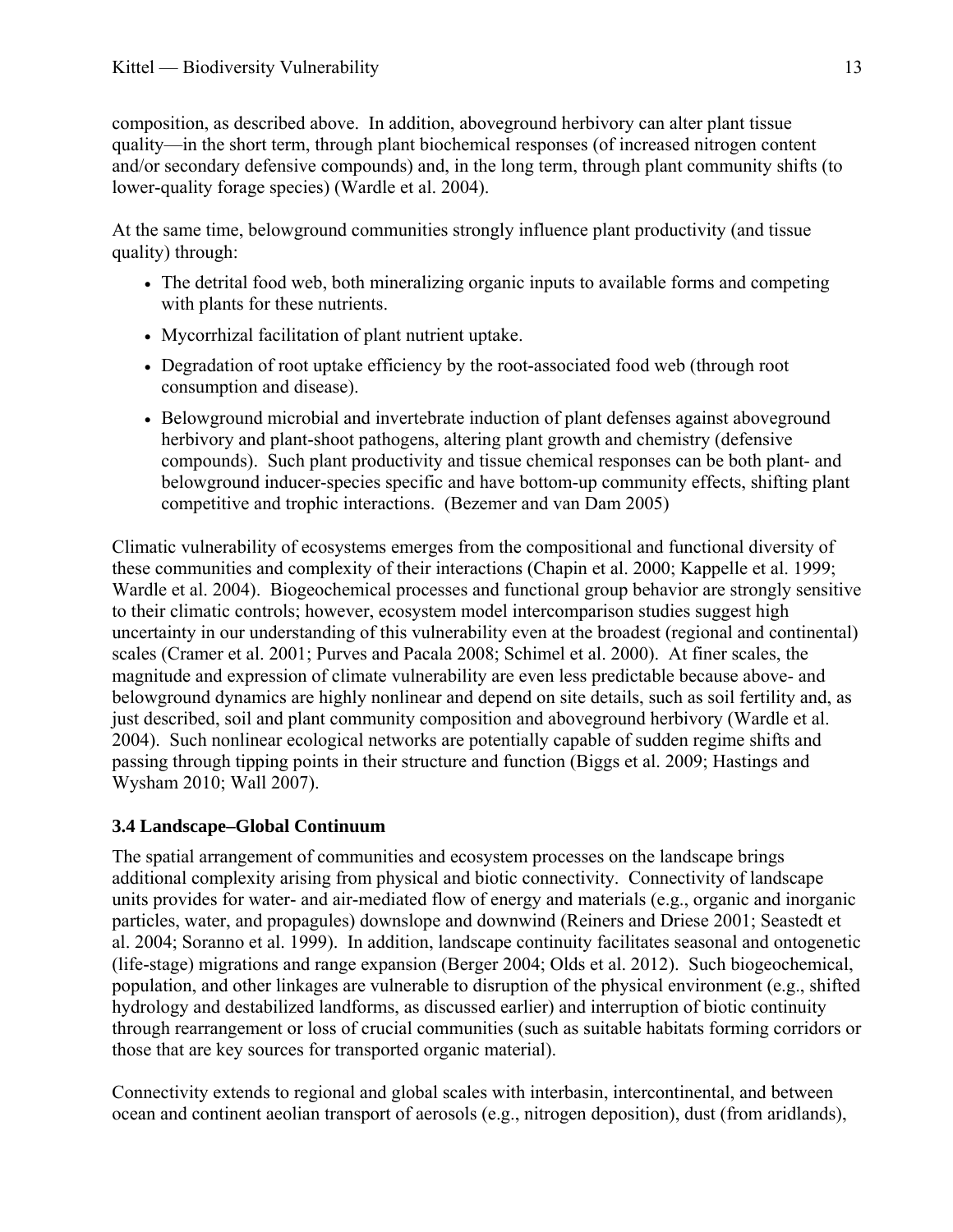composition, as described above. In addition, aboveground herbivory can alter plant tissue quality—in the short term, through plant biochemical responses (of increased nitrogen content and/or secondary defensive compounds) and, in the long term, through plant community shifts (to lower-quality forage species) (Wardle et al. 2004).

At the same time, belowground communities strongly influence plant productivity (and tissue quality) through:

- The detrital food web, both mineralizing organic inputs to available forms and competing with plants for these nutrients.
- Mycorrhizal facilitation of plant nutrient uptake.
- Degradation of root uptake efficiency by the root-associated food web (through root consumption and disease).
- Belowground microbial and invertebrate induction of plant defenses against aboveground herbivory and plant-shoot pathogens, altering plant growth and chemistry (defensive compounds). Such plant productivity and tissue chemical responses can be both plant- and belowground inducer-species specific and have bottom-up community effects, shifting plant competitive and trophic interactions. (Bezemer and van Dam 2005)

Climatic vulnerability of ecosystems emerges from the compositional and functional diversity of these communities and complexity of their interactions (Chapin et al. 2000; Kappelle et al. 1999; Wardle et al. 2004). Biogeochemical processes and functional group behavior are strongly sensitive to their climatic controls; however, ecosystem model intercomparison studies suggest high uncertainty in our understanding of this vulnerability even at the broadest (regional and continental) scales (Cramer et al. 2001; Purves and Pacala 2008; Schimel et al. 2000). At finer scales, the magnitude and expression of climate vulnerability are even less predictable because above- and belowground dynamics are highly nonlinear and depend on site details, such as soil fertility and, as just described, soil and plant community composition and aboveground herbivory (Wardle et al. 2004). Such nonlinear ecological networks are potentially capable of sudden regime shifts and passing through tipping points in their structure and function (Biggs et al. 2009; Hastings and Wysham 2010; Wall 2007).

### 3.4 Landscape–Global Continuum

The spatial arrangement of communities and ecosystem processes on the landscape brings additional complexity arising from physical and biotic connectivity. Connectivity of landscape units provides for water- and air-mediated flow of energy and materials (e.g., organic and inorganic particles, water, and propagules) downslope and downwind (Reiners and Driese 2001; Seastedt et al. 2004; Soranno et al. 1999). In addition, landscape continuity facilitates seasonal and ontogenetic (life-stage) migrations and range expansion (Berger 2004; Olds et al. 2012). Such biogeochemical, population, and other linkages are vulnerable to disruption of the physical environment (e.g., shifted hydrology and destabilized landforms, as discussed earlier) and interruption of biotic continuity through rearrangement or loss of crucial communities (such as suitable habitats forming corridors or those that are key sources for transported organic material).

Connectivity extends to regional and global scales with interbasin, intercontinental, and between ocean and continent aeolian transport of aerosols (e.g., nitrogen deposition), dust (from aridlands),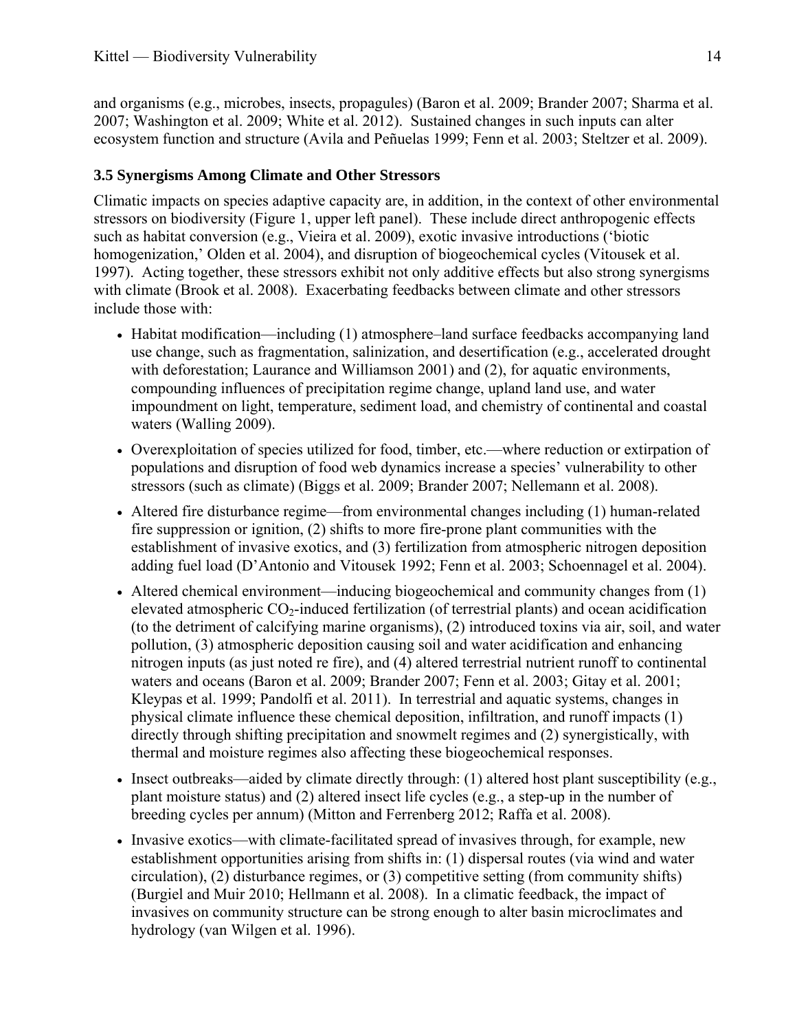and organisms (e.g., microbes, insects, propagules) (Baron et al. 2009; Brander 2007; Sharma et al. 2007; Washington et al. 2009; White et al. 2012). Sustained changes in such inputs can alter ecosystem function and structure (Avila and Peñuelas 1999; Fenn et al. 2003; Steltzer et al. 2009).

### 3.5 Synergisms Among Climate and Other Stressors

Climatic impacts on species adaptive capacity are, in addition, in the context of other environmental stressors on biodiversity (Figure 1, upper left panel). These include direct anthropogenic effects such as habitat conversion (e.g., Vieira et al. 2009), exotic invasive introductions ('biotic homogenization,' Olden et al. 2004), and disruption of biogeochemical cycles (Vitousek et al. 1997). Acting together, these stressors exhibit not only additive effects but also strong synergisms with climate (Brook et al. 2008). Exacerbating feedbacks between climate and other stressors include those with:

- Habitat modification—including (1) atmosphere–land surface feedbacks accompanying land use change, such as fragmentation, salinization, and desertification (e.g., accelerated drought with deforestation; Laurance and Williamson 2001) and (2), for aquatic environments, compounding influences of precipitation regime change, upland land use, and water impoundment on light, temperature, sediment load, and chemistry of continental and coastal waters (Walling 2009).
- Overexploitation of species utilized for food, timber, etc.—where reduction or extirpation of populations and disruption of food web dynamics increase a species' vulnerability to other stressors (such as climate) (Biggs et al. 2009; Brander 2007; Nellemann et al. 2008).
- Altered fire disturbance regime—from environmental changes including (1) human-related fire suppression or ignition, (2) shifts to more fire-prone plant communities with the establishment of invasive exotics, and (3) fertilization from atmospheric nitrogen deposition adding fuel load (D'Antonio and Vitousek 1992; Fenn et al. 2003; Schoennagel et al. 2004).
- Altered chemical environment—inducing biogeochemical and community changes from (1) elevated atmospheric $CO_2$-induced fertilization (of terrestrial plants) and ocean acidification (to the detriment of calcifying marine organisms), (2) introduced toxins via air, soil, and water pollution, (3) atmospheric deposition causing soil and water acidification and enhancing nitrogen inputs (as just noted re fire), and (4) altered terrestrial nutrient runoff to continental waters and oceans (Baron et al. 2009; Brander 2007; Fenn et al. 2003; Gitay et al. 2001; Kleypas et al. 1999; Pandolfi et al. 2011). In terrestrial and aquatic systems, changes in physical climate influence these chemical deposition, infiltration, and runoff impacts (1) directly through shifting precipitation and snowmelt regimes and (2) synergistically, with thermal and moisture regimes also affecting these biogeochemical responses.
- Insect outbreaks—aided by climate directly through: (1) altered host plant susceptibility (e.g., plant moisture status) and (2) altered insect life cycles (e.g., a step-up in the number of breeding cycles per annum) (Mitton and Ferrenberg 2012; Raffa et al. 2008).
- Invasive exotics—with climate-facilitated spread of invasives through, for example, new establishment opportunities arising from shifts in: (1) dispersal routes (via wind and water circulation), (2) disturbance regimes, or (3) competitive setting (from community shifts) (Burgiel and Muir 2010; Hellmann et al. 2008). In a climatic feedback, the impact of invasives on community structure can be strong enough to alter basin microclimates and hydrology (van Wilgen et al. 1996).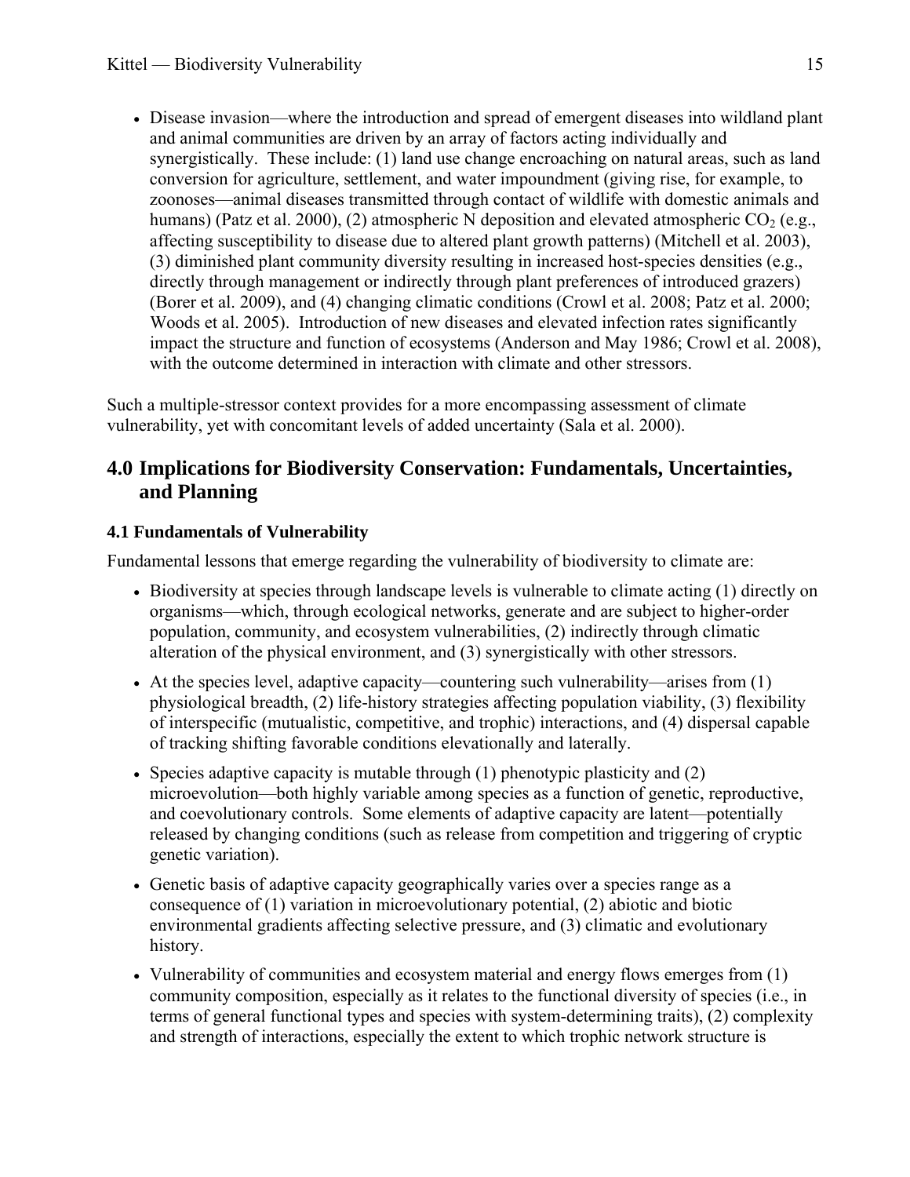- Disease invasion—where the introduction and spread of emergent diseases into wildland plant and animal communities are driven by an array of factors acting individually and synergistically. These include: (1) land use change encroaching on natural areas, such as land conversion for agriculture, settlement, and water impoundment (giving rise, for example, to zoonoses—animal diseases transmitted through contact of wildlife with domestic animals and humans) (Patz et al. 2000), (2) atmospheric N deposition and elevated atmospheric $CO_2$ (e.g., affecting susceptibility to disease due to altered plant growth patterns) (Mitchell et al. 2003), (3) diminished plant community diversity resulting in increased host-species densities (e.g., directly through management or indirectly through plant preferences of introduced grazers) (Borer et al. 2009), and (4) changing climatic conditions (Crowl et al. 2008; Patz et al. 2000; Woods et al. 2005). Introduction of new diseases and elevated infection rates significantly impact the structure and function of ecosystems (Anderson and May 1986; Crowl et al. 2008), with the outcome determined in interaction with climate and other stressors.

Such a multiple-stressor context provides for a more encompassing assessment of climate vulnerability, yet with concomitant levels of added uncertainty (Sala et al. 2000).

## 4.0 Implications for Biodiversity Conservation: Fundamentals, Uncertainties, and Planning

### 4.1 Fundamentals of Vulnerability

Fundamental lessons that emerge regarding the vulnerability of biodiversity to climate are:

- Biodiversity at species through landscape levels is vulnerable to climate acting (1) directly on organisms—which, through ecological networks, generate and are subject to higher-order population, community, and ecosystem vulnerabilities, (2) indirectly through climatic alteration of the physical environment, and (3) synergistically with other stressors.
- At the species level, adaptive capacity—countering such vulnerability—arises from (1) physiological breadth, (2) life-history strategies affecting population viability, (3) flexibility of interspecific (mutualistic, competitive, and trophic) interactions, and (4) dispersal capable of tracking shifting favorable conditions elevationally and laterally.
- Species adaptive capacity is mutable through (1) phenotypic plasticity and (2) microevolution—both highly variable among species as a function of genetic, reproductive, and coevolutionary controls. Some elements of adaptive capacity are latent—potentially released by changing conditions (such as release from competition and triggering of cryptic genetic variation).
- Genetic basis of adaptive capacity geographically varies over a species range as a consequence of (1) variation in microevolutionary potential, (2) abiotic and biotic environmental gradients affecting selective pressure, and (3) climatic and evolutionary history.
- Vulnerability of communities and ecosystem material and energy flows emerges from (1) community composition, especially as it relates to the functional diversity of species (i.e., in terms of general functional types and species with system-determining traits), (2) complexity and strength of interactions, especially the extent to which trophic network structure is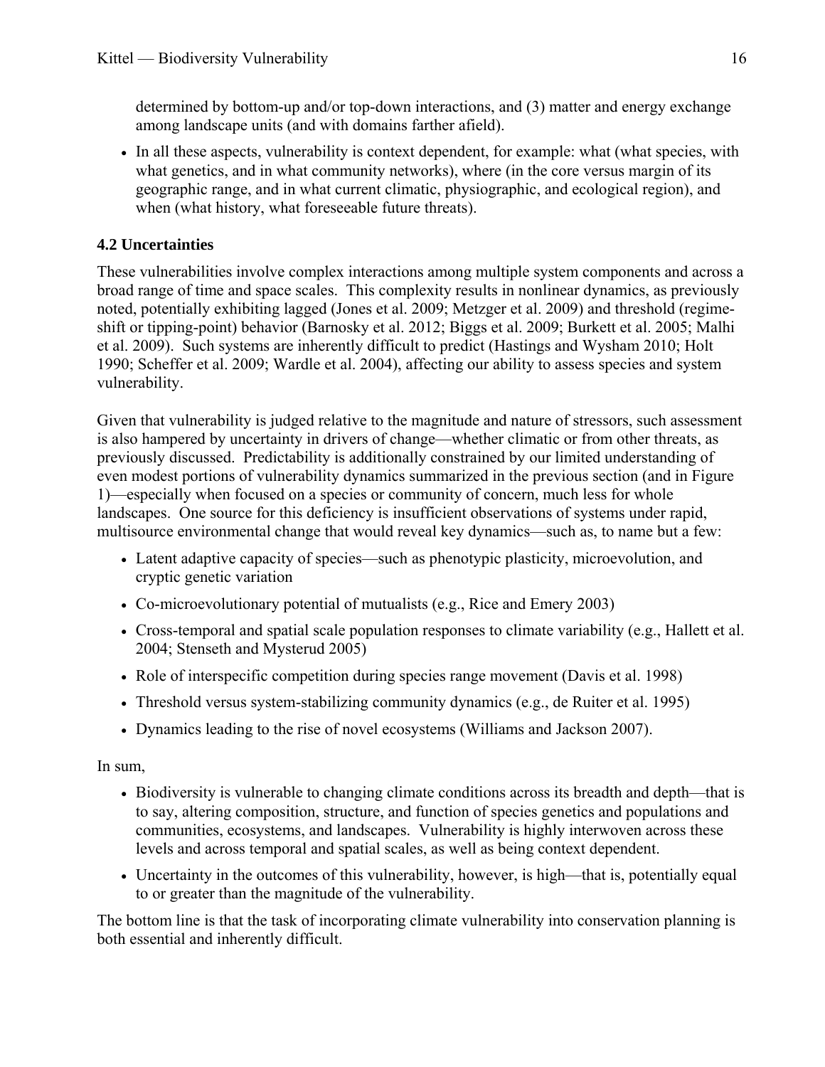determined by bottom-up and/or top-down interactions, and (3) matter and energy exchange among landscape units (and with domains farther afield).

- In all these aspects, vulnerability is context dependent, for example: what (what species, with what genetics, and in what community networks), where (in the core versus margin of its geographic range, and in what current climatic, physiographic, and ecological region), and when (what history, what foreseeable future threats).

### 4.2 Uncertainties

These vulnerabilities involve complex interactions among multiple system components and across a broad range of time and space scales. This complexity results in nonlinear dynamics, as previously noted, potentially exhibiting lagged (Jones et al. 2009; Metzger et al. 2009) and threshold (regime-shift or tipping-point) behavior (Barnosky et al. 2012; Biggs et al. 2009; Burkett et al. 2005; Malhi et al. 2009). Such systems are inherently difficult to predict (Hastings and Wysham 2010; Holt 1990; Scheffer et al. 2009; Wardle et al. 2004), affecting our ability to assess species and system vulnerability.

Given that vulnerability is judged relative to the magnitude and nature of stressors, such assessment is also hampered by uncertainty in drivers of change—whether climatic or from other threats, as previously discussed. Predictability is additionally constrained by our limited understanding of even modest portions of vulnerability dynamics summarized in the previous section (and in Figure 1)—especially when focused on a species or community of concern, much less for whole landscapes. One source for this deficiency is insufficient observations of systems under rapid, multisource environmental change that would reveal key dynamics—such as, to name but a few:

- Latent adaptive capacity of species—such as phenotypic plasticity, microevolution, and cryptic genetic variation
- Co-microevolutionary potential of mutualists (e.g., Rice and Emery 2003)
- Cross-temporal and spatial scale population responses to climate variability (e.g., Hallett et al. 2004; Stenseth and Mysterud 2005)
- Role of interspecific competition during species range movement (Davis et al. 1998)
- Threshold versus system-stabilizing community dynamics (e.g., de Ruiter et al. 1995)
- Dynamics leading to the rise of novel ecosystems (Williams and Jackson 2007).

In sum,

- Biodiversity is vulnerable to changing climate conditions across its breadth and depth—that is to say, altering composition, structure, and function of species genetics and populations and communities, ecosystems, and landscapes. Vulnerability is highly interwoven across these levels and across temporal and spatial scales, as well as being context dependent.
- Uncertainty in the outcomes of this vulnerability, however, is high—that is, potentially equal to or greater than the magnitude of the vulnerability.

The bottom line is that the task of incorporating climate vulnerability into conservation planning is both essential and inherently difficult.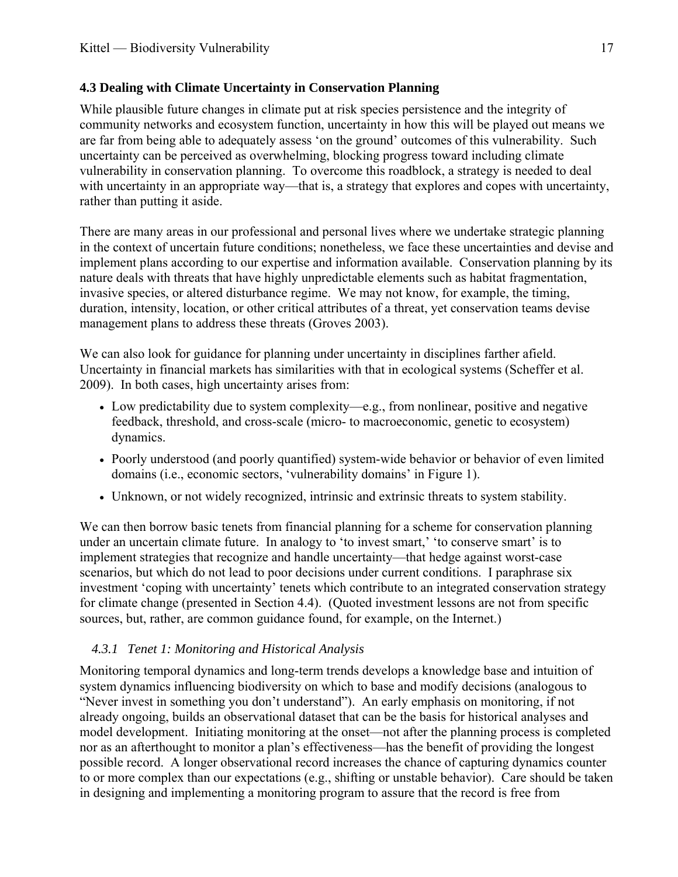### 4.3 Dealing with Climate Uncertainty in Conservation Planning

While plausible future changes in climate put at risk species persistence and the integrity of community networks and ecosystem function, uncertainty in how this will be played out means we are far from being able to adequately assess 'on the ground' outcomes of this vulnerability. Such uncertainty can be perceived as overwhelming, blocking progress toward including climate vulnerability in conservation planning. To overcome this roadblock, a strategy is needed to deal with uncertainty in an appropriate way—that is, a strategy that explores and copes with uncertainty, rather than putting it aside.

There are many areas in our professional and personal lives where we undertake strategic planning in the context of uncertain future conditions; nonetheless, we face these uncertainties and devise and implement plans according to our expertise and information available. Conservation planning by its nature deals with threats that have highly unpredictable elements such as habitat fragmentation, invasive species, or altered disturbance regime. We may not know, for example, the timing, duration, intensity, location, or other critical attributes of a threat, yet conservation teams devise management plans to address these threats (Groves 2003).

We can also look for guidance for planning under uncertainty in disciplines farther afield. Uncertainty in financial markets has similarities with that in ecological systems (Scheffer et al. 2009). In both cases, high uncertainty arises from:

- Low predictability due to system complexity—e.g., from nonlinear, positive and negative feedback, threshold, and cross-scale (micro- to macroeconomic, genetic to ecosystem) dynamics.
- Poorly understood (and poorly quantified) system-wide behavior or behavior of even limited domains (i.e., economic sectors, 'vulnerability domains' in Figure 1).
- Unknown, or not widely recognized, intrinsic and extrinsic threats to system stability.

We can then borrow basic tenets from financial planning for a scheme for conservation planning under an uncertain climate future. In analogy to 'to invest smart,' 'to conserve smart' is to implement strategies that recognize and handle uncertainty—that hedge against worst-case scenarios, but which do not lead to poor decisions under current conditions. I paraphrase six investment 'coping with uncertainty' tenets which contribute to an integrated conservation strategy for climate change (presented in Section 4.4). (Quoted investment lessons are not from specific sources, but, rather, are common guidance found, for example, on the Internet.)

#### *4.3.1 Tenet 1: Monitoring and Historical Analysis*

Monitoring temporal dynamics and long-term trends develops a knowledge base and intuition of system dynamics influencing biodiversity on which to base and modify decisions (analogous to "Never invest in something you don't understand"). An early emphasis on monitoring, if not already ongoing, builds an observational dataset that can be the basis for historical analyses and model development. Initiating monitoring at the onset—not after the planning process is completed nor as an afterthought to monitor a plan's effectiveness—has the benefit of providing the longest possible record. A longer observational record increases the chance of capturing dynamics counter to or more complex than our expectations (e.g., shifting or unstable behavior). Care should be taken in designing and implementing a monitoring program to assure that the record is free from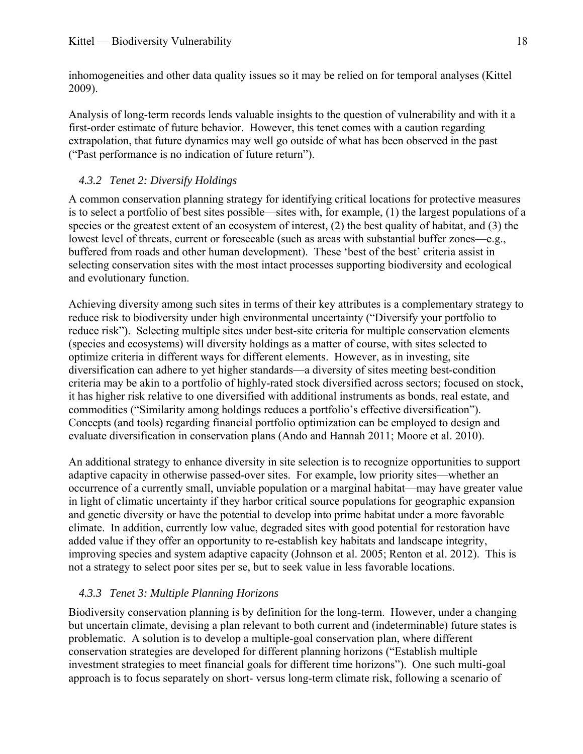inhomogeneities and other data quality issues so it may be relied on for temporal analyses (Kittel 2009).

Analysis of long-term records lends valuable insights to the question of vulnerability and with it a first-order estimate of future behavior. However, this tenet comes with a caution regarding extrapolation, that future dynamics may well go outside of what has been observed in the past ("Past performance is no indication of future return").

### *4.3.2 Tenet 2: Diversify Holdings*

A common conservation planning strategy for identifying critical locations for protective measures is to select a portfolio of best sites possible—sites with, for example, (1) the largest populations of a species or the greatest extent of an ecosystem of interest, (2) the best quality of habitat, and (3) the lowest level of threats, current or foreseeable (such as areas with substantial buffer zones—e.g., buffered from roads and other human development). These 'best of the best' criteria assist in selecting conservation sites with the most intact processes supporting biodiversity and ecological and evolutionary function.

Achieving diversity among such sites in terms of their key attributes is a complementary strategy to reduce risk to biodiversity under high environmental uncertainty ("Diversify your portfolio to reduce risk"). Selecting multiple sites under best-site criteria for multiple conservation elements (species and ecosystems) will diversity holdings as a matter of course, with sites selected to optimize criteria in different ways for different elements. However, as in investing, site diversification can adhere to yet higher standards—a diversity of sites meeting best-condition criteria may be akin to a portfolio of highly-rated stock diversified across sectors; focused on stock, it has higher risk relative to one diversified with additional instruments as bonds, real estate, and commodities ("Similarity among holdings reduces a portfolio's effective diversification"). Concepts (and tools) regarding financial portfolio optimization can be employed to design and evaluate diversification in conservation plans (Ando and Hannah 2011; Moore et al. 2010).

An additional strategy to enhance diversity in site selection is to recognize opportunities to support adaptive capacity in otherwise passed-over sites. For example, low priority sites—whether an occurrence of a currently small, unviable population or a marginal habitat—may have greater value in light of climatic uncertainty if they harbor critical source populations for geographic expansion and genetic diversity or have the potential to develop into prime habitat under a more favorable climate. In addition, currently low value, degraded sites with good potential for restoration have added value if they offer an opportunity to re-establish key habitats and landscape integrity, improving species and system adaptive capacity (Johnson et al. 2005; Renton et al. 2012). This is not a strategy to select poor sites per se, but to seek value in less favorable locations.

### *4.3.3 Tenet 3: Multiple Planning Horizons*

Biodiversity conservation planning is by definition for the long-term. However, under a changing but uncertain climate, devising a plan relevant to both current and (indeterminable) future states is problematic. A solution is to develop a multiple-goal conservation plan, where different conservation strategies are developed for different planning horizons ("Establish multiple investment strategies to meet financial goals for different time horizons"). One such multi-goal approach is to focus separately on short- versus long-term climate risk, following a scenario of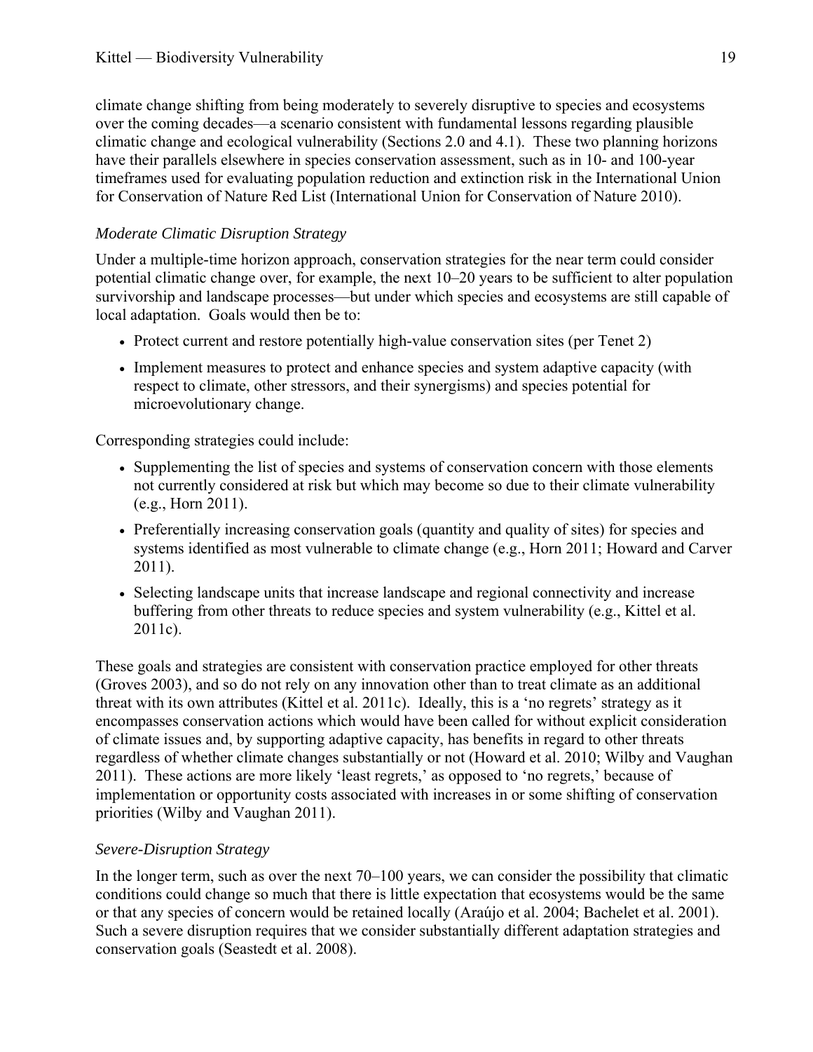climate change shifting from being moderately to severely disruptive to species and ecosystems over the coming decades—a scenario consistent with fundamental lessons regarding plausible climatic change and ecological vulnerability (Sections 2.0 and 4.1). These two planning horizons have their parallels elsewhere in species conservation assessment, such as in 10- and 100-year timeframes used for evaluating population reduction and extinction risk in the International Union for Conservation of Nature Red List (International Union for Conservation of Nature 2010).

### *Moderate Climatic Disruption Strategy*

Under a multiple-time horizon approach, conservation strategies for the near term could consider potential climatic change over, for example, the next 10–20 years to be sufficient to alter population survivorship and landscape processes—but under which species and ecosystems are still capable of local adaptation. Goals would then be to:

- Protect current and restore potentially high-value conservation sites (per Tenet 2)
- Implement measures to protect and enhance species and system adaptive capacity (with respect to climate, other stressors, and their synergisms) and species potential for microevolutionary change.

Corresponding strategies could include:

- Supplementing the list of species and systems of conservation concern with those elements not currently considered at risk but which may become so due to their climate vulnerability (e.g., Horn 2011).
- Preferentially increasing conservation goals (quantity and quality of sites) for species and systems identified as most vulnerable to climate change (e.g., Horn 2011; Howard and Carver 2011).
- Selecting landscape units that increase landscape and regional connectivity and increase buffering from other threats to reduce species and system vulnerability (e.g., Kittel et al. 2011c).

These goals and strategies are consistent with conservation practice employed for other threats (Groves 2003), and so do not rely on any innovation other than to treat climate as an additional threat with its own attributes (Kittel et al. 2011c). Ideally, this is a 'no regrets' strategy as it encompasses conservation actions which would have been called for without explicit consideration of climate issues and, by supporting adaptive capacity, has benefits in regard to other threats regardless of whether climate changes substantially or not (Howard et al. 2010; Wilby and Vaughan 2011). These actions are more likely 'least regrets,' as opposed to 'no regrets,' because of implementation or opportunity costs associated with increases in or some shifting of conservation priorities (Wilby and Vaughan 2011).

### *Severe-Disruption Strategy*

In the longer term, such as over the next 70–100 years, we can consider the possibility that climatic conditions could change so much that there is little expectation that ecosystems would be the same or that any species of concern would be retained locally (Araújo et al. 2004; Bachelet et al. 2001). Such a severe disruption requires that we consider substantially different adaptation strategies and conservation goals (Seastedt et al. 2008).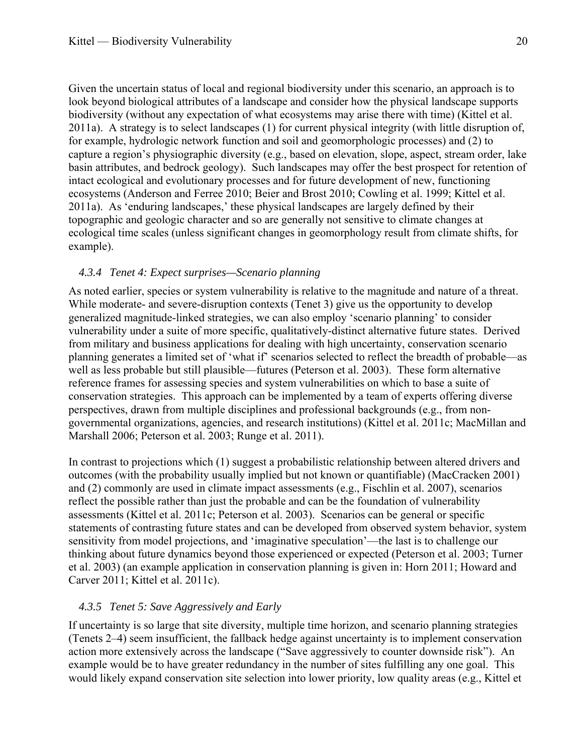Given the uncertain status of local and regional biodiversity under this scenario, an approach is to look beyond biological attributes of a landscape and consider how the physical landscape supports biodiversity (without any expectation of what ecosystems may arise there with time) (Kittel et al. 2011a). A strategy is to select landscapes (1) for current physical integrity (with little disruption of, for example, hydrologic network function and soil and geomorphologic processes) and (2) to capture a region's physiographic diversity (e.g., based on elevation, slope, aspect, stream order, lake basin attributes, and bedrock geology). Such landscapes may offer the best prospect for retention of intact ecological and evolutionary processes and for future development of new, functioning ecosystems (Anderson and Ferree 2010; Beier and Brost 2010; Cowling et al. 1999; Kittel et al. 2011a). As 'enduring landscapes,' these physical landscapes are largely defined by their topographic and geologic character and so are generally not sensitive to climate changes at ecological time scales (unless significant changes in geomorphology result from climate shifts, for example).

#### 4.3.4 Tenet 4: Expect surprises—Scenario planning

As noted earlier, species or system vulnerability is relative to the magnitude and nature of a threat. While moderate- and severe-disruption contexts (Tenet 3) give us the opportunity to develop generalized magnitude-linked strategies, we can also employ 'scenario planning' to consider vulnerability under a suite of more specific, qualitatively-distinct alternative future states. Derived from military and business applications for dealing with high uncertainty, conservation scenario planning generates a limited set of 'what if' scenarios selected to reflect the breadth of probable—as well as less probable but still plausible—futures (Peterson et al. 2003). These form alternative reference frames for assessing species and system vulnerabilities on which to base a suite of conservation strategies. This approach can be implemented by a team of experts offering diverse perspectives, drawn from multiple disciplines and professional backgrounds (e.g., from non-governmental organizations, agencies, and research institutions) (Kittel et al. 2011c; MacMillan and Marshall 2006; Peterson et al. 2003; Runge et al. 2011).

In contrast to projections which (1) suggest a probabilistic relationship between altered drivers and outcomes (with the probability usually implied but not known or quantifiable) (MacCracken 2001) and (2) commonly are used in climate impact assessments (e.g., Fischlin et al. 2007), scenarios reflect the possible rather than just the probable and can be the foundation of vulnerability assessments (Kittel et al. 2011c; Peterson et al. 2003). Scenarios can be general or specific statements of contrasting future states and can be developed from observed system behavior, system sensitivity from model projections, and 'imaginative speculation'—the last is to challenge our thinking about future dynamics beyond those experienced or expected (Peterson et al. 2003; Turner et al. 2003) (an example application in conservation planning is given in: Horn 2011; Howard and Carver 2011; Kittel et al. 2011c).

#### 4.3.5 Tenet 5: Save Aggressively and Early

If uncertainty is so large that site diversity, multiple time horizon, and scenario planning strategies (Tenets 2–4) seem insufficient, the fallback hedge against uncertainty is to implement conservation action more extensively across the landscape ("Save aggressively to counter downside risk"). An example would be to have greater redundancy in the number of sites fulfilling any one goal. This would likely expand conservation site selection into lower priority, low quality areas (e.g., Kittel et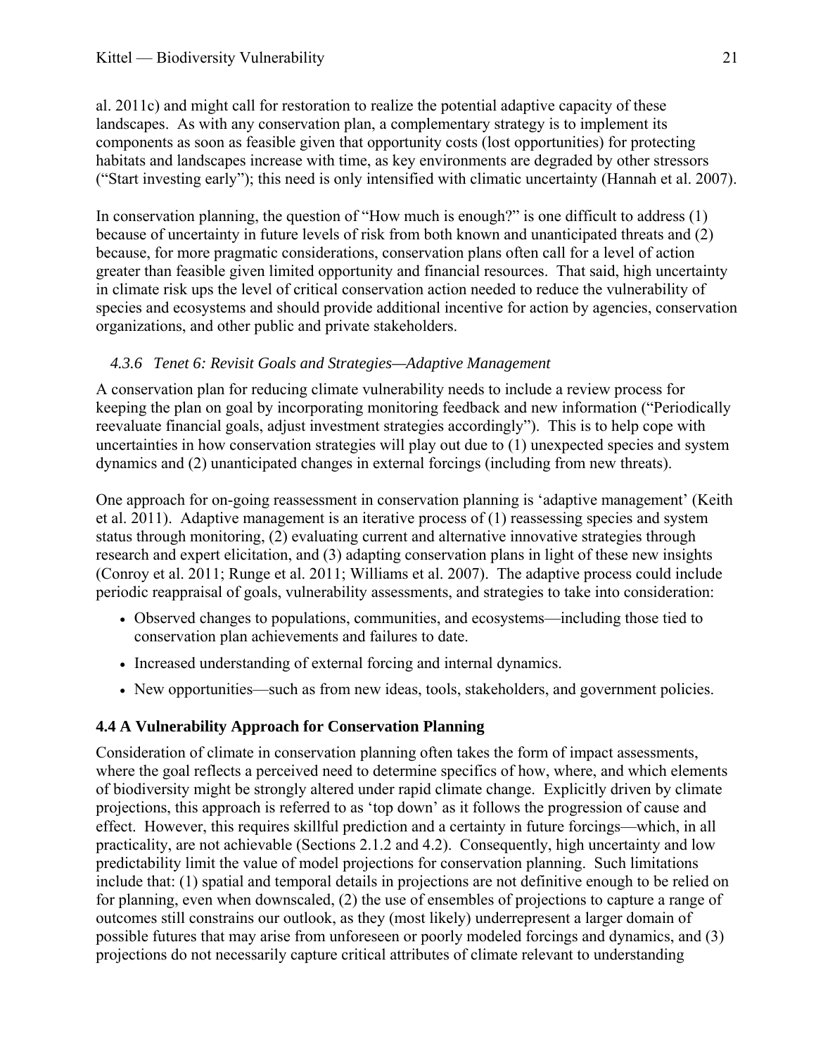al. 2011c) and might call for restoration to realize the potential adaptive capacity of these landscapes. As with any conservation plan, a complementary strategy is to implement its components as soon as feasible given that opportunity costs (lost opportunities) for protecting habitats and landscapes increase with time, as key environments are degraded by other stressors ("Start investing early"); this need is only intensified with climatic uncertainty (Hannah et al. 2007).

In conservation planning, the question of "How much is enough?" is one difficult to address (1) because of uncertainty in future levels of risk from both known and unanticipated threats and (2) because, for more pragmatic considerations, conservation plans often call for a level of action greater than feasible given limited opportunity and financial resources. That said, high uncertainty in climate risk ups the level of critical conservation action needed to reduce the vulnerability of species and ecosystems and should provide additional incentive for action by agencies, conservation organizations, and other public and private stakeholders.

#### *4.3.6 Tenet 6: Revisit Goals and Strategies—Adaptive Management*

A conservation plan for reducing climate vulnerability needs to include a review process for keeping the plan on goal by incorporating monitoring feedback and new information ("Periodically reevaluate financial goals, adjust investment strategies accordingly"). This is to help cope with uncertainties in how conservation strategies will play out due to (1) unexpected species and system dynamics and (2) unanticipated changes in external forcings (including from new threats).

One approach for on-going reassessment in conservation planning is 'adaptive management' (Keith et al. 2011). Adaptive management is an iterative process of (1) reassessing species and system status through monitoring, (2) evaluating current and alternative innovative strategies through research and expert elicitation, and (3) adapting conservation plans in light of these new insights (Conroy et al. 2011; Runge et al. 2011; Williams et al. 2007). The adaptive process could include periodic reappraisal of goals, vulnerability assessments, and strategies to take into consideration:

- Observed changes to populations, communities, and ecosystems—including those tied to conservation plan achievements and failures to date.
- Increased understanding of external forcing and internal dynamics.
- New opportunities—such as from new ideas, tools, stakeholders, and government policies.

### 4.4 A Vulnerability Approach for Conservation Planning

Consideration of climate in conservation planning often takes the form of impact assessments, where the goal reflects a perceived need to determine specifics of how, where, and which elements of biodiversity might be strongly altered under rapid climate change. Explicitly driven by climate projections, this approach is referred to as 'top down' as it follows the progression of cause and effect. However, this requires skillful prediction and a certainty in future forcings—which, in all practicality, are not achievable (Sections 2.1.2 and 4.2). Consequently, high uncertainty and low predictability limit the value of model projections for conservation planning. Such limitations include that: (1) spatial and temporal details in projections are not definitive enough to be relied on for planning, even when downscaled, (2) the use of ensembles of projections to capture a range of outcomes still constrains our outlook, as they (most likely) underrepresent a larger domain of possible futures that may arise from unforeseen or poorly modeled forcings and dynamics, and (3) projections do not necessarily capture critical attributes of climate relevant to understanding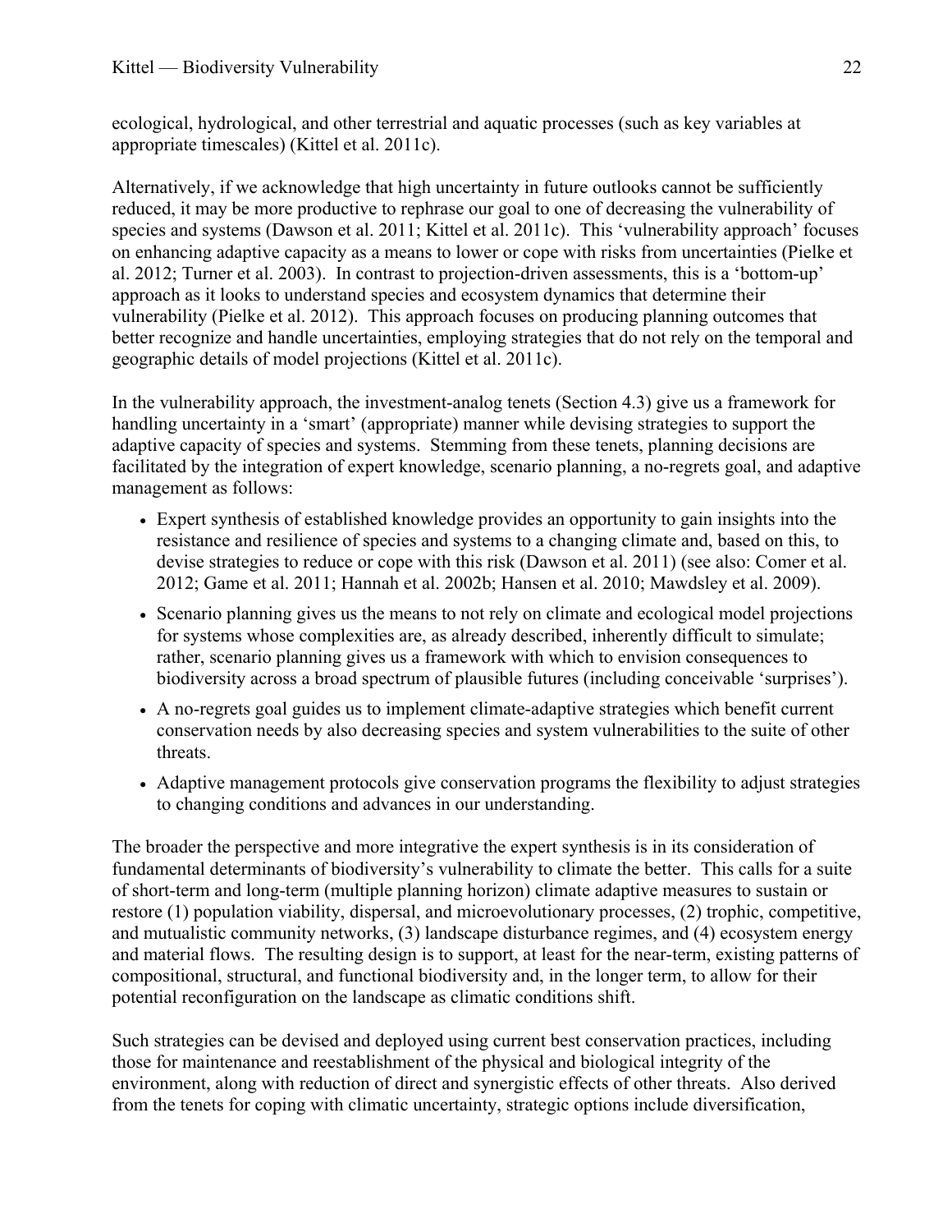ecological, hydrological, and other terrestrial and aquatic processes (such as key variables at appropriate timescales) (Kittel et al. 2011c).

Alternatively, if we acknowledge that high uncertainty in future outlooks cannot be sufficiently reduced, it may be more productive to rephrase our goal to one of decreasing the vulnerability of species and systems (Dawson et al. 2011; Kittel et al. 2011c). This 'vulnerability approach' focuses on enhancing adaptive capacity as a means to lower or cope with risks from uncertainties (Pielke et al. 2012; Turner et al. 2003). In contrast to projection-driven assessments, this is a 'bottom-up' approach as it looks to understand species and ecosystem dynamics that determine their vulnerability (Pielke et al. 2012). This approach focuses on producing planning outcomes that better recognize and handle uncertainties, employing strategies that do not rely on the temporal and geographic details of model projections (Kittel et al. 2011c).

In the vulnerability approach, the investment-analog tenets (Section 4.3) give us a framework for handling uncertainty in a 'smart' (appropriate) manner while devising strategies to support the adaptive capacity of species and systems. Stemming from these tenets, planning decisions are facilitated by the integration of expert knowledge, scenario planning, a no-regrets goal, and adaptive management as follows:

- Expert synthesis of established knowledge provides an opportunity to gain insights into the resistance and resilience of species and systems to a changing climate and, based on this, to devise strategies to reduce or cope with this risk (Dawson et al. 2011) (see also: Comer et al. 2012; Game et al. 2011; Hannah et al. 2002b; Hansen et al. 2010; Mawdsley et al. 2009).
- Scenario planning gives us the means to not rely on climate and ecological model projections for systems whose complexities are, as already described, inherently difficult to simulate; rather, scenario planning gives us a framework with which to envision consequences to biodiversity across a broad spectrum of plausible futures (including conceivable 'surprises').
- A no-regrets goal guides us to implement climate-adaptive strategies which benefit current conservation needs by also decreasing species and system vulnerabilities to the suite of other threats.
- Adaptive management protocols give conservation programs the flexibility to adjust strategies to changing conditions and advances in our understanding.

The broader the perspective and more integrative the expert synthesis is in its consideration of fundamental determinants of biodiversity's vulnerability to climate the better. This calls for a suite of short-term and long-term (multiple planning horizon) climate adaptive measures to sustain or restore (1) population viability, dispersal, and microevolutionary processes, (2) trophic, competitive, and mutualistic community networks, (3) landscape disturbance regimes, and (4) ecosystem energy and material flows. The resulting design is to support, at least for the near-term, existing patterns of compositional, structural, and functional biodiversity and, in the longer term, to allow for their potential reconfiguration on the landscape as climatic conditions shift.

Such strategies can be devised and deployed using current best conservation practices, including those for maintenance and reestablishment of the physical and biological integrity of the environment, along with reduction of direct and synergistic effects of other threats. Also derived from the tenets for coping with climatic uncertainty, strategic options include diversification,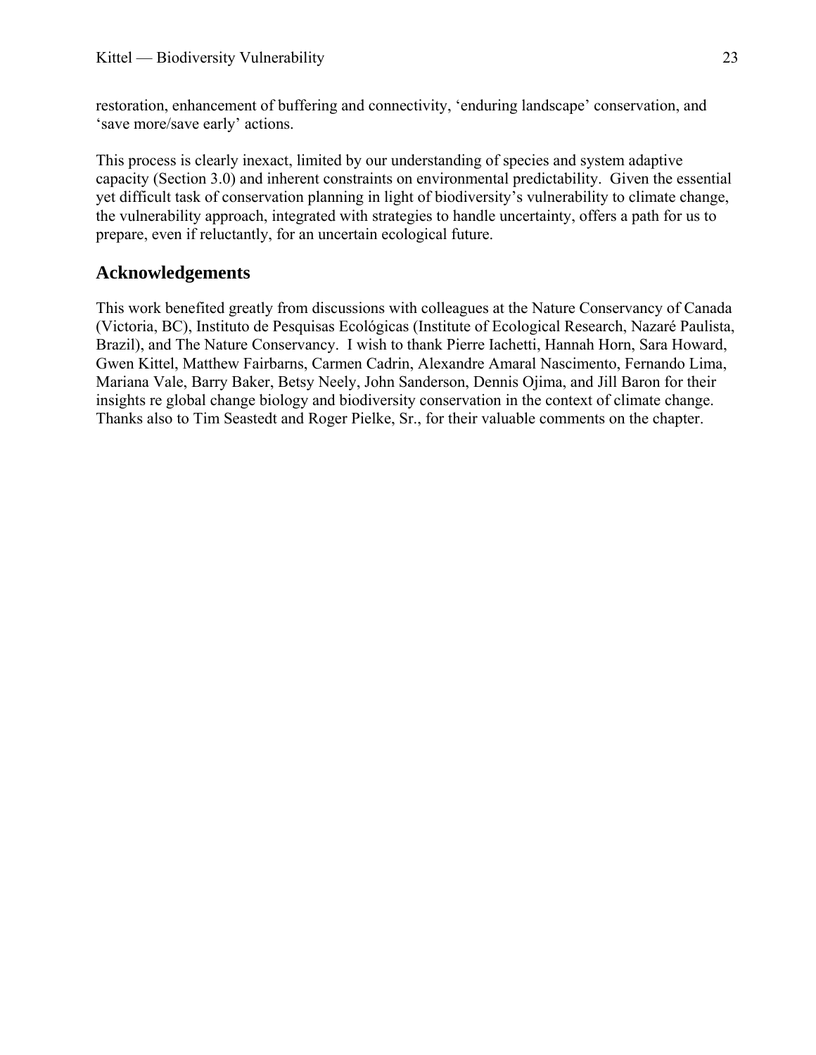restoration, enhancement of buffering and connectivity, 'enduring landscape' conservation, and 'save more/save early' actions.

This process is clearly inexact, limited by our understanding of species and system adaptive capacity (Section 3.0) and inherent constraints on environmental predictability. Given the essential yet difficult task of conservation planning in light of biodiversity's vulnerability to climate change, the vulnerability approach, integrated with strategies to handle uncertainty, offers a path for us to prepare, even if reluctantly, for an uncertain ecological future.

## Acknowledgements

This work benefited greatly from discussions with colleagues at the Nature Conservancy of Canada (Victoria, BC), Instituto de Pesquisas Ecológicas (Institute of Ecological Research, Nazaré Paulista, Brazil), and The Nature Conservancy. I wish to thank Pierre Iachetti, Hannah Horn, Sara Howard, Gwen Kittel, Matthew Fairbarns, Carmen Cadrin, Alexandre Amaral Nascimento, Fernando Lima, Mariana Vale, Barry Baker, Betsy Neely, John Sanderson, Dennis Ojima, and Jill Baron for their insights re global change biology and biodiversity conservation in the context of climate change. Thanks also to Tim Seastedt and Roger Pielke, Sr., for their valuable comments on the chapter.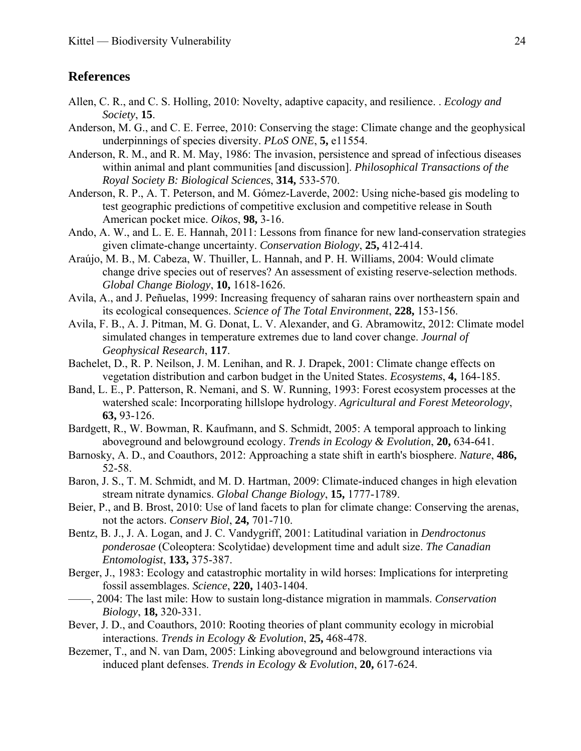## References

Allen, C. R., and C. S. Holling, 2010: Novelty, adaptive capacity, and resilience. . *Ecology and Society*, **15**.

Anderson, M. G., and C. E. Ferree, 2010: Conserving the stage: Climate change and the geophysical underpinnings of species diversity. *PLoS ONE*, **5,** e11554.

Anderson, R. M., and R. M. May, 1986: The invasion, persistence and spread of infectious diseases within animal and plant communities [and discussion]. *Philosophical Transactions of the Royal Society B: Biological Sciences*, **314,** 533-570.

Anderson, R. P., A. T. Peterson, and M. Gómez-Laverde, 2002: Using niche-based gis modeling to test geographic predictions of competitive exclusion and competitive release in South American pocket mice. *Oikos*, **98,** 3-16.

Ando, A. W., and L. E. E. Hannah, 2011: Lessons from finance for new land-conservation strategies given climate-change uncertainty. *Conservation Biology*, **25,** 412-414.

Araújo, M. B., M. Cabeza, W. Thuiller, L. Hannah, and P. H. Williams, 2004: Would climate change drive species out of reserves? An assessment of existing reserve-selection methods. *Global Change Biology*, **10,** 1618-1626.

Avila, A., and J. Peñuelas, 1999: Increasing frequency of saharan rains over northeastern spain and its ecological consequences. *Science of The Total Environment*, **228,** 153-156.

Avila, F. B., A. J. Pitman, M. G. Donat, L. V. Alexander, and G. Abramowitz, 2012: Climate model simulated changes in temperature extremes due to land cover change. *Journal of Geophysical Research*, **117**.

Bachelet, D., R. P. Neilson, J. M. Lenihan, and R. J. Drapek, 2001: Climate change effects on vegetation distribution and carbon budget in the United States. *Ecosystems*, **4,** 164-185.

Band, L. E., P. Patterson, R. Nemani, and S. W. Running, 1993: Forest ecosystem processes at the watershed scale: Incorporating hillslope hydrology. *Agricultural and Forest Meteorology*, **63,** 93-126.

Bardgett, R., W. Bowman, R. Kaufmann, and S. Schmidt, 2005: A temporal approach to linking aboveground and belowground ecology. *Trends in Ecology & Evolution*, **20,** 634-641.

Barnosky, A. D., and Coauthors, 2012: Approaching a state shift in earth's biosphere. *Nature*, **486,** 52-58.

Baron, J. S., T. M. Schmidt, and M. D. Hartman, 2009: Climate-induced changes in high elevation stream nitrate dynamics. *Global Change Biology*, **15,** 1777-1789.

Beier, P., and B. Brost, 2010: Use of land facets to plan for climate change: Conserving the arenas, not the actors. *Conserv Biol*, **24,** 701-710.

Bentz, B. J., J. A. Logan, and J. C. Vandygriff, 2001: Latitudinal variation in *Dendroctonus ponderosae* (Coleoptera: Scolytidae) development time and adult size. *The Canadian Entomologist*, **133,** 375-387.

Berger, J., 1983: Ecology and catastrophic mortality in wild horses: Implications for interpreting fossil assemblages. *Science*, **220,** 1403-1404.

——, 2004: The last mile: How to sustain long-distance migration in mammals. *Conservation Biology*, **18,** 320-331.

Bever, J. D., and Coauthors, 2010: Rooting theories of plant community ecology in microbial interactions. *Trends in Ecology & Evolution*, **25,** 468-478.

Bezemer, T., and N. van Dam, 2005: Linking aboveground and belowground interactions via induced plant defenses. *Trends in Ecology & Evolution*, **20,** 617-624.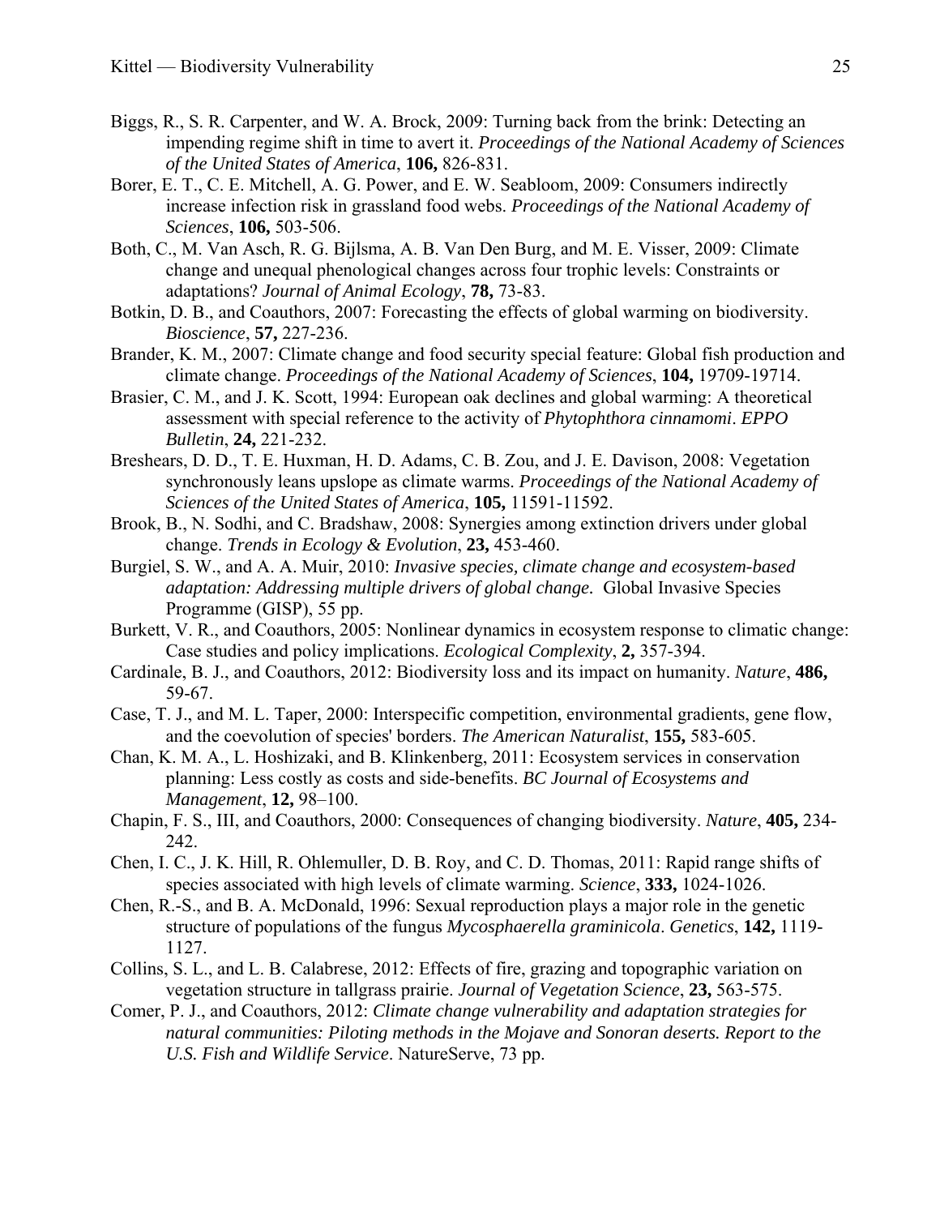Biggs, R., S. R. Carpenter, and W. A. Brock, 2009: Turning back from the brink: Detecting an impending regime shift in time to avert it. *Proceedings of the National Academy of Sciences of the United States of America*, **106,** 826-831.

Borer, E. T., C. E. Mitchell, A. G. Power, and E. W. Seabloom, 2009: Consumers indirectly increase infection risk in grassland food webs. *Proceedings of the National Academy of Sciences*, **106,** 503-506.

Both, C., M. Van Asch, R. G. Bijlsma, A. B. Van Den Burg, and M. E. Visser, 2009: Climate change and unequal phenological changes across four trophic levels: Constraints or adaptations? *Journal of Animal Ecology*, **78,** 73-83.

Botkin, D. B., and Coauthors, 2007: Forecasting the effects of global warming on biodiversity. *Bioscience*, **57,** 227-236.

Brander, K. M., 2007: Climate change and food security special feature: Global fish production and climate change. *Proceedings of the National Academy of Sciences*, **104,** 19709-19714.

Brasier, C. M., and J. K. Scott, 1994: European oak declines and global warming: A theoretical assessment with special reference to the activity of *Phytophthora cinnamomi*. *EPPO Bulletin*, **24,** 221-232.

Breshears, D. D., T. E. Huxman, H. D. Adams, C. B. Zou, and J. E. Davison, 2008: Vegetation synchronously leans upslope as climate warms. *Proceedings of the National Academy of Sciences of the United States of America*, **105,** 11591-11592.

Brook, B., N. Sodhi, and C. Bradshaw, 2008: Synergies among extinction drivers under global change. *Trends in Ecology & Evolution*, **23,** 453-460.

Burgiel, S. W., and A. A. Muir, 2010: *Invasive species, climate change and ecosystem-based adaptation: Addressing multiple drivers of global change.* Global Invasive Species Programme (GISP), 55 pp.

Burkett, V. R., and Coauthors, 2005: Nonlinear dynamics in ecosystem response to climatic change: Case studies and policy implications. *Ecological Complexity*, **2,** 357-394.

Cardinale, B. J., and Coauthors, 2012: Biodiversity loss and its impact on humanity. *Nature*, **486,** 59-67.

Case, T. J., and M. L. Taper, 2000: Interspecific competition, environmental gradients, gene flow, and the coevolution of species' borders. *The American Naturalist*, **155,** 583-605.

Chan, K. M. A., L. Hoshizaki, and B. Klinkenberg, 2011: Ecosystem services in conservation planning: Less costly as costs and side-benefits. *BC Journal of Ecosystems and Management*, **12,** 98–100.

Chapin, F. S., III, and Coauthors, 2000: Consequences of changing biodiversity. *Nature*, **405,** 234-242.

Chen, I. C., J. K. Hill, R. Ohlemuller, D. B. Roy, and C. D. Thomas, 2011: Rapid range shifts of species associated with high levels of climate warming. *Science*, **333,** 1024-1026.

Chen, R.-S., and B. A. McDonald, 1996: Sexual reproduction plays a major role in the genetic structure of populations of the fungus *Mycosphaerella graminicola*. *Genetics*, **142,** 1119-1127.

Collins, S. L., and L. B. Calabrese, 2012: Effects of fire, grazing and topographic variation on vegetation structure in tallgrass prairie. *Journal of Vegetation Science*, **23,** 563-575.

Comer, P. J., and Coauthors, 2012: *Climate change vulnerability and adaptation strategies for natural communities: Piloting methods in the Mojave and Sonoran deserts. Report to the U.S. Fish and Wildlife Service*. NatureServe, 73 pp.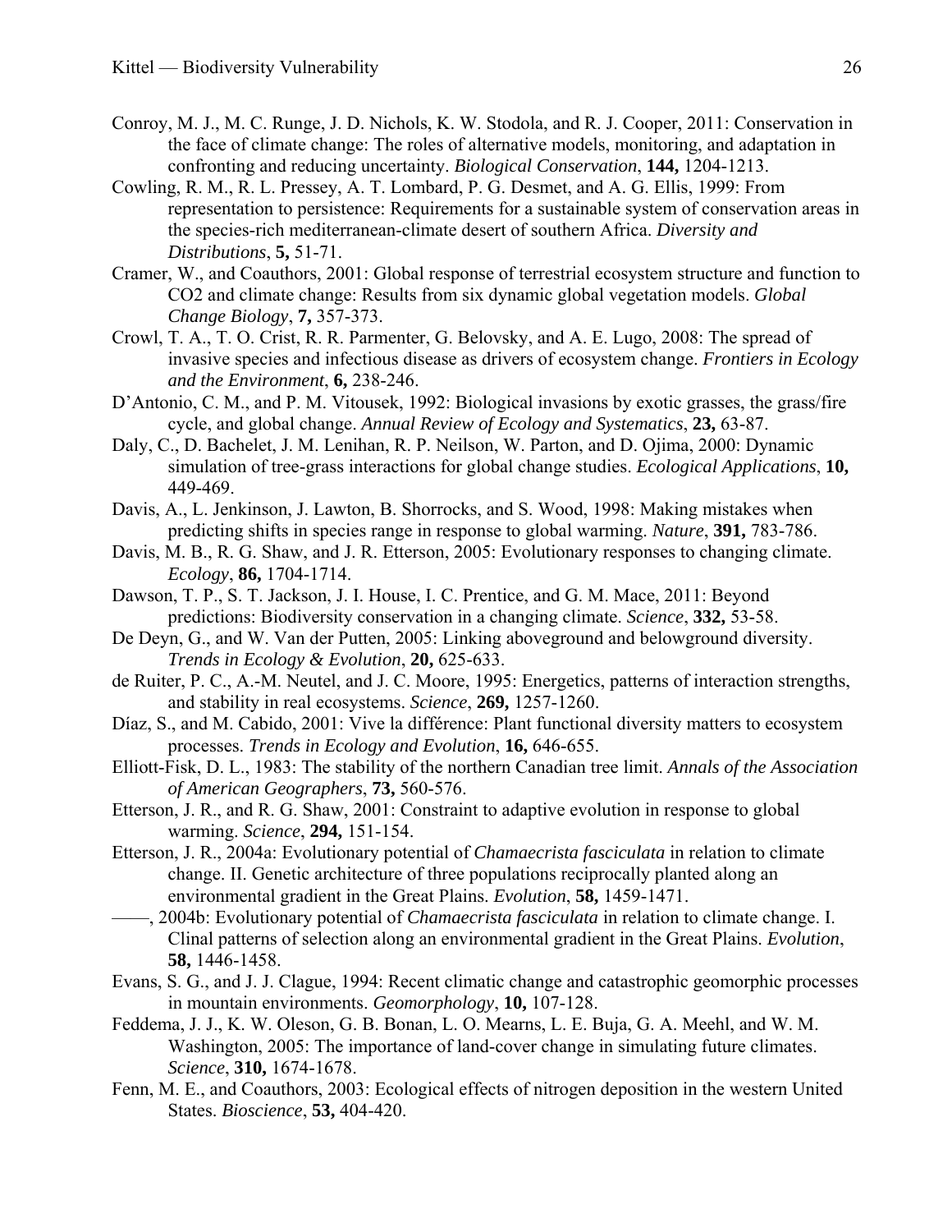Conroy, M. J., M. C. Runge, J. D. Nichols, K. W. Stodola, and R. J. Cooper, 2011: Conservation in the face of climate change: The roles of alternative models, monitoring, and adaptation in confronting and reducing uncertainty. *Biological Conservation*, **144,** 1204-1213.

Cowling, R. M., R. L. Pressey, A. T. Lombard, P. G. Desmet, and A. G. Ellis, 1999: From representation to persistence: Requirements for a sustainable system of conservation areas in the species-rich mediterranean-climate desert of southern Africa. *Diversity and Distributions*, **5,** 51-71.

Cramer, W., and Coauthors, 2001: Global response of terrestrial ecosystem structure and function to CO2 and climate change: Results from six dynamic global vegetation models. *Global Change Biology*, **7,** 357-373.

Crowl, T. A., T. O. Crist, R. R. Parmenter, G. Belovsky, and A. E. Lugo, 2008: The spread of invasive species and infectious disease as drivers of ecosystem change. *Frontiers in Ecology and the Environment*, **6,** 238-246.

D'Antonio, C. M., and P. M. Vitousek, 1992: Biological invasions by exotic grasses, the grass/fire cycle, and global change. *Annual Review of Ecology and Systematics*, **23,** 63-87.

Daly, C., D. Bachelet, J. M. Lenihan, R. P. Neilson, W. Parton, and D. Ojima, 2000: Dynamic simulation of tree-grass interactions for global change studies. *Ecological Applications*, **10,** 449-469.

Davis, A., L. Jenkinson, J. Lawton, B. Shorrocks, and S. Wood, 1998: Making mistakes when predicting shifts in species range in response to global warming. *Nature*, **391,** 783-786.

Davis, M. B., R. G. Shaw, and J. R. Etterson, 2005: Evolutionary responses to changing climate. *Ecology*, **86,** 1704-1714.

Dawson, T. P., S. T. Jackson, J. I. House, I. C. Prentice, and G. M. Mace, 2011: Beyond predictions: Biodiversity conservation in a changing climate. *Science*, **332,** 53-58.

De Deyn, G., and W. Van der Putten, 2005: Linking aboveground and belowground diversity. *Trends in Ecology & Evolution*, **20,** 625-633.

de Ruiter, P. C., A.-M. Neutel, and J. C. Moore, 1995: Energetics, patterns of interaction strengths, and stability in real ecosystems. *Science*, **269,** 1257-1260.

Díaz, S., and M. Cabido, 2001: Vive la différence: Plant functional diversity matters to ecosystem processes. *Trends in Ecology and Evolution*, **16,** 646-655.

Elliott-Fisk, D. L., 1983: The stability of the northern Canadian tree limit. *Annals of the Association of American Geographers*, **73,** 560-576.

Etterson, J. R., and R. G. Shaw, 2001: Constraint to adaptive evolution in response to global warming. *Science*, **294,** 151-154.

Etterson, J. R., 2004a: Evolutionary potential of *Chamaecrista fasciculata* in relation to climate change. II. Genetic architecture of three populations reciprocally planted along an environmental gradient in the Great Plains. *Evolution*, **58,** 1459-1471.

——, 2004b: Evolutionary potential of *Chamaecrista fasciculata* in relation to climate change. I. Clinal patterns of selection along an environmental gradient in the Great Plains. *Evolution*, **58,** 1446-1458.

Evans, S. G., and J. J. Clague, 1994: Recent climatic change and catastrophic geomorphic processes in mountain environments. *Geomorphology*, **10,** 107-128.

Feddema, J. J., K. W. Oleson, G. B. Bonan, L. O. Mearns, L. E. Buja, G. A. Meehl, and W. M. Washington, 2005: The importance of land-cover change in simulating future climates. *Science*, **310,** 1674-1678.

Fenn, M. E., and Coauthors, 2003: Ecological effects of nitrogen deposition in the western United States. *Bioscience*, **53,** 404-420.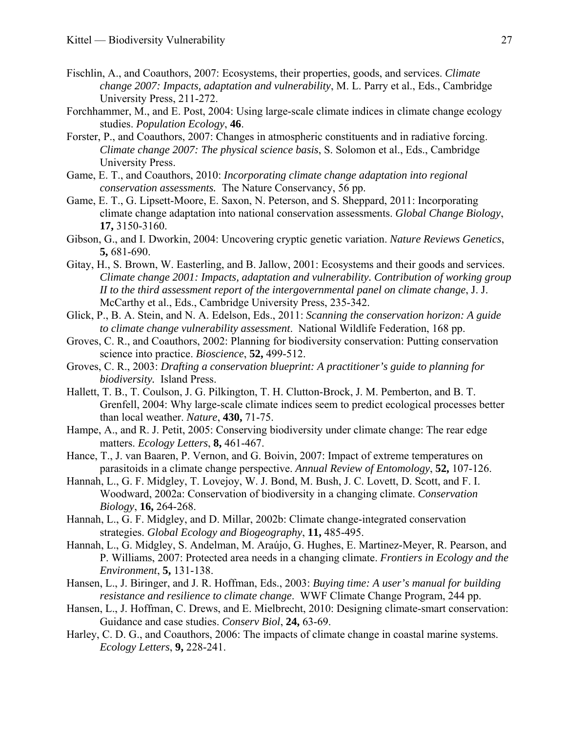Fischlin, A., and Coauthors, 2007: Ecosystems, their properties, goods, and services. *Climate change 2007: Impacts, adaptation and vulnerability*, M. L. Parry et al., Eds., Cambridge University Press, 211-272.

Forchhammer, M., and E. Post, 2004: Using large-scale climate indices in climate change ecology studies. *Population Ecology*, **46**.

Forster, P., and Coauthors, 2007: Changes in atmospheric constituents and in radiative forcing. *Climate change 2007: The physical science basis*, S. Solomon et al., Eds., Cambridge University Press.

Game, E. T., and Coauthors, 2010: *Incorporating climate change adaptation into regional conservation assessments.* The Nature Conservancy, 56 pp.

Game, E. T., G. Lipsett-Moore, E. Saxon, N. Peterson, and S. Sheppard, 2011: Incorporating climate change adaptation into national conservation assessments. *Global Change Biology*, **17,** 3150-3160.

Gibson, G., and I. Dworkin, 2004: Uncovering cryptic genetic variation. *Nature Reviews Genetics*, **5,** 681-690.

Gitay, H., S. Brown, W. Easterling, and B. Jallow, 2001: Ecosystems and their goods and services. *Climate change 2001: Impacts, adaptation and vulnerability. Contribution of working group II to the third assessment report of the intergovernmental panel on climate change*, J. J. McCarthy et al., Eds., Cambridge University Press, 235-342.

Glick, P., B. A. Stein, and N. A. Edelson, Eds., 2011: *Scanning the conservation horizon: A guide to climate change vulnerability assessment*. National Wildlife Federation, 168 pp.

Groves, C. R., and Coauthors, 2002: Planning for biodiversity conservation: Putting conservation science into practice. *Bioscience*, **52,** 499-512.

Groves, C. R., 2003: *Drafting a conservation blueprint: A practitioner's guide to planning for biodiversity.* Island Press.

Hallett, T. B., T. Coulson, J. G. Pilkington, T. H. Clutton-Brock, J. M. Pemberton, and B. T. Grenfell, 2004: Why large-scale climate indices seem to predict ecological processes better than local weather. *Nature*, **430,** 71-75.

Hampe, A., and R. J. Petit, 2005: Conserving biodiversity under climate change: The rear edge matters. *Ecology Letters*, **8,** 461-467.

Hance, T., J. van Baaren, P. Vernon, and G. Boivin, 2007: Impact of extreme temperatures on parasitoids in a climate change perspective. *Annual Review of Entomology*, **52,** 107-126.

Hannah, L., G. F. Midgley, T. Lovejoy, W. J. Bond, M. Bush, J. C. Lovett, D. Scott, and F. I. Woodward, 2002a: Conservation of biodiversity in a changing climate. *Conservation Biology*, **16,** 264-268.

Hannah, L., G. F. Midgley, and D. Millar, 2002b: Climate change-integrated conservation strategies. *Global Ecology and Biogeography*, **11,** 485-495.

Hannah, L., G. Midgley, S. Andelman, M. Araújo, G. Hughes, E. Martinez-Meyer, R. Pearson, and P. Williams, 2007: Protected area needs in a changing climate. *Frontiers in Ecology and the Environment*, **5,** 131-138.

Hansen, L., J. Biringer, and J. R. Hoffman, Eds., 2003: *Buying time: A user's manual for building resistance and resilience to climate change*. WWF Climate Change Program, 244 pp.

Hansen, L., J. Hoffman, C. Drews, and E. Mielbrecht, 2010: Designing climate-smart conservation: Guidance and case studies. *Conserv Biol*, **24,** 63-69.

Harley, C. D. G., and Coauthors, 2006: The impacts of climate change in coastal marine systems. *Ecology Letters*, **9,** 228-241.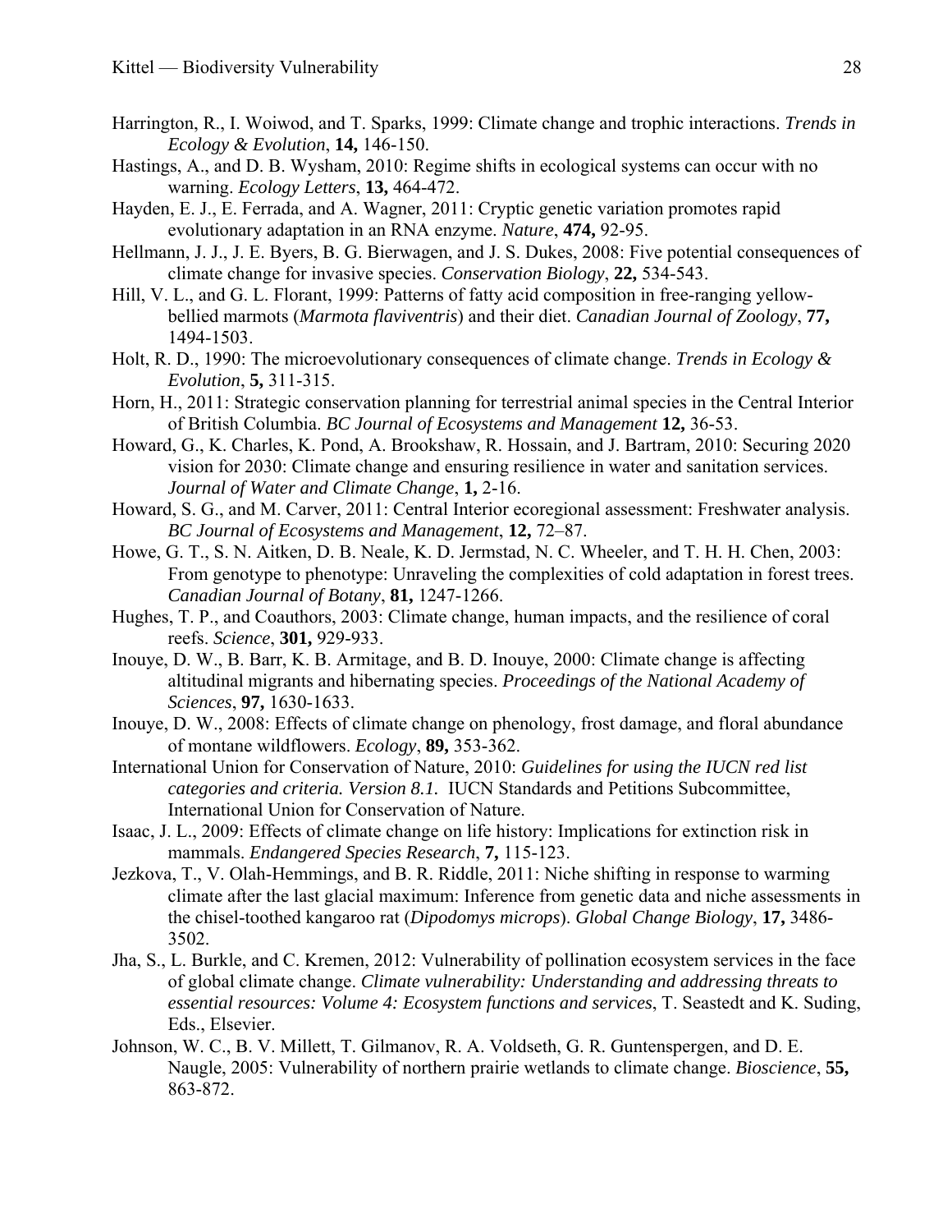Harrington, R., I. Woiwod, and T. Sparks, 1999: Climate change and trophic interactions. *Trends in Ecology & Evolution*, **14,** 146-150.

Hastings, A., and D. B. Wysham, 2010: Regime shifts in ecological systems can occur with no warning. *Ecology Letters*, **13,** 464-472.

Hayden, E. J., E. Ferrada, and A. Wagner, 2011: Cryptic genetic variation promotes rapid evolutionary adaptation in an RNA enzyme. *Nature*, **474,** 92-95.

Hellmann, J. J., J. E. Byers, B. G. Bierwagen, and J. S. Dukes, 2008: Five potential consequences of climate change for invasive species. *Conservation Biology*, **22,** 534-543.

Hill, V. L., and G. L. Florant, 1999: Patterns of fatty acid composition in free-ranging yellow-bellied marmots (*Marmota flaviventris*) and their diet. *Canadian Journal of Zoology*, **77,** 1494-1503.

Holt, R. D., 1990: The microevolutionary consequences of climate change. *Trends in Ecology & Evolution*, **5,** 311-315.

Horn, H., 2011: Strategic conservation planning for terrestrial animal species in the Central Interior of British Columbia. *BC Journal of Ecosystems and Management* **12,** 36-53.

Howard, G., K. Charles, K. Pond, A. Brookshaw, R. Hossain, and J. Bartram, 2010: Securing 2020 vision for 2030: Climate change and ensuring resilience in water and sanitation services. *Journal of Water and Climate Change*, **1,** 2-16.

Howard, S. G., and M. Carver, 2011: Central Interior ecoregional assessment: Freshwater analysis. *BC Journal of Ecosystems and Management*, **12,** 72–87.

Howe, G. T., S. N. Aitken, D. B. Neale, K. D. Jermstad, N. C. Wheeler, and T. H. H. Chen, 2003: From genotype to phenotype: Unraveling the complexities of cold adaptation in forest trees. *Canadian Journal of Botany*, **81,** 1247-1266.

Hughes, T. P., and Coauthors, 2003: Climate change, human impacts, and the resilience of coral reefs. *Science*, **301,** 929-933.

Inouye, D. W., B. Barr, K. B. Armitage, and B. D. Inouye, 2000: Climate change is affecting altitudinal migrants and hibernating species. *Proceedings of the National Academy of Sciences*, **97,** 1630-1633.

Inouye, D. W., 2008: Effects of climate change on phenology, frost damage, and floral abundance of montane wildflowers. *Ecology*, **89,** 353-362.

International Union for Conservation of Nature, 2010: *Guidelines for using the IUCN red list categories and criteria. Version 8.1.* IUCN Standards and Petitions Subcommittee, International Union for Conservation of Nature.

Isaac, J. L., 2009: Effects of climate change on life history: Implications for extinction risk in mammals. *Endangered Species Research*, **7,** 115-123.

Jezkova, T., V. Olah-Hemmings, and B. R. Riddle, 2011: Niche shifting in response to warming climate after the last glacial maximum: Inference from genetic data and niche assessments in the chisel-toothed kangaroo rat (*Dipodomys microps*). *Global Change Biology*, **17,** 3486-3502.

Jha, S., L. Burkle, and C. Kremen, 2012: Vulnerability of pollination ecosystem services in the face of global climate change. *Climate vulnerability: Understanding and addressing threats to essential resources: Volume 4: Ecosystem functions and services*, T. Seastedt and K. Suding, Eds., Elsevier.

Johnson, W. C., B. V. Millett, T. Gilmanov, R. A. Voldseth, G. R. Guntenspergen, and D. E. Naugle, 2005: Vulnerability of northern prairie wetlands to climate change. *Bioscience*, **55,** 863-872.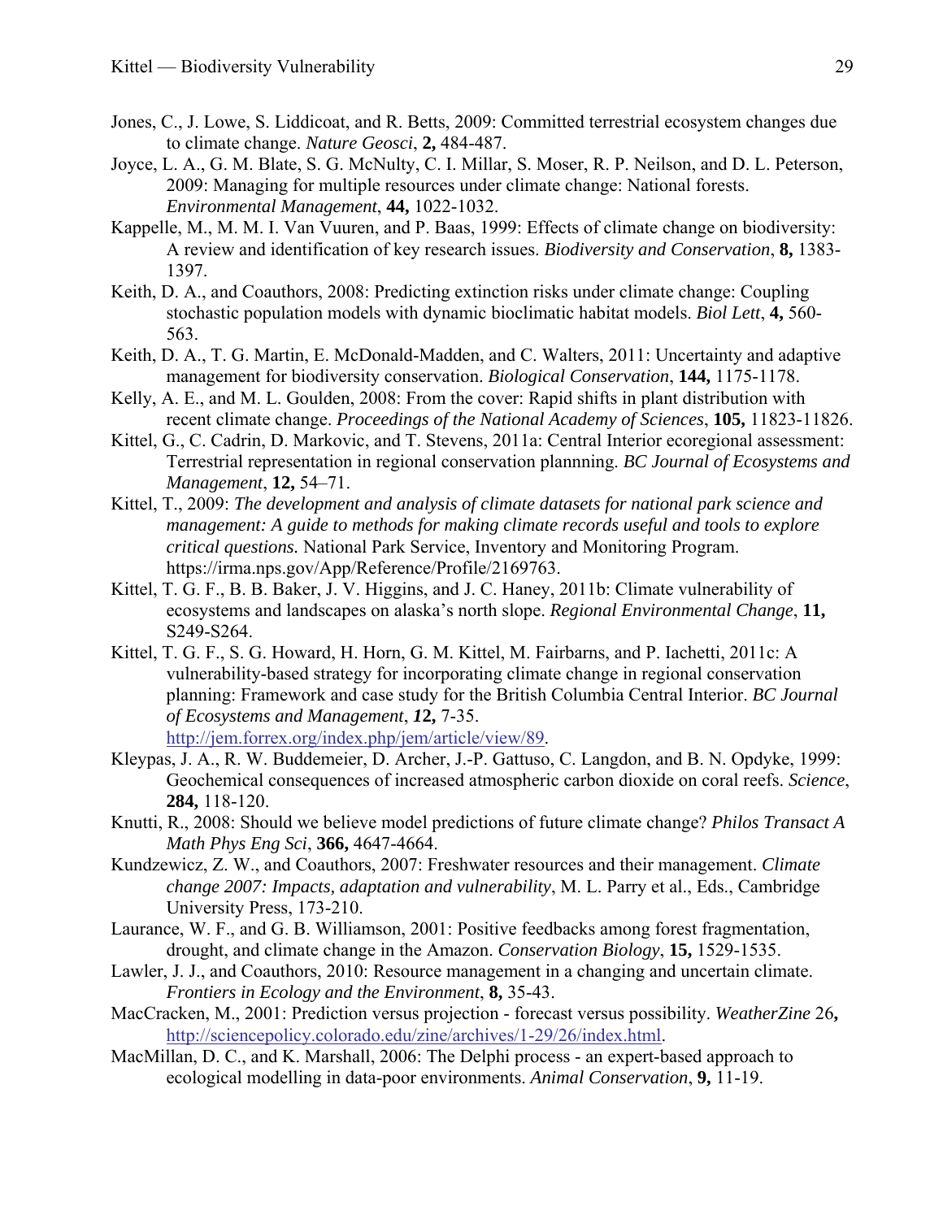Jones, C., J. Lowe, S. Liddicoat, and R. Betts, 2009: Committed terrestrial ecosystem changes due to climate change. *Nature Geosci*, **2,** 484-487.

Joyce, L. A., G. M. Blate, S. G. McNulty, C. I. Millar, S. Moser, R. P. Neilson, and D. L. Peterson, 2009: Managing for multiple resources under climate change: National forests. *Environmental Management*, **44,** 1022-1032.

Kappelle, M., M. M. I. Van Vuuren, and P. Baas, 1999: Effects of climate change on biodiversity: A review and identification of key research issues. *Biodiversity and Conservation*, **8,** 1383-1397.

Keith, D. A., and Coauthors, 2008: Predicting extinction risks under climate change: Coupling stochastic population models with dynamic bioclimatic habitat models. *Biol Lett*, **4,** 560-563.

Keith, D. A., T. G. Martin, E. McDonald-Madden, and C. Walters, 2011: Uncertainty and adaptive management for biodiversity conservation. *Biological Conservation*, **144,** 1175-1178.

Kelly, A. E., and M. L. Goulden, 2008: From the cover: Rapid shifts in plant distribution with recent climate change. *Proceedings of the National Academy of Sciences*, **105,** 11823-11826.

Kittel, G., C. Cadrin, D. Markovic, and T. Stevens, 2011a: Central Interior ecoregional assessment: Terrestrial representation in regional conservation plannning. *BC Journal of Ecosystems and Management*, **12,** 54–71.

Kittel, T., 2009: *The development and analysis of climate datasets for national park science and management: A guide to methods for making climate records useful and tools to explore critical questions.* National Park Service, Inventory and Monitoring Program. https://irma.nps.gov/App/Reference/Profile/2169763.

Kittel, T. G. F., B. B. Baker, J. V. Higgins, and J. C. Haney, 2011b: Climate vulnerability of ecosystems and landscapes on alaska's north slope. *Regional Environmental Change*, **11,** S249-S264.

Kittel, T. G. F., S. G. Howard, H. Horn, G. M. Kittel, M. Fairbarns, and P. Iachetti, 2011c: A vulnerability-based strategy for incorporating climate change in regional conservation planning: Framework and case study for the British Columbia Central Interior. *BC Journal of Ecosystems and Management*, ***12,*** 7-35. http://jem.forrex.org/index.php/jem/article/view/89.

Kleypas, J. A., R. W. Buddemeier, D. Archer, J.-P. Gattuso, C. Langdon, and B. N. Opdyke, 1999: Geochemical consequences of increased atmospheric carbon dioxide on coral reefs. *Science*, **284,** 118-120.

Knutti, R., 2008: Should we believe model predictions of future climate change? *Philos Transact A Math Phys Eng Sci*, **366,** 4647-4664.

Kundzewicz, Z. W., and Coauthors, 2007: Freshwater resources and their management. *Climate change 2007: Impacts, adaptation and vulnerability*, M. L. Parry et al., Eds., Cambridge University Press, 173-210.

Laurance, W. F., and G. B. Williamson, 2001: Positive feedbacks among forest fragmentation, drought, and climate change in the Amazon. *Conservation Biology*, **15,** 1529-1535.

Lawler, J. J., and Coauthors, 2010: Resource management in a changing and uncertain climate. *Frontiers in Ecology and the Environment*, **8,** 35-43.

MacCracken, M., 2001: Prediction versus projection - forecast versus possibility. *WeatherZine* 26**,** http://sciencepolicy.colorado.edu/zine/archives/1-29/26/index.html.

MacMillan, D. C., and K. Marshall, 2006: The Delphi process - an expert-based approach to ecological modelling in data-poor environments. *Animal Conservation*, **9,** 11-19.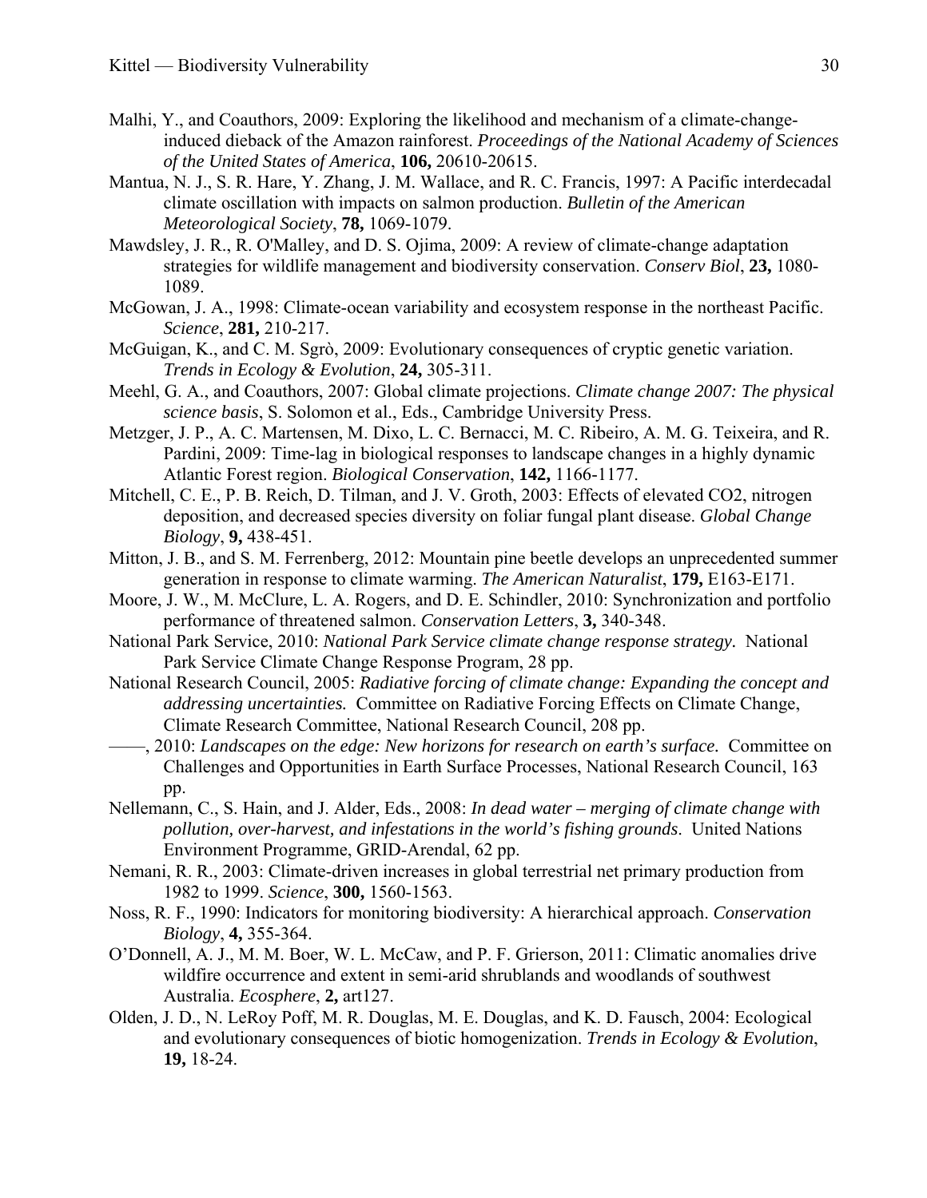Malhi, Y., and Coauthors, 2009: Exploring the likelihood and mechanism of a climate-change-induced dieback of the Amazon rainforest. *Proceedings of the National Academy of Sciences of the United States of America*, **106,** 20610-20615.

Mantua, N. J., S. R. Hare, Y. Zhang, J. M. Wallace, and R. C. Francis, 1997: A Pacific interdecadal climate oscillation with impacts on salmon production. *Bulletin of the American Meteorological Society*, **78,** 1069-1079.

Mawdsley, J. R., R. O'Malley, and D. S. Ojima, 2009: A review of climate-change adaptation strategies for wildlife management and biodiversity conservation. *Conserv Biol*, **23,** 1080-1089.

McGowan, J. A., 1998: Climate-ocean variability and ecosystem response in the northeast Pacific. *Science*, **281,** 210-217.

McGuigan, K., and C. M. Sgrò, 2009: Evolutionary consequences of cryptic genetic variation. *Trends in Ecology & Evolution*, **24,** 305-311.

Meehl, G. A., and Coauthors, 2007: Global climate projections. *Climate change 2007: The physical science basis*, S. Solomon et al., Eds., Cambridge University Press.

Metzger, J. P., A. C. Martensen, M. Dixo, L. C. Bernacci, M. C. Ribeiro, A. M. G. Teixeira, and R. Pardini, 2009: Time-lag in biological responses to landscape changes in a highly dynamic Atlantic Forest region. *Biological Conservation*, **142,** 1166-1177.

Mitchell, C. E., P. B. Reich, D. Tilman, and J. V. Groth, 2003: Effects of elevated CO2, nitrogen deposition, and decreased species diversity on foliar fungal plant disease. *Global Change Biology*, **9,** 438-451.

Mitton, J. B., and S. M. Ferrenberg, 2012: Mountain pine beetle develops an unprecedented summer generation in response to climate warming. *The American Naturalist*, **179,** E163-E171.

Moore, J. W., M. McClure, L. A. Rogers, and D. E. Schindler, 2010: Synchronization and portfolio performance of threatened salmon. *Conservation Letters*, **3,** 340-348.

National Park Service, 2010: *National Park Service climate change response strategy.* National Park Service Climate Change Response Program, 28 pp.

National Research Council, 2005: *Radiative forcing of climate change: Expanding the concept and addressing uncertainties.* Committee on Radiative Forcing Effects on Climate Change, Climate Research Committee, National Research Council, 208 pp.

——, 2010: *Landscapes on the edge: New horizons for research on earth's surface.* Committee on Challenges and Opportunities in Earth Surface Processes, National Research Council, 163 pp.

Nellemann, C., S. Hain, and J. Alder, Eds., 2008: *In dead water – merging of climate change with pollution, over-harvest, and infestations in the world's fishing grounds*. United Nations Environment Programme, GRID-Arendal, 62 pp.

Nemani, R. R., 2003: Climate-driven increases in global terrestrial net primary production from 1982 to 1999. *Science*, **300,** 1560-1563.

Noss, R. F., 1990: Indicators for monitoring biodiversity: A hierarchical approach. *Conservation Biology*, **4,** 355-364.

O'Donnell, A. J., M. M. Boer, W. L. McCaw, and P. F. Grierson, 2011: Climatic anomalies drive wildfire occurrence and extent in semi-arid shrublands and woodlands of southwest Australia. *Ecosphere*, **2,** art127.

Olden, J. D., N. LeRoy Poff, M. R. Douglas, M. E. Douglas, and K. D. Fausch, 2004: Ecological and evolutionary consequences of biotic homogenization. *Trends in Ecology & Evolution*, **19,** 18-24.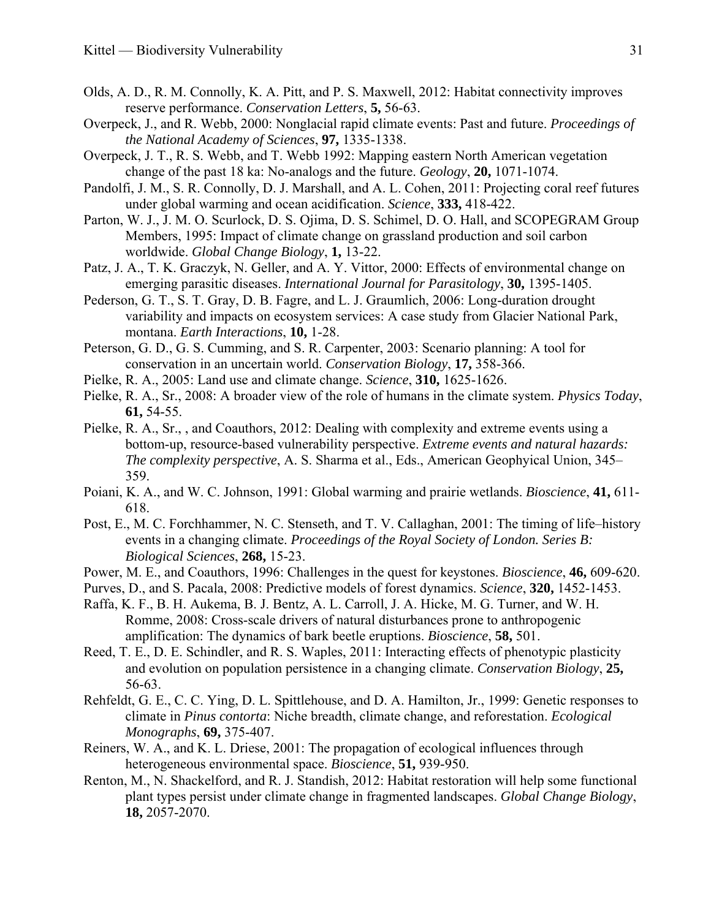Olds, A. D., R. M. Connolly, K. A. Pitt, and P. S. Maxwell, 2012: Habitat connectivity improves reserve performance. *Conservation Letters*, **5,** 56-63.

Overpeck, J., and R. Webb, 2000: Nonglacial rapid climate events: Past and future. *Proceedings of the National Academy of Sciences*, **97,** 1335-1338.

Overpeck, J. T., R. S. Webb, and T. Webb 1992: Mapping eastern North American vegetation change of the past 18 ka: No-analogs and the future. *Geology*, **20,** 1071-1074.

Pandolfi, J. M., S. R. Connolly, D. J. Marshall, and A. L. Cohen, 2011: Projecting coral reef futures under global warming and ocean acidification. *Science*, **333,** 418-422.

Parton, W. J., J. M. O. Scurlock, D. S. Ojima, D. S. Schimel, D. O. Hall, and SCOPEGRAM Group Members, 1995: Impact of climate change on grassland production and soil carbon worldwide. *Global Change Biology*, **1,** 13-22.

Patz, J. A., T. K. Graczyk, N. Geller, and A. Y. Vittor, 2000: Effects of environmental change on emerging parasitic diseases. *International Journal for Parasitology*, **30,** 1395-1405.

Pederson, G. T., S. T. Gray, D. B. Fagre, and L. J. Graumlich, 2006: Long-duration drought variability and impacts on ecosystem services: A case study from Glacier National Park, montana. *Earth Interactions*, **10,** 1-28.

Peterson, G. D., G. S. Cumming, and S. R. Carpenter, 2003: Scenario planning: A tool for conservation in an uncertain world. *Conservation Biology*, **17,** 358-366.

Pielke, R. A., 2005: Land use and climate change. *Science*, **310,** 1625-1626.

Pielke, R. A., Sr., 2008: A broader view of the role of humans in the climate system. *Physics Today*, **61,** 54-55.

Pielke, R. A., Sr., , and Coauthors, 2012: Dealing with complexity and extreme events using a bottom-up, resource-based vulnerability perspective. *Extreme events and natural hazards: The complexity perspective*, A. S. Sharma et al., Eds., American Geophyical Union, 345–359.

Poiani, K. A., and W. C. Johnson, 1991: Global warming and prairie wetlands. *Bioscience*, **41,** 611-618.

Post, E., M. C. Forchhammer, N. C. Stenseth, and T. V. Callaghan, 2001: The timing of life–history events in a changing climate. *Proceedings of the Royal Society of London. Series B: Biological Sciences*, **268,** 15-23.

Power, M. E., and Coauthors, 1996: Challenges in the quest for keystones. *Bioscience*, **46,** 609-620.

Purves, D., and S. Pacala, 2008: Predictive models of forest dynamics. *Science*, **320,** 1452-1453.

Raffa, K. F., B. H. Aukema, B. J. Bentz, A. L. Carroll, J. A. Hicke, M. G. Turner, and W. H. Romme, 2008: Cross-scale drivers of natural disturbances prone to anthropogenic amplification: The dynamics of bark beetle eruptions. *Bioscience*, **58,** 501.

Reed, T. E., D. E. Schindler, and R. S. Waples, 2011: Interacting effects of phenotypic plasticity and evolution on population persistence in a changing climate. *Conservation Biology*, **25,** 56-63.

Rehfeldt, G. E., C. C. Ying, D. L. Spittlehouse, and D. A. Hamilton, Jr., 1999: Genetic responses to climate in *Pinus contorta*: Niche breadth, climate change, and reforestation. *Ecological Monographs*, **69,** 375-407.

Reiners, W. A., and K. L. Driese, 2001: The propagation of ecological influences through heterogeneous environmental space. *Bioscience*, **51,** 939-950.

Renton, M., N. Shackelford, and R. J. Standish, 2012: Habitat restoration will help some functional plant types persist under climate change in fragmented landscapes. *Global Change Biology*, **18,** 2057-2070.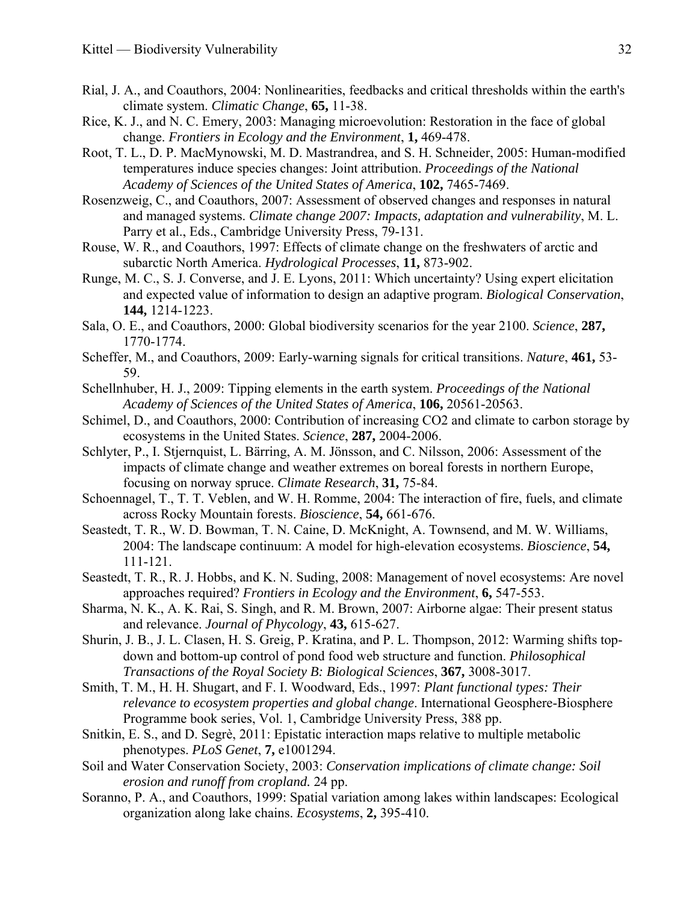Rial, J. A., and Coauthors, 2004: Nonlinearities, feedbacks and critical thresholds within the earth's climate system. *Climatic Change*, **65,** 11-38.

Rice, K. J., and N. C. Emery, 2003: Managing microevolution: Restoration in the face of global change. *Frontiers in Ecology and the Environment*, **1,** 469-478.

Root, T. L., D. P. MacMynowski, M. D. Mastrandrea, and S. H. Schneider, 2005: Human-modified temperatures induce species changes: Joint attribution. *Proceedings of the National Academy of Sciences of the United States of America*, **102,** 7465-7469.

Rosenzweig, C., and Coauthors, 2007: Assessment of observed changes and responses in natural and managed systems. *Climate change 2007: Impacts, adaptation and vulnerability*, M. L. Parry et al., Eds., Cambridge University Press, 79-131.

Rouse, W. R., and Coauthors, 1997: Effects of climate change on the freshwaters of arctic and subarctic North America. *Hydrological Processes*, **11,** 873-902.

Runge, M. C., S. J. Converse, and J. E. Lyons, 2011: Which uncertainty? Using expert elicitation and expected value of information to design an adaptive program. *Biological Conservation*, **144,** 1214-1223.

Sala, O. E., and Coauthors, 2000: Global biodiversity scenarios for the year 2100. *Science*, **287,** 1770-1774.

Scheffer, M., and Coauthors, 2009: Early-warning signals for critical transitions. *Nature*, **461,** 53-59.

Schellnhuber, H. J., 2009: Tipping elements in the earth system. *Proceedings of the National Academy of Sciences of the United States of America*, **106,** 20561-20563.

Schimel, D., and Coauthors, 2000: Contribution of increasing CO2 and climate to carbon storage by ecosystems in the United States. *Science*, **287,** 2004-2006.

Schlyter, P., I. Stjernquist, L. Bärring, A. M. Jönsson, and C. Nilsson, 2006: Assessment of the impacts of climate change and weather extremes on boreal forests in northern Europe, focusing on norway spruce. *Climate Research*, **31,** 75-84.

Schoennagel, T., T. T. Veblen, and W. H. Romme, 2004: The interaction of fire, fuels, and climate across Rocky Mountain forests. *Bioscience*, **54,** 661-676.

Seastedt, T. R., W. D. Bowman, T. N. Caine, D. McKnight, A. Townsend, and M. W. Williams, 2004: The landscape continuum: A model for high-elevation ecosystems. *Bioscience*, **54,** 111-121.

Seastedt, T. R., R. J. Hobbs, and K. N. Suding, 2008: Management of novel ecosystems: Are novel approaches required? *Frontiers in Ecology and the Environment*, **6,** 547-553.

Sharma, N. K., A. K. Rai, S. Singh, and R. M. Brown, 2007: Airborne algae: Their present status and relevance. *Journal of Phycology*, **43,** 615-627.

Shurin, J. B., J. L. Clasen, H. S. Greig, P. Kratina, and P. L. Thompson, 2012: Warming shifts top-down and bottom-up control of pond food web structure and function. *Philosophical Transactions of the Royal Society B: Biological Sciences*, **367,** 3008-3017.

Smith, T. M., H. H. Shugart, and F. I. Woodward, Eds., 1997: *Plant functional types: Their relevance to ecosystem properties and global change*. International Geosphere-Biosphere Programme book series, Vol. 1, Cambridge University Press, 388 pp.

Snitkin, E. S., and D. Segrè, 2011: Epistatic interaction maps relative to multiple metabolic phenotypes. *PLoS Genet*, **7,** e1001294.

Soil and Water Conservation Society, 2003: *Conservation implications of climate change: Soil erosion and runoff from cropland.* 24 pp.

Soranno, P. A., and Coauthors, 1999: Spatial variation among lakes within landscapes: Ecological organization along lake chains. *Ecosystems*, **2,** 395-410.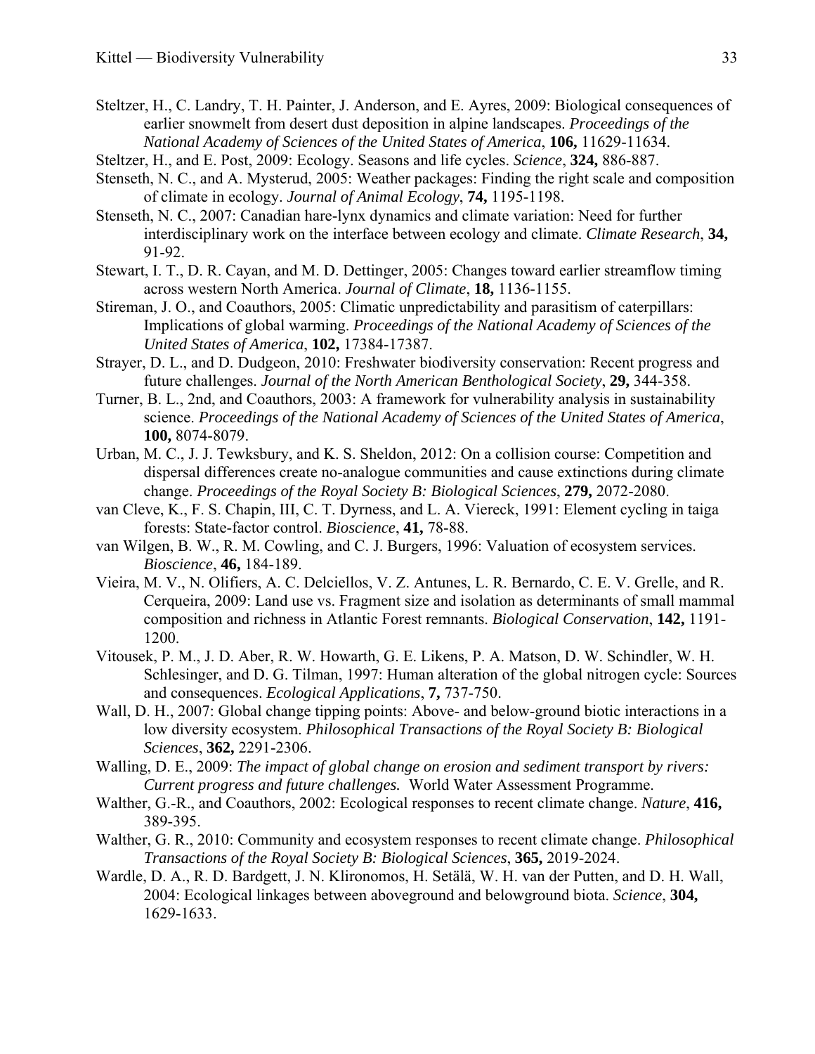Steltzer, H., C. Landry, T. H. Painter, J. Anderson, and E. Ayres, 2009: Biological consequences of earlier snowmelt from desert dust deposition in alpine landscapes. *Proceedings of the National Academy of Sciences of the United States of America*, **106,** 11629-11634.

Steltzer, H., and E. Post, 2009: Ecology. Seasons and life cycles. *Science*, **324,** 886-887.

Stenseth, N. C., and A. Mysterud, 2005: Weather packages: Finding the right scale and composition of climate in ecology. *Journal of Animal Ecology*, **74,** 1195-1198.

Stenseth, N. C., 2007: Canadian hare-lynx dynamics and climate variation: Need for further interdisciplinary work on the interface between ecology and climate. *Climate Research*, **34,** 91-92.

Stewart, I. T., D. R. Cayan, and M. D. Dettinger, 2005: Changes toward earlier streamflow timing across western North America. *Journal of Climate*, **18,** 1136-1155.

Stireman, J. O., and Coauthors, 2005: Climatic unpredictability and parasitism of caterpillars: Implications of global warming. *Proceedings of the National Academy of Sciences of the United States of America*, **102,** 17384-17387.

Strayer, D. L., and D. Dudgeon, 2010: Freshwater biodiversity conservation: Recent progress and future challenges. *Journal of the North American Benthological Society*, **29,** 344-358.

Turner, B. L., 2nd, and Coauthors, 2003: A framework for vulnerability analysis in sustainability science. *Proceedings of the National Academy of Sciences of the United States of America*, **100,** 8074-8079.

Urban, M. C., J. J. Tewksbury, and K. S. Sheldon, 2012: On a collision course: Competition and dispersal differences create no-analogue communities and cause extinctions during climate change. *Proceedings of the Royal Society B: Biological Sciences*, **279,** 2072-2080.

van Cleve, K., F. S. Chapin, III, C. T. Dyrness, and L. A. Viereck, 1991: Element cycling in taiga forests: State-factor control. *Bioscience*, **41,** 78-88.

van Wilgen, B. W., R. M. Cowling, and C. J. Burgers, 1996: Valuation of ecosystem services. *Bioscience*, **46,** 184-189.

Vieira, M. V., N. Olifiers, A. C. Delciellos, V. Z. Antunes, L. R. Bernardo, C. E. V. Grelle, and R. Cerqueira, 2009: Land use vs. Fragment size and isolation as determinants of small mammal composition and richness in Atlantic Forest remnants. *Biological Conservation*, **142,** 1191-1200.

Vitousek, P. M., J. D. Aber, R. W. Howarth, G. E. Likens, P. A. Matson, D. W. Schindler, W. H. Schlesinger, and D. G. Tilman, 1997: Human alteration of the global nitrogen cycle: Sources and consequences. *Ecological Applications*, **7,** 737-750.

Wall, D. H., 2007: Global change tipping points: Above- and below-ground biotic interactions in a low diversity ecosystem. *Philosophical Transactions of the Royal Society B: Biological Sciences*, **362,** 2291-2306.

Walling, D. E., 2009: *The impact of global change on erosion and sediment transport by rivers: Current progress and future challenges.* World Water Assessment Programme.

Walther, G.-R., and Coauthors, 2002: Ecological responses to recent climate change. *Nature*, **416,** 389-395.

Walther, G. R., 2010: Community and ecosystem responses to recent climate change. *Philosophical Transactions of the Royal Society B: Biological Sciences*, **365,** 2019-2024.

Wardle, D. A., R. D. Bardgett, J. N. Klironomos, H. Setälä, W. H. van der Putten, and D. H. Wall, 2004: Ecological linkages between aboveground and belowground biota. *Science*, **304,** 1629-1633.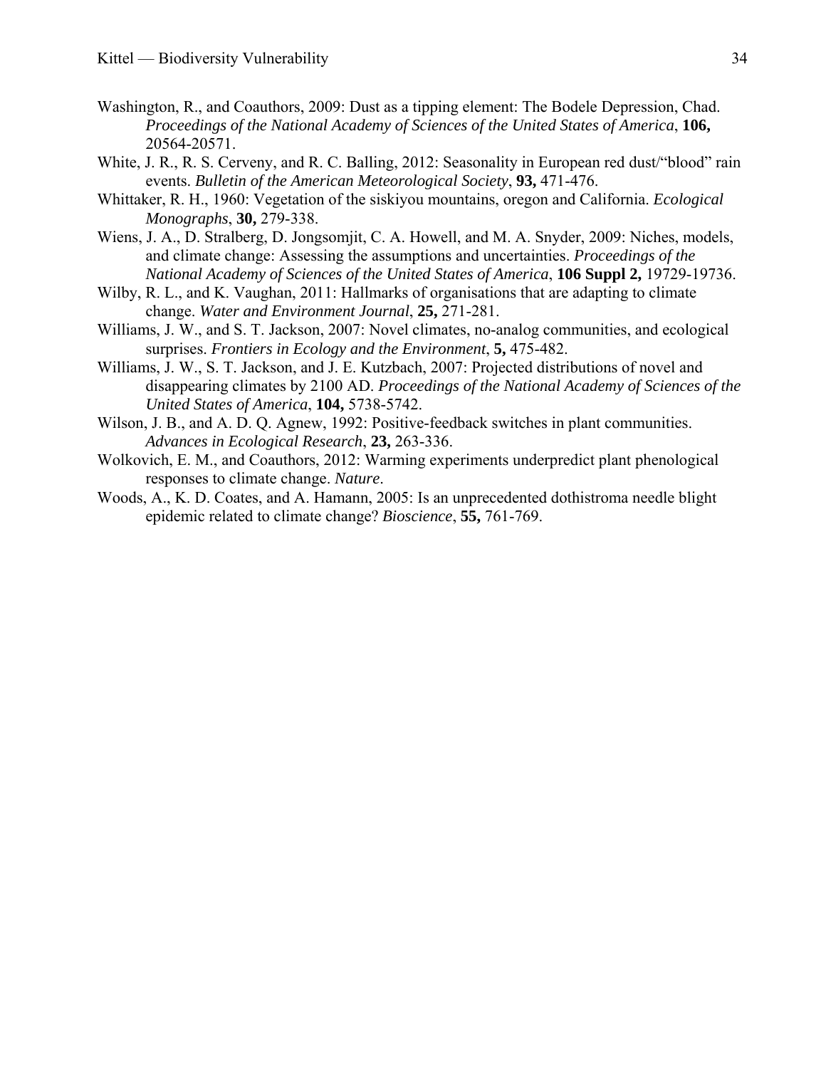Washington, R., and Coauthors, 2009: Dust as a tipping element: The Bodele Depression, Chad. *Proceedings of the National Academy of Sciences of the United States of America*, **106,** 20564-20571.

White, J. R., R. S. Cerveny, and R. C. Balling, 2012: Seasonality in European red dust/"blood" rain events. *Bulletin of the American Meteorological Society*, **93,** 471-476.

Whittaker, R. H., 1960: Vegetation of the siskiyou mountains, oregon and California. *Ecological Monographs*, **30,** 279-338.

Wiens, J. A., D. Stralberg, D. Jongsomjit, C. A. Howell, and M. A. Snyder, 2009: Niches, models, and climate change: Assessing the assumptions and uncertainties. *Proceedings of the National Academy of Sciences of the United States of America*, **106 Suppl 2,** 19729-19736.

Wilby, R. L., and K. Vaughan, 2011: Hallmarks of organisations that are adapting to climate change. *Water and Environment Journal*, **25,** 271-281.

Williams, J. W., and S. T. Jackson, 2007: Novel climates, no-analog communities, and ecological surprises. *Frontiers in Ecology and the Environment*, **5,** 475-482.

Williams, J. W., S. T. Jackson, and J. E. Kutzbach, 2007: Projected distributions of novel and disappearing climates by 2100 AD. *Proceedings of the National Academy of Sciences of the United States of America*, **104,** 5738-5742.

Wilson, J. B., and A. D. Q. Agnew, 1992: Positive-feedback switches in plant communities. *Advances in Ecological Research*, **23,** 263-336.

Wolkovich, E. M., and Coauthors, 2012: Warming experiments underpredict plant phenological responses to climate change. *Nature*.

Woods, A., K. D. Coates, and A. Hamann, 2005: Is an unprecedented dothistroma needle blight epidemic related to climate change? *Bioscience*, **55,** 761-769.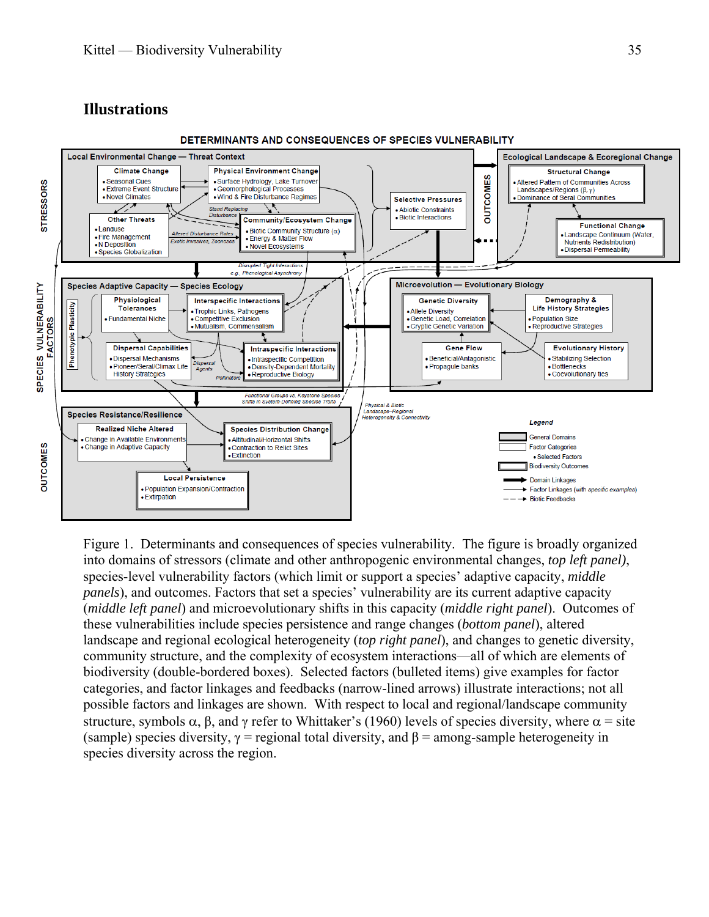## Illustrations

Figure 1. Determinants and consequences of species vulnerability. The figure is broadly organized into domains of stressors (climate and other anthropogenic environmental changes, *top left panel*), species-level vulnerability factors (which limit or support a species' adaptive capacity, *middle panels*), and outcomes. Factors that set a species' vulnerability are its current adaptive capacity (*middle left panel*) and microevolutionary shifts in this capacity (*middle right panel*). Outcomes of these vulnerabilities include species persistence and range changes (*bottom panel*), altered landscape and regional ecological heterogeneity (*top right panel*), and changes to genetic diversity, community structure, and the complexity of ecosystem interactions—all of which are elements of biodiversity (double-bordered boxes). Selected factors (bulleted items) give examples for factor categories, and factor linkages and feedbacks (narrow-lined arrows) illustrate interactions; not all possible factors and linkages are shown. With respect to local and regional/landscape community structure, symbols α, β, and γ refer to Whittaker's (1960) levels of species diversity, where α = site (sample) species diversity, γ = regional total diversity, and β = among-sample heterogeneity in species diversity across the region.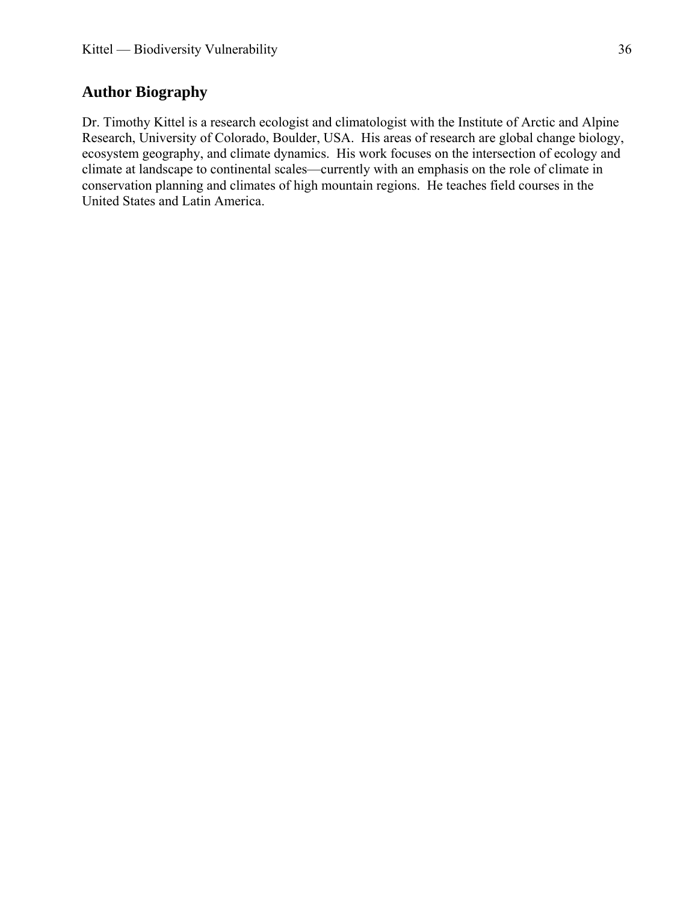## Author Biography

Dr. Timothy Kittel is a research ecologist and climatologist with the Institute of Arctic and Alpine Research, University of Colorado, Boulder, USA. His areas of research are global change biology, ecosystem geography, and climate dynamics. His work focuses on the intersection of ecology and climate at landscape to continental scales—currently with an emphasis on the role of climate in conservation planning and climates of high mountain regions. He teaches field courses in the United States and Latin America.